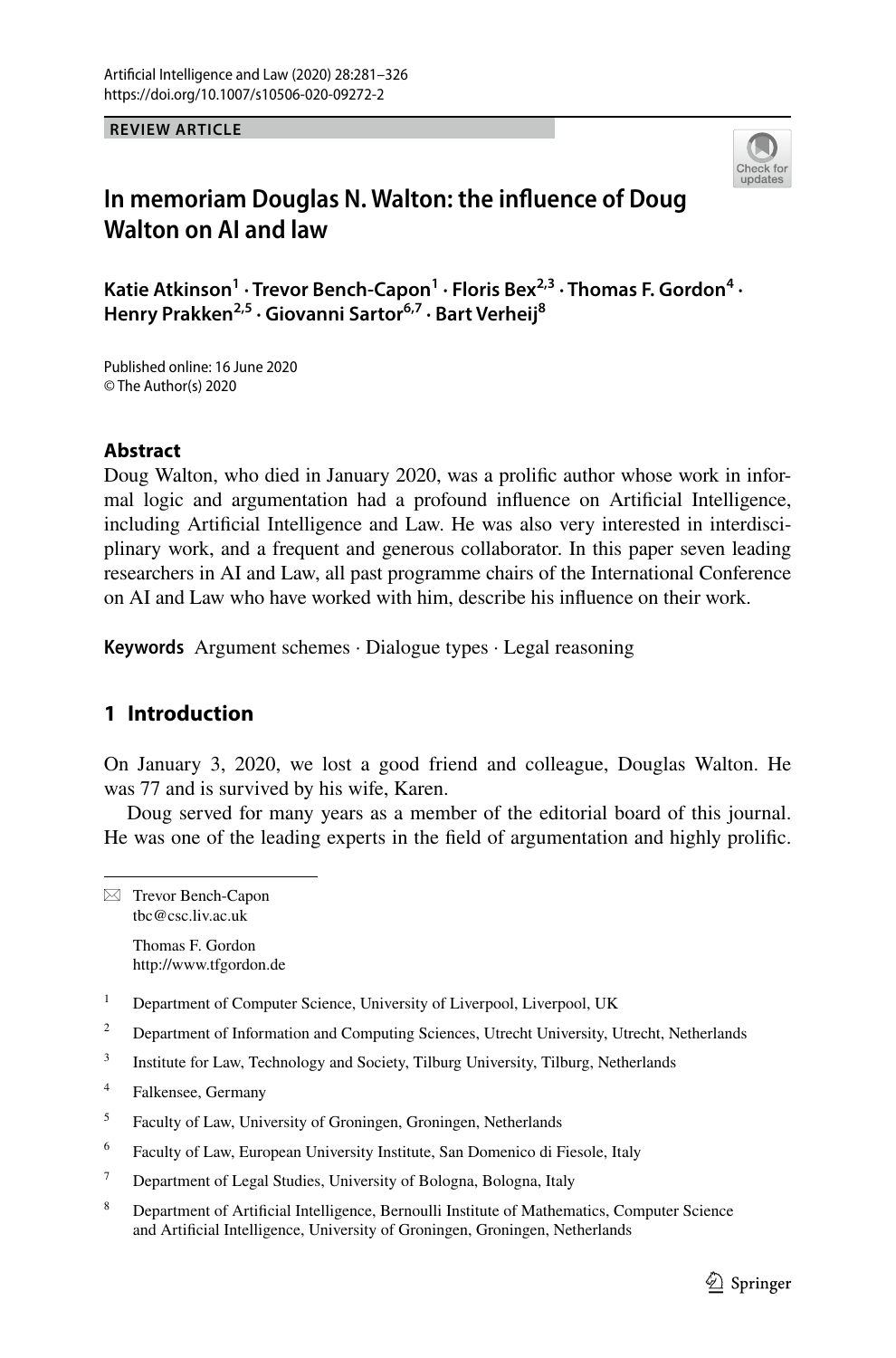REVIEW ARTICLE

# In memoriam Douglas N. Walton: the influence of Doug Walton on AI and law

**Katie Atkinson[1] · Trevor Bench-Capon[1] · Floris Bex[2,3] · Thomas F. Gordon[4] · Henry Prakken[2,5] · Giovanni Sartor[6,7] · Bart Verheij[8]**

Published online: 16 June 2020
© The Author(s) 2020

## Abstract

Doug Walton, who died in January 2020, was a prolific author whose work in informal logic and argumentation had a profound influence on Artificial Intelligence, including Artificial Intelligence and Law. He was also very interested in interdisciplinary work, and a frequent and generous collaborator. In this paper seven leading researchers in AI and Law, all past programme chairs of the International Conference on AI and Law who have worked with him, describe his influence on their work.

**Keywords** Argument schemes · Dialogue types · Legal reasoning

## 1 Introduction

On January 3, 2020, we lost a good friend and colleague, Douglas Walton. He was 77 and is survived by his wife, Karen.

Doug served for many years as a member of the editorial board of this journal. He was one of the leading experts in the field of argumentation and highly prolific.

---

✉ Trevor Bench-Capon
tbc@csc.liv.ac.uk

Thomas F. Gordon
http://www.tfgordon.de

[1] Department of Computer Science, University of Liverpool, Liverpool, UK

[2] Department of Information and Computing Sciences, Utrecht University, Utrecht, Netherlands

[3] Institute for Law, Technology and Society, Tilburg University, Tilburg, Netherlands

[4] Falkensee, Germany

[5] Faculty of Law, University of Groningen, Groningen, Netherlands

[6] Faculty of Law, European University Institute, San Domenico di Fiesole, Italy

[7] Department of Legal Studies, University of Bologna, Bologna, Italy

[8] Department of Artificial Intelligence, Bernoulli Institute of Mathematics, Computer Science and Artificial Intelligence, University of Groningen, Groningen, Netherlands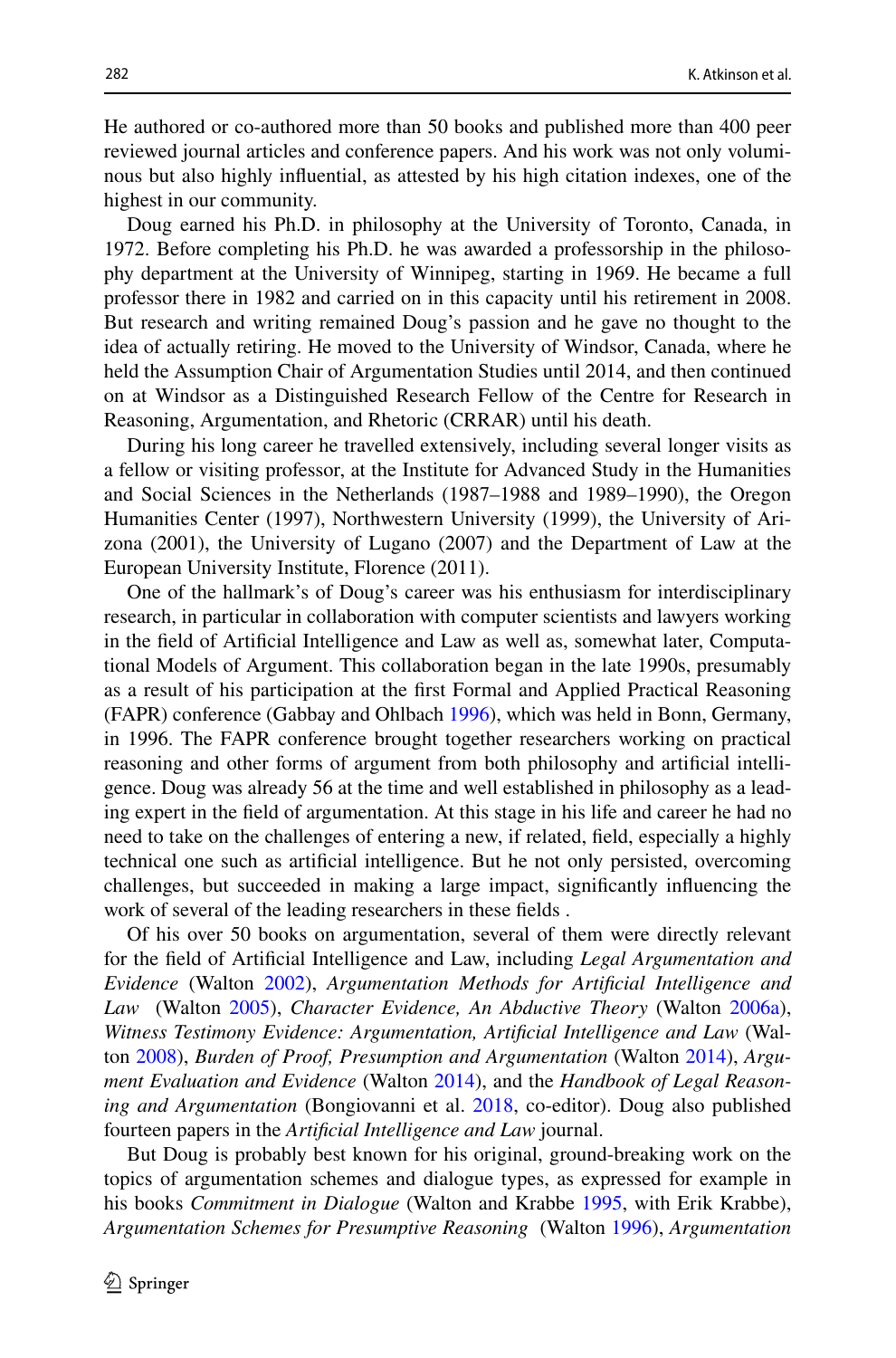He authored or co-authored more than 50 books and published more than 400 peer reviewed journal articles and conference papers. And his work was not only voluminous but also highly influential, as attested by his high citation indexes, one of the highest in our community.

Doug earned his Ph.D. in philosophy at the University of Toronto, Canada, in 1972. Before completing his Ph.D. he was awarded a professorship in the philosophy department at the University of Winnipeg, starting in 1969. He became a full professor there in 1982 and carried on in this capacity until his retirement in 2008. But research and writing remained Doug's passion and he gave no thought to the idea of actually retiring. He moved to the University of Windsor, Canada, where he held the Assumption Chair of Argumentation Studies until 2014, and then continued on at Windsor as a Distinguished Research Fellow of the Centre for Research in Reasoning, Argumentation, and Rhetoric (CRRAR) until his death.

During his long career he travelled extensively, including several longer visits as a fellow or visiting professor, at the Institute for Advanced Study in the Humanities and Social Sciences in the Netherlands (1987–1988 and 1989–1990), the Oregon Humanities Center (1997), Northwestern University (1999), the University of Arizona (2001), the University of Lugano (2007) and the Department of Law at the European University Institute, Florence (2011).

One of the hallmark's of Doug's career was his enthusiasm for interdisciplinary research, in particular in collaboration with computer scientists and lawyers working in the field of Artificial Intelligence and Law as well as, somewhat later, Computational Models of Argument. This collaboration began in the late 1990s, presumably as a result of his participation at the first Formal and Applied Practical Reasoning (FAPR) conference (Gabbay and Ohlbach 1996), which was held in Bonn, Germany, in 1996. The FAPR conference brought together researchers working on practical reasoning and other forms of argument from both philosophy and artificial intelligence. Doug was already 56 at the time and well established in philosophy as a leading expert in the field of argumentation. At this stage in his life and career he had no need to take on the challenges of entering a new, if related, field, especially a highly technical one such as artificial intelligence. But he not only persisted, overcoming challenges, but succeeded in making a large impact, significantly influencing the work of several of the leading researchers in these fields .

Of his over 50 books on argumentation, several of them were directly relevant for the field of Artificial Intelligence and Law, including *Legal Argumentation and Evidence* (Walton 2002), *Argumentation Methods for Artificial Intelligence and Law* (Walton 2005), *Character Evidence, An Abductive Theory* (Walton 2006a), *Witness Testimony Evidence: Argumentation, Artificial Intelligence and Law* (Walton 2008), *Burden of Proof, Presumption and Argumentation* (Walton 2014), *Argument Evaluation and Evidence* (Walton 2014), and the *Handbook of Legal Reasoning and Argumentation* (Bongiovanni et al. 2018, co-editor). Doug also published fourteen papers in the *Artificial Intelligence and Law* journal.

But Doug is probably best known for his original, ground-breaking work on the topics of argumentation schemes and dialogue types, as expressed for example in his books *Commitment in Dialogue* (Walton and Krabbe 1995, with Erik Krabbe), *Argumentation Schemes for Presumptive Reasoning* (Walton 1996), *Argumentation*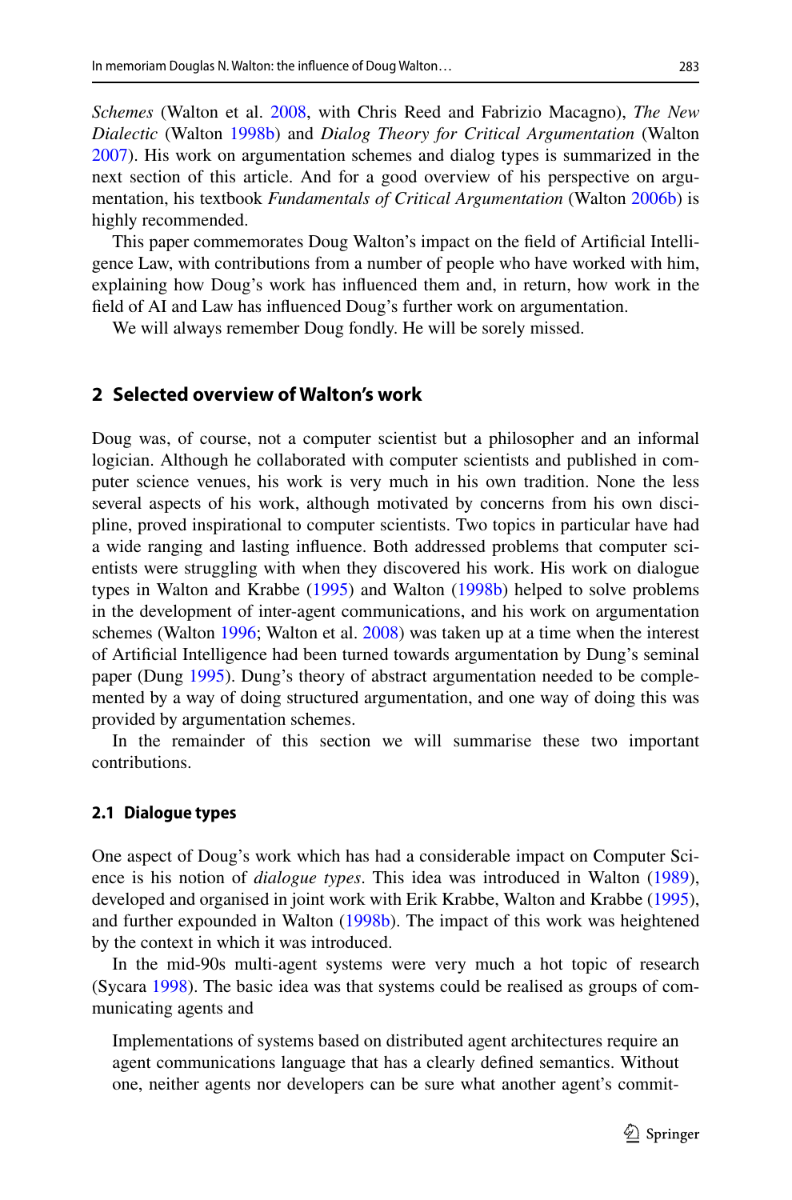*Schemes* (Walton et al. 2008, with Chris Reed and Fabrizio Macagno), *The New Dialectic* (Walton 1998b) and *Dialog Theory for Critical Argumentation* (Walton 2007). His work on argumentation schemes and dialog types is summarized in the next section of this article. And for a good overview of his perspective on argumentation, his textbook *Fundamentals of Critical Argumentation* (Walton 2006b) is highly recommended.

This paper commemorates Doug Walton's impact on the field of Artificial Intelligence Law, with contributions from a number of people who have worked with him, explaining how Doug's work has influenced them and, in return, how work in the field of AI and Law has influenced Doug's further work on argumentation.

We will always remember Doug fondly. He will be sorely missed.

## 2 Selected overview of Walton's work

Doug was, of course, not a computer scientist but a philosopher and an informal logician. Although he collaborated with computer scientists and published in computer science venues, his work is very much in his own tradition. None the less several aspects of his work, although motivated by concerns from his own discipline, proved inspirational to computer scientists. Two topics in particular have had a wide ranging and lasting influence. Both addressed problems that computer scientists were struggling with when they discovered his work. His work on dialogue types in Walton and Krabbe (1995) and Walton (1998b) helped to solve problems in the development of inter-agent communications, and his work on argumentation schemes (Walton 1996; Walton et al. 2008) was taken up at a time when the interest of Artificial Intelligence had been turned towards argumentation by Dung's seminal paper (Dung 1995). Dung's theory of abstract argumentation needed to be complemented by a way of doing structured argumentation, and one way of doing this was provided by argumentation schemes.

In the remainder of this section we will summarise these two important contributions.

### 2.1 Dialogue types

One aspect of Doug's work which has had a considerable impact on Computer Science is his notion of *dialogue types*. This idea was introduced in Walton (1989), developed and organised in joint work with Erik Krabbe, Walton and Krabbe (1995), and further expounded in Walton (1998b). The impact of this work was heightened by the context in which it was introduced.

In the mid-90s multi-agent systems were very much a hot topic of research (Sycara 1998). The basic idea was that systems could be realised as groups of communicating agents and

> Implementations of systems based on distributed agent architectures require an agent communications language that has a clearly defined semantics. Without one, neither agents nor developers can be sure what another agent's commit-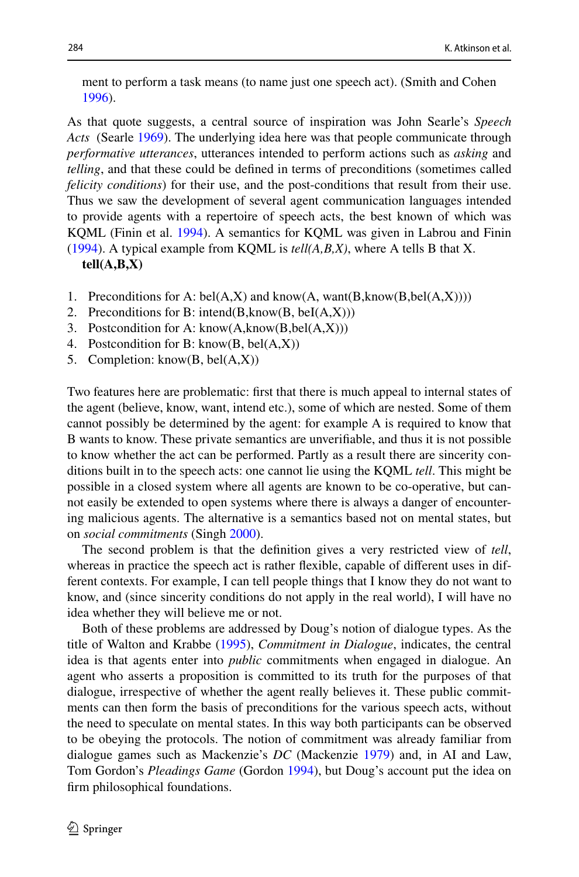ment to perform a task means (to name just one speech act). (Smith and Cohen 1996).

As that quote suggests, a central source of inspiration was John Searle's *Speech Acts* (Searle 1969). The underlying idea here was that people communicate through *performative utterances*, utterances intended to perform actions such as *asking* and *telling*, and that these could be defined in terms of preconditions (sometimes called *felicity conditions*) for their use, and the post-conditions that result from their use. Thus we saw the development of several agent communication languages intended to provide agents with a repertoire of speech acts, the best known of which was KQML (Finin et al. 1994). A semantics for KQML was given in Labrou and Finin (1994). A typical example from KQML is *tell(A,B,X)*, where A tells B that X.

**tell(A,B,X)**

1. Preconditions for A: bel(A,X) and know(A, want(B,know(B,bel(A,X))))
2. Preconditions for B: intend(B,know(B, beI(A,X)))
3. Postcondition for A: know(A,know(B,bel(A,X)))
4. Postcondition for B: know(B, bel(A,X))
5. Completion: know(B, bel(A,X))

Two features here are problematic: first that there is much appeal to internal states of the agent (believe, know, want, intend etc.), some of which are nested. Some of them cannot possibly be determined by the agent: for example A is required to know that B wants to know. These private semantics are unverifiable, and thus it is not possible to know whether the act can be performed. Partly as a result there are sincerity conditions built in to the speech acts: one cannot lie using the KQML *tell*. This might be possible in a closed system where all agents are known to be co-operative, but cannot easily be extended to open systems where there is always a danger of encountering malicious agents. The alternative is a semantics based not on mental states, but on *social commitments* (Singh 2000).

The second problem is that the definition gives a very restricted view of *tell*, whereas in practice the speech act is rather flexible, capable of different uses in different contexts. For example, I can tell people things that I know they do not want to know, and (since sincerity conditions do not apply in the real world), I will have no idea whether they will believe me or not.

Both of these problems are addressed by Doug's notion of dialogue types. As the title of Walton and Krabbe (1995), *Commitment in Dialogue*, indicates, the central idea is that agents enter into *public* commitments when engaged in dialogue. An agent who asserts a proposition is committed to its truth for the purposes of that dialogue, irrespective of whether the agent really believes it. These public commitments can then form the basis of preconditions for the various speech acts, without the need to speculate on mental states. In this way both participants can be observed to be obeying the protocols. The notion of commitment was already familiar from dialogue games such as Mackenzie's *DC* (Mackenzie 1979) and, in AI and Law, Tom Gordon's *Pleadings Game* (Gordon 1994), but Doug's account put the idea on firm philosophical foundations.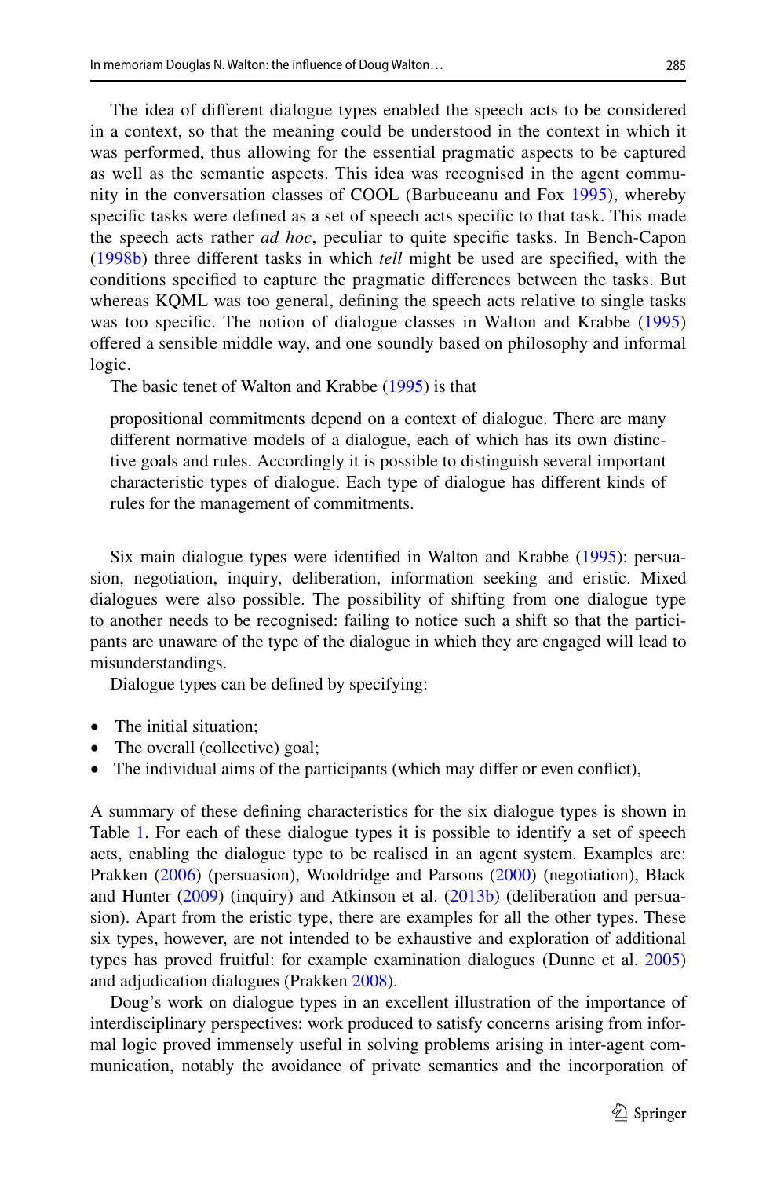The idea of different dialogue types enabled the speech acts to be considered in a context, so that the meaning could be understood in the context in which it was performed, thus allowing for the essential pragmatic aspects to be captured as well as the semantic aspects. This idea was recognised in the agent community in the conversation classes of COOL (Barbuceanu and Fox 1995), whereby specific tasks were defined as a set of speech acts specific to that task. This made the speech acts rather *ad hoc*, peculiar to quite specific tasks. In Bench-Capon (1998b) three different tasks in which *tell* might be used are specified, with the conditions specified to capture the pragmatic differences between the tasks. But whereas KQML was too general, defining the speech acts relative to single tasks was too specific. The notion of dialogue classes in Walton and Krabbe (1995) offered a sensible middle way, and one soundly based on philosophy and informal logic.

The basic tenet of Walton and Krabbe (1995) is that

> propositional commitments depend on a context of dialogue. There are many different normative models of a dialogue, each of which has its own distinctive goals and rules. Accordingly it is possible to distinguish several important characteristic types of dialogue. Each type of dialogue has different kinds of rules for the management of commitments.

Six main dialogue types were identified in Walton and Krabbe (1995): persuasion, negotiation, inquiry, deliberation, information seeking and eristic. Mixed dialogues were also possible. The possibility of shifting from one dialogue type to another needs to be recognised: failing to notice such a shift so that the participants are unaware of the type of the dialogue in which they are engaged will lead to misunderstandings.

Dialogue types can be defined by specifying:

- The initial situation;
- The overall (collective) goal;
- The individual aims of the participants (which may differ or even conflict),

A summary of these defining characteristics for the six dialogue types is shown in Table 1. For each of these dialogue types it is possible to identify a set of speech acts, enabling the dialogue type to be realised in an agent system. Examples are: Prakken (2006) (persuasion), Wooldridge and Parsons (2000) (negotiation), Black and Hunter (2009) (inquiry) and Atkinson et al. (2013b) (deliberation and persuasion). Apart from the eristic type, there are examples for all the other types. These six types, however, are not intended to be exhaustive and exploration of additional types has proved fruitful: for example examination dialogues (Dunne et al. 2005) and adjudication dialogues (Prakken 2008).

Doug's work on dialogue types in an excellent illustration of the importance of interdisciplinary perspectives: work produced to satisfy concerns arising from informal logic proved immensely useful in solving problems arising in inter-agent communication, notably the avoidance of private semantics and the incorporation of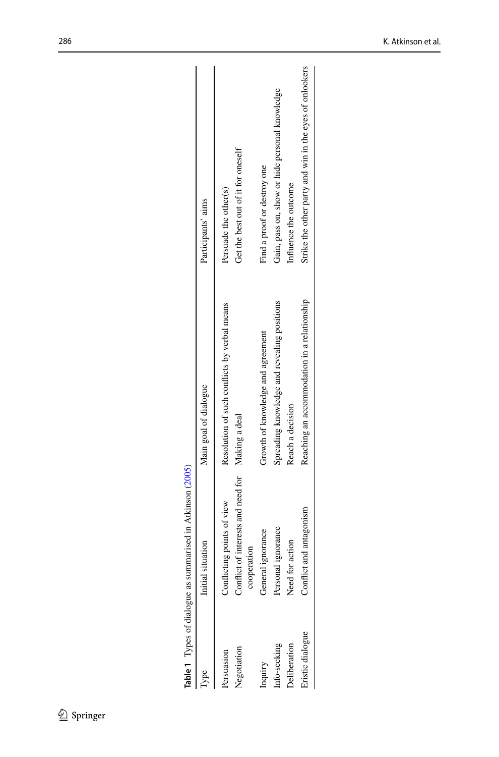**Table 1** Types of dialogue as summarised in Atkinson (2005)

| Type | Initial situation | Main goal of dialogue | Participants' aims |
|---|---|---|---|
| Persuasion | Conflicting points of view | Resolution of such conflicts by verbal means | Persuade the other(s) |
| Negotiation | Conflict of interests and need for cooperation | Making a deal | Get the best out of it for oneself |
| Inquiry | General ignorance | Growth of knowledge and agreement | Find a proof or destroy one |
| Info-seeking | Personal ignorance | Spreading knowledge and revealing positions | Gain, pass on, show or hide personal knowledge |
| Deliberation | Need for action | Reach a decision | Influence the outcome |
| Eristic dialogue | Conflict and antagonism | Reaching an accommodation in a relationship | Strike the other party and win in the eyes of onlookers |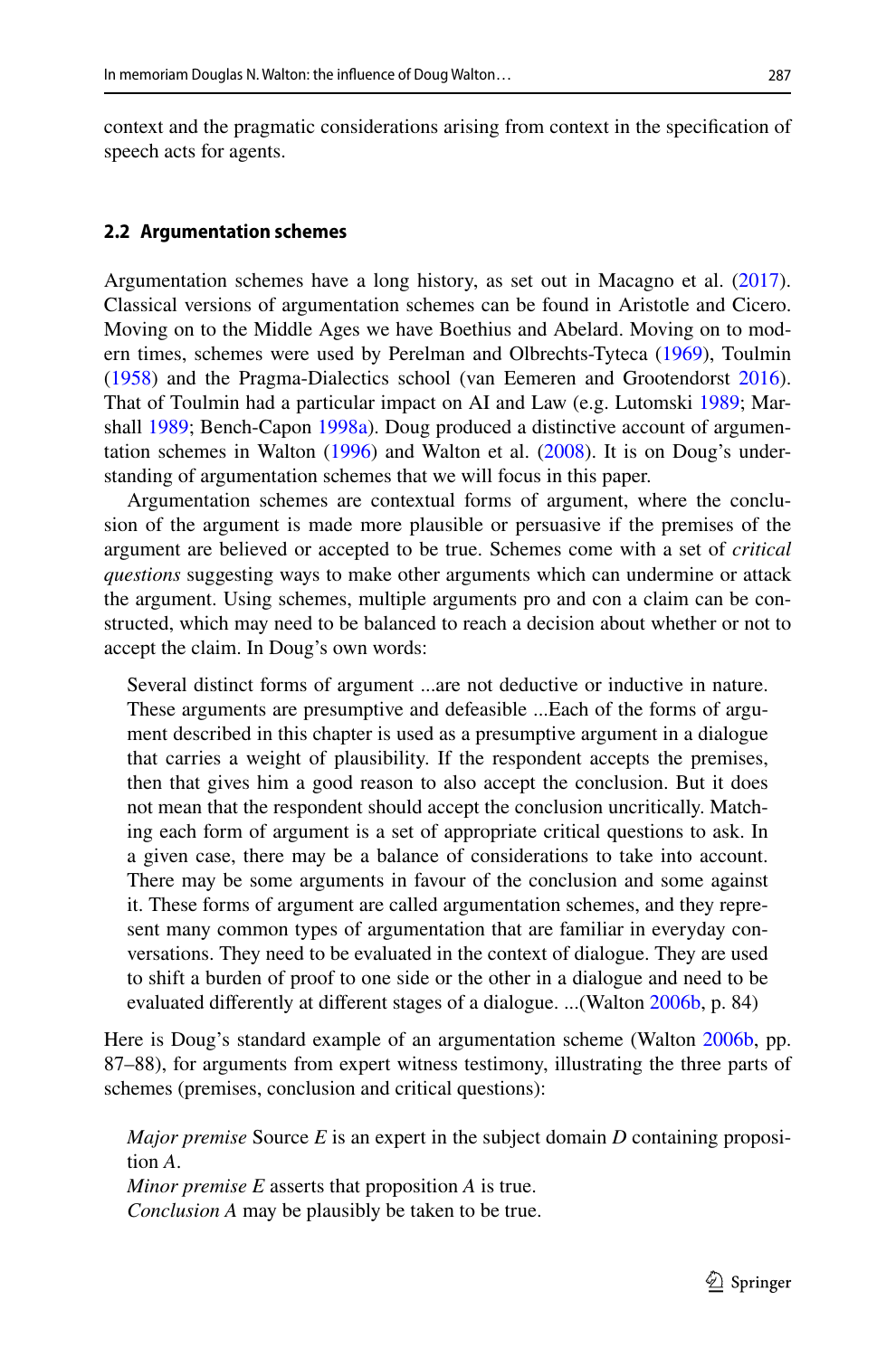context and the pragmatic considerations arising from context in the specification of speech acts for agents.

### 2.2 Argumentation schemes

Argumentation schemes have a long history, as set out in Macagno et al. (2017). Classical versions of argumentation schemes can be found in Aristotle and Cicero. Moving on to the Middle Ages we have Boethius and Abelard. Moving on to modern times, schemes were used by Perelman and Olbrechts-Tyteca (1969), Toulmin (1958) and the Pragma-Dialectics school (van Eemeren and Grootendorst 2016). That of Toulmin had a particular impact on AI and Law (e.g. Lutomski 1989; Marshall 1989; Bench-Capon 1998a). Doug produced a distinctive account of argumentation schemes in Walton (1996) and Walton et al. (2008). It is on Doug's understanding of argumentation schemes that we will focus in this paper.

Argumentation schemes are contextual forms of argument, where the conclusion of the argument is made more plausible or persuasive if the premises of the argument are believed or accepted to be true. Schemes come with a set of *critical questions* suggesting ways to make other arguments which can undermine or attack the argument. Using schemes, multiple arguments pro and con a claim can be constructed, which may need to be balanced to reach a decision about whether or not to accept the claim. In Doug's own words:

> Several distinct forms of argument ...are not deductive or inductive in nature. These arguments are presumptive and defeasible ...Each of the forms of argument described in this chapter is used as a presumptive argument in a dialogue that carries a weight of plausibility. If the respondent accepts the premises, then that gives him a good reason to also accept the conclusion. But it does not mean that the respondent should accept the conclusion uncritically. Matching each form of argument is a set of appropriate critical questions to ask. In a given case, there may be a balance of considerations to take into account. There may be some arguments in favour of the conclusion and some against it. These forms of argument are called argumentation schemes, and they represent many common types of argumentation that are familiar in everyday conversations. They need to be evaluated in the context of dialogue. They are used to shift a burden of proof to one side or the other in a dialogue and need to be evaluated differently at different stages of a dialogue. ...(Walton 2006b, p. 84)

Here is Doug's standard example of an argumentation scheme (Walton 2006b, pp. 87–88), for arguments from expert witness testimony, illustrating the three parts of schemes (premises, conclusion and critical questions):

> *Major premise* Source *E* is an expert in the subject domain *D* containing proposition *A*.
> *Minor premise* *E* asserts that proposition *A* is true.
> *Conclusion* *A* may be plausibly be taken to be true.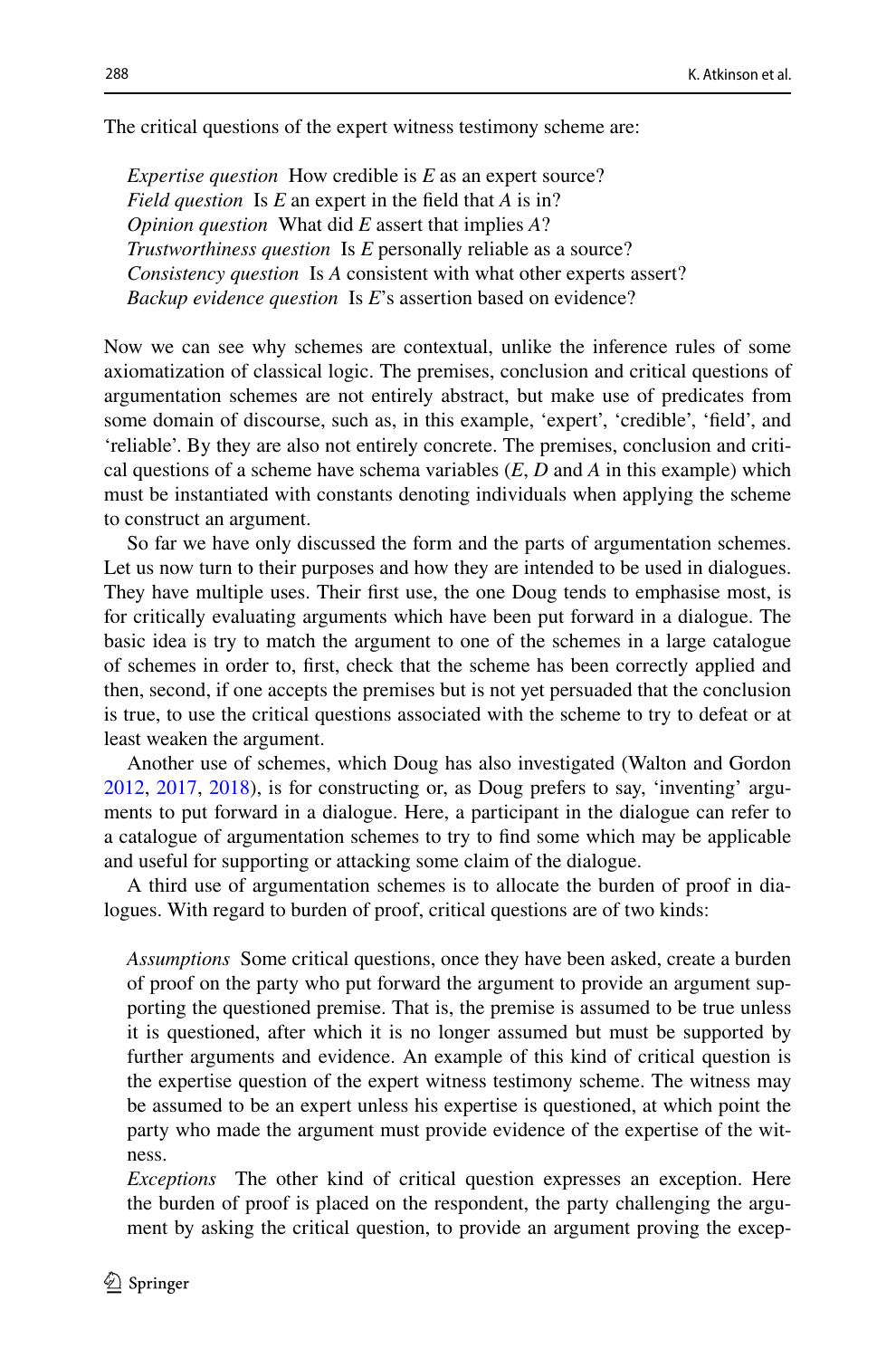The critical questions of the expert witness testimony scheme are:

*Expertise question* How credible is *E* as an expert source?
*Field question* Is *E* an expert in the field that *A* is in?
*Opinion question* What did *E* assert that implies *A*?
*Trustworthiness question* Is *E* personally reliable as a source?
*Consistency question* Is *A* consistent with what other experts assert?
*Backup evidence question* Is *E*'s assertion based on evidence?

Now we can see why schemes are contextual, unlike the inference rules of some axiomatization of classical logic. The premises, conclusion and critical questions of argumentation schemes are not entirely abstract, but make use of predicates from some domain of discourse, such as, in this example, 'expert', 'credible', 'field', and 'reliable'. By they are also not entirely concrete. The premises, conclusion and critical questions of a scheme have schema variables (*E*, *D* and *A* in this example) which must be instantiated with constants denoting individuals when applying the scheme to construct an argument.

So far we have only discussed the form and the parts of argumentation schemes. Let us now turn to their purposes and how they are intended to be used in dialogues. They have multiple uses. Their first use, the one Doug tends to emphasise most, is for critically evaluating arguments which have been put forward in a dialogue. The basic idea is try to match the argument to one of the schemes in a large catalogue of schemes in order to, first, check that the scheme has been correctly applied and then, second, if one accepts the premises but is not yet persuaded that the conclusion is true, to use the critical questions associated with the scheme to try to defeat or at least weaken the argument.

Another use of schemes, which Doug has also investigated (Walton and Gordon 2012, 2017, 2018), is for constructing or, as Doug prefers to say, 'inventing' arguments to put forward in a dialogue. Here, a participant in the dialogue can refer to a catalogue of argumentation schemes to try to find some which may be applicable and useful for supporting or attacking some claim of the dialogue.

A third use of argumentation schemes is to allocate the burden of proof in dialogues. With regard to burden of proof, critical questions are of two kinds:

*Assumptions* Some critical questions, once they have been asked, create a burden of proof on the party who put forward the argument to provide an argument supporting the questioned premise. That is, the premise is assumed to be true unless it is questioned, after which it is no longer assumed but must be supported by further arguments and evidence. An example of this kind of critical question is the expertise question of the expert witness testimony scheme. The witness may be assumed to be an expert unless his expertise is questioned, at which point the party who made the argument must provide evidence of the expertise of the witness.

*Exceptions* The other kind of critical question expresses an exception. Here the burden of proof is placed on the respondent, the party challenging the argument by asking the critical question, to provide an argument proving the excep-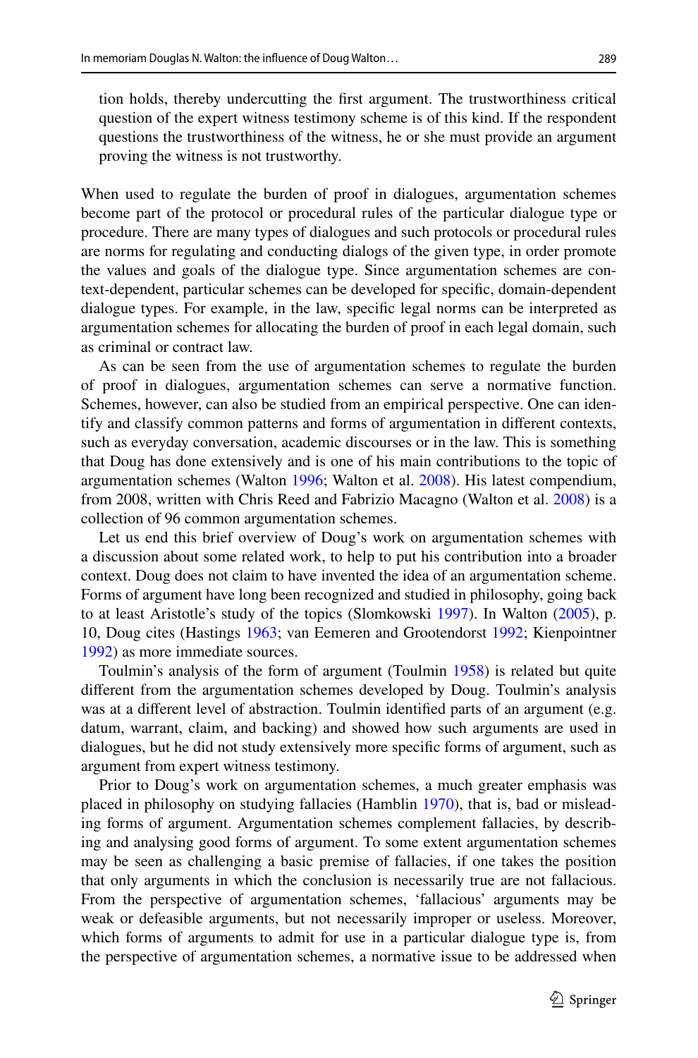tion holds, thereby undercutting the first argument. The trustworthiness critical question of the expert witness testimony scheme is of this kind. If the respondent questions the trustworthiness of the witness, he or she must provide an argument proving the witness is not trustworthy.

When used to regulate the burden of proof in dialogues, argumentation schemes become part of the protocol or procedural rules of the particular dialogue type or procedure. There are many types of dialogues and such protocols or procedural rules are norms for regulating and conducting dialogs of the given type, in order promote the values and goals of the dialogue type. Since argumentation schemes are context-dependent, particular schemes can be developed for specific, domain-dependent dialogue types. For example, in the law, specific legal norms can be interpreted as argumentation schemes for allocating the burden of proof in each legal domain, such as criminal or contract law.

As can be seen from the use of argumentation schemes to regulate the burden of proof in dialogues, argumentation schemes can serve a normative function. Schemes, however, can also be studied from an empirical perspective. One can identify and classify common patterns and forms of argumentation in different contexts, such as everyday conversation, academic discourses or in the law. This is something that Doug has done extensively and is one of his main contributions to the topic of argumentation schemes (Walton 1996; Walton et al. 2008). His latest compendium, from 2008, written with Chris Reed and Fabrizio Macagno (Walton et al. 2008) is a collection of 96 common argumentation schemes.

Let us end this brief overview of Doug's work on argumentation schemes with a discussion about some related work, to help to put his contribution into a broader context. Doug does not claim to have invented the idea of an argumentation scheme. Forms of argument have long been recognized and studied in philosophy, going back to at least Aristotle's study of the topics (Slomkowski 1997). In Walton (2005), p. 10, Doug cites (Hastings 1963; van Eemeren and Grootendorst 1992; Kienpointner 1992) as more immediate sources.

Toulmin's analysis of the form of argument (Toulmin 1958) is related but quite different from the argumentation schemes developed by Doug. Toulmin's analysis was at a different level of abstraction. Toulmin identified parts of an argument (e.g. datum, warrant, claim, and backing) and showed how such arguments are used in dialogues, but he did not study extensively more specific forms of argument, such as argument from expert witness testimony.

Prior to Doug's work on argumentation schemes, a much greater emphasis was placed in philosophy on studying fallacies (Hamblin 1970), that is, bad or misleading forms of argument. Argumentation schemes complement fallacies, by describing and analysing good forms of argument. To some extent argumentation schemes may be seen as challenging a basic premise of fallacies, if one takes the position that only arguments in which the conclusion is necessarily true are not fallacious. From the perspective of argumentation schemes, 'fallacious' arguments may be weak or defeasible arguments, but not necessarily improper or useless. Moreover, which forms of arguments to admit for use in a particular dialogue type is, from the perspective of argumentation schemes, a normative issue to be addressed when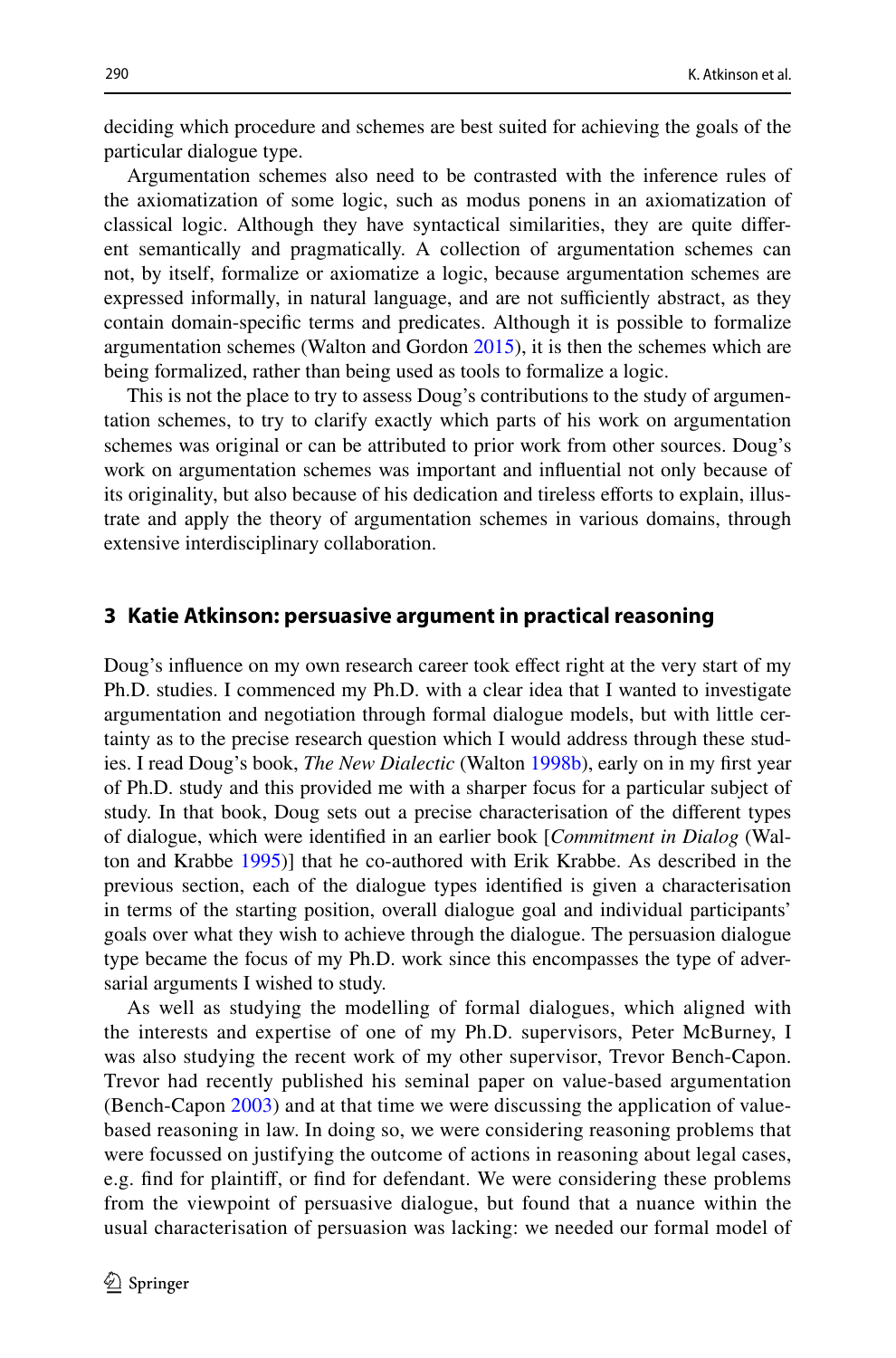deciding which procedure and schemes are best suited for achieving the goals of the particular dialogue type.

Argumentation schemes also need to be contrasted with the inference rules of the axiomatization of some logic, such as modus ponens in an axiomatization of classical logic. Although they have syntactical similarities, they are quite different semantically and pragmatically. A collection of argumentation schemes can not, by itself, formalize or axiomatize a logic, because argumentation schemes are expressed informally, in natural language, and are not sufficiently abstract, as they contain domain-specific terms and predicates. Although it is possible to formalize argumentation schemes (Walton and Gordon 2015), it is then the schemes which are being formalized, rather than being used as tools to formalize a logic.

This is not the place to try to assess Doug's contributions to the study of argumentation schemes, to try to clarify exactly which parts of his work on argumentation schemes was original or can be attributed to prior work from other sources. Doug's work on argumentation schemes was important and influential not only because of its originality, but also because of his dedication and tireless efforts to explain, illustrate and apply the theory of argumentation schemes in various domains, through extensive interdisciplinary collaboration.

## 3 Katie Atkinson: persuasive argument in practical reasoning

Doug's influence on my own research career took effect right at the very start of my Ph.D. studies. I commenced my Ph.D. with a clear idea that I wanted to investigate argumentation and negotiation through formal dialogue models, but with little certainty as to the precise research question which I would address through these studies. I read Doug's book, *The New Dialectic* (Walton 1998b), early on in my first year of Ph.D. study and this provided me with a sharper focus for a particular subject of study. In that book, Doug sets out a precise characterisation of the different types of dialogue, which were identified in an earlier book [*Commitment in Dialog* (Walton and Krabbe 1995)] that he co-authored with Erik Krabbe. As described in the previous section, each of the dialogue types identified is given a characterisation in terms of the starting position, overall dialogue goal and individual participants' goals over what they wish to achieve through the dialogue. The persuasion dialogue type became the focus of my Ph.D. work since this encompasses the type of adversarial arguments I wished to study.

As well as studying the modelling of formal dialogues, which aligned with the interests and expertise of one of my Ph.D. supervisors, Peter McBurney, I was also studying the recent work of my other supervisor, Trevor Bench-Capon. Trevor had recently published his seminal paper on value-based argumentation (Bench-Capon 2003) and at that time we were discussing the application of value-based reasoning in law. In doing so, we were considering reasoning problems that were focussed on justifying the outcome of actions in reasoning about legal cases, e.g. find for plaintiff, or find for defendant. We were considering these problems from the viewpoint of persuasive dialogue, but found that a nuance within the usual characterisation of persuasion was lacking: we needed our formal model of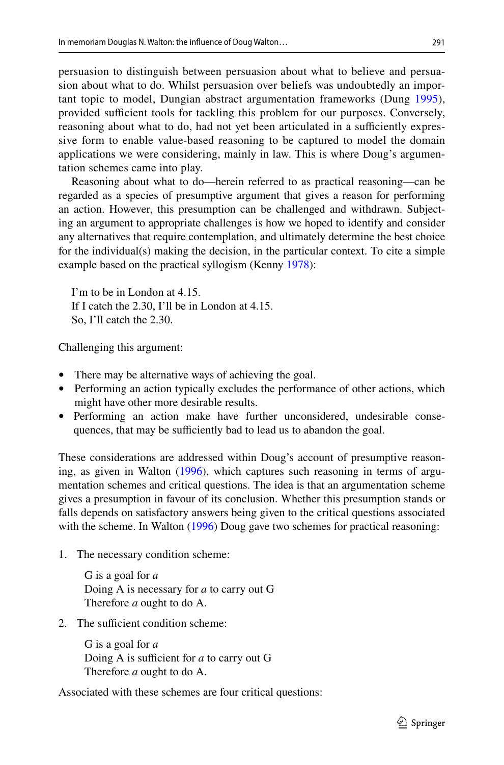persuasion to distinguish between persuasion about what to believe and persuasion about what to do. Whilst persuasion over beliefs was undoubtedly an important topic to model, Dungian abstract argumentation frameworks (Dung 1995), provided sufficient tools for tackling this problem for our purposes. Conversely, reasoning about what to do, had not yet been articulated in a sufficiently expressive form to enable value-based reasoning to be captured to model the domain applications we were considering, mainly in law. This is where Doug's argumentation schemes came into play.

Reasoning about what to do—herein referred to as practical reasoning—can be regarded as a species of presumptive argument that gives a reason for performing an action. However, this presumption can be challenged and withdrawn. Subjecting an argument to appropriate challenges is how we hoped to identify and consider any alternatives that require contemplation, and ultimately determine the best choice for the individual(s) making the decision, in the particular context. To cite a simple example based on the practical syllogism (Kenny 1978):

> I'm to be in London at 4.15.
> If I catch the 2.30, I'll be in London at 4.15.
> So, I'll catch the 2.30.

Challenging this argument:

- There may be alternative ways of achieving the goal.
- Performing an action typically excludes the performance of other actions, which might have other more desirable results.
- Performing an action make have further unconsidered, undesirable consequences, that may be sufficiently bad to lead us to abandon the goal.

These considerations are addressed within Doug's account of presumptive reasoning, as given in Walton (1996), which captures such reasoning in terms of argumentation schemes and critical questions. The idea is that an argumentation scheme gives a presumption in favour of its conclusion. Whether this presumption stands or falls depends on satisfactory answers being given to the critical questions associated with the scheme. In Walton (1996) Doug gave two schemes for practical reasoning:

1. The necessary condition scheme:

   > G is a goal for *a*
   > Doing A is necessary for *a* to carry out G
   > Therefore *a* ought to do A.

2. The sufficient condition scheme:

   > G is a goal for *a*
   > Doing A is sufficient for *a* to carry out G
   > Therefore *a* ought to do A.

Associated with these schemes are four critical questions: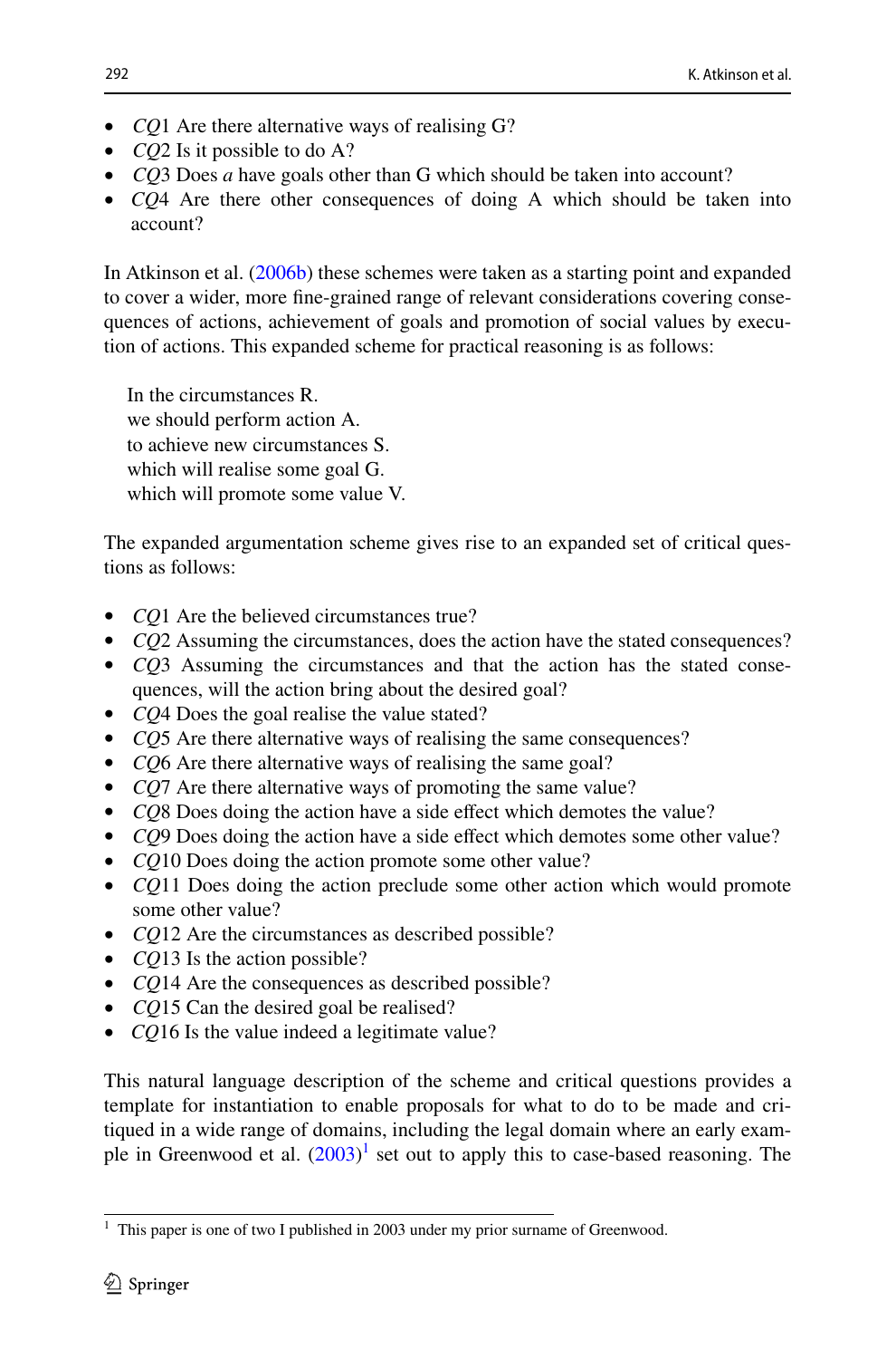- *CQ*1 Are there alternative ways of realising G?
- *CQ*2 Is it possible to do A?
- *CQ*3 Does *a* have goals other than G which should be taken into account?
- *CQ*4 Are there other consequences of doing A which should be taken into account?

In Atkinson et al. (2006b) these schemes were taken as a starting point and expanded to cover a wider, more fine-grained range of relevant considerations covering consequences of actions, achievement of goals and promotion of social values by execution of actions. This expanded scheme for practical reasoning is as follows:

> In the circumstances R.
> we should perform action A.
> to achieve new circumstances S.
> which will realise some goal G.
> which will promote some value V.

The expanded argumentation scheme gives rise to an expanded set of critical questions as follows:

- *CQ*1 Are the believed circumstances true?
- *CQ*2 Assuming the circumstances, does the action have the stated consequences?
- *CQ*3 Assuming the circumstances and that the action has the stated consequences, will the action bring about the desired goal?
- *CQ*4 Does the goal realise the value stated?
- *CQ*5 Are there alternative ways of realising the same consequences?
- *CQ*6 Are there alternative ways of realising the same goal?
- *CQ*7 Are there alternative ways of promoting the same value?
- *CQ*8 Does doing the action have a side effect which demotes the value?
- *CQ*9 Does doing the action have a side effect which demotes some other value?
- *CQ*10 Does doing the action promote some other value?
- *CQ*11 Does doing the action preclude some other action which would promote some other value?
- *CQ*12 Are the circumstances as described possible?
- *CQ*13 Is the action possible?
- *CQ*14 Are the consequences as described possible?
- *CQ*15 Can the desired goal be realised?
- *CQ*16 Is the value indeed a legitimate value?

This natural language description of the scheme and critical questions provides a template for instantiation to enable proposals for what to do to be made and critiqued in a wide range of domains, including the legal domain where an early example in Greenwood et al. (2003)[1] set out to apply this to case-based reasoning. The

[1] This paper is one of two I published in 2003 under my prior surname of Greenwood.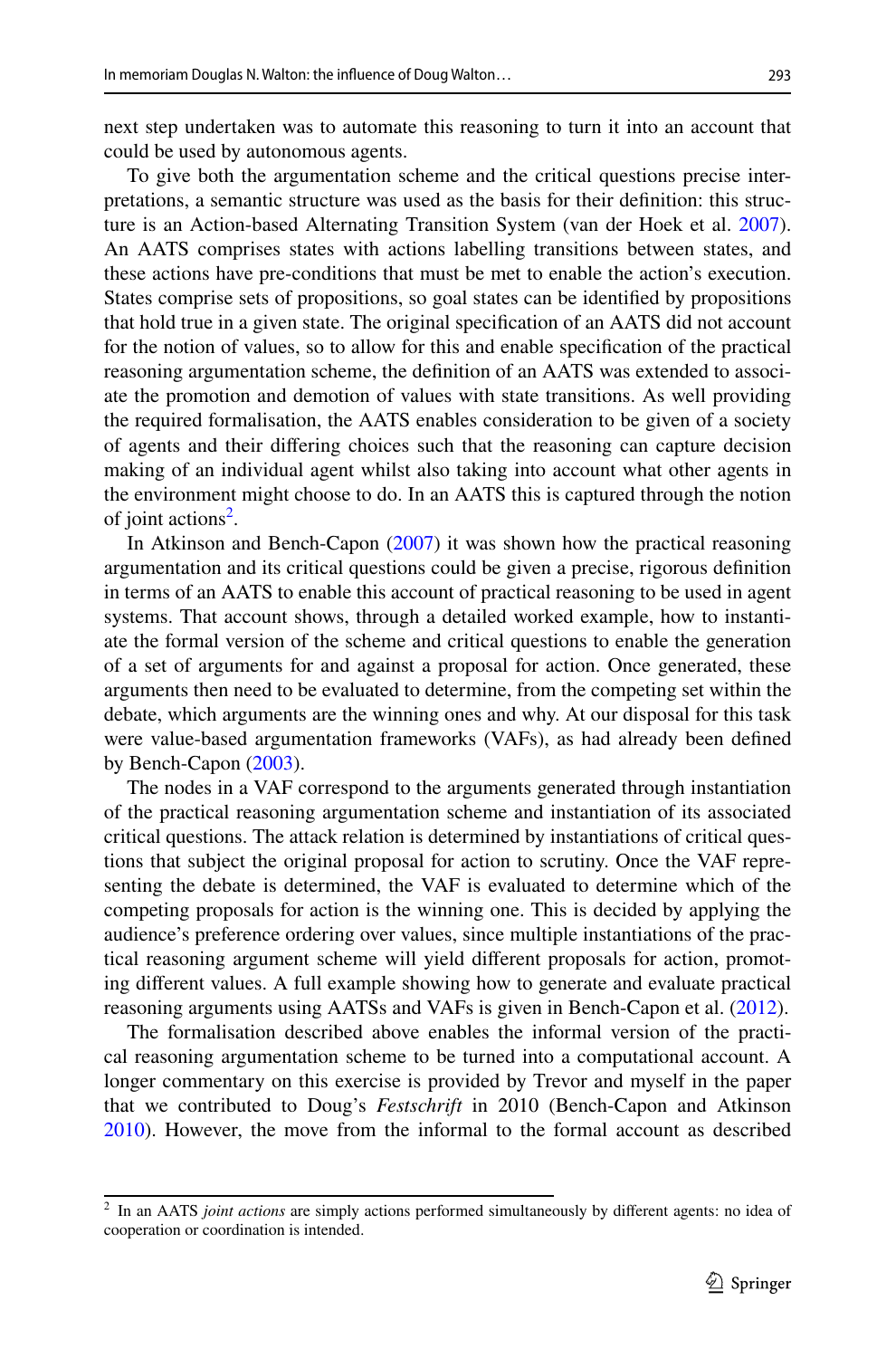next step undertaken was to automate this reasoning to turn it into an account that could be used by autonomous agents.

To give both the argumentation scheme and the critical questions precise interpretations, a semantic structure was used as the basis for their definition: this structure is an Action-based Alternating Transition System (van der Hoek et al. 2007). An AATS comprises states with actions labelling transitions between states, and these actions have pre-conditions that must be met to enable the action's execution. States comprise sets of propositions, so goal states can be identified by propositions that hold true in a given state. The original specification of an AATS did not account for the notion of values, so to allow for this and enable specification of the practical reasoning argumentation scheme, the definition of an AATS was extended to associate the promotion and demotion of values with state transitions. As well providing the required formalisation, the AATS enables consideration to be given of a society of agents and their differing choices such that the reasoning can capture decision making of an individual agent whilst also taking into account what other agents in the environment might choose to do. In an AATS this is captured through the notion of joint actions[2].

In Atkinson and Bench-Capon (2007) it was shown how the practical reasoning argumentation and its critical questions could be given a precise, rigorous definition in terms of an AATS to enable this account of practical reasoning to be used in agent systems. That account shows, through a detailed worked example, how to instantiate the formal version of the scheme and critical questions to enable the generation of a set of arguments for and against a proposal for action. Once generated, these arguments then need to be evaluated to determine, from the competing set within the debate, which arguments are the winning ones and why. At our disposal for this task were value-based argumentation frameworks (VAFs), as had already been defined by Bench-Capon (2003).

The nodes in a VAF correspond to the arguments generated through instantiation of the practical reasoning argumentation scheme and instantiation of its associated critical questions. The attack relation is determined by instantiations of critical questions that subject the original proposal for action to scrutiny. Once the VAF representing the debate is determined, the VAF is evaluated to determine which of the competing proposals for action is the winning one. This is decided by applying the audience's preference ordering over values, since multiple instantiations of the practical reasoning argument scheme will yield different proposals for action, promoting different values. A full example showing how to generate and evaluate practical reasoning arguments using AATSs and VAFs is given in Bench-Capon et al. (2012).

The formalisation described above enables the informal version of the practical reasoning argumentation scheme to be turned into a computational account. A longer commentary on this exercise is provided by Trevor and myself in the paper that we contributed to Doug's *Festschrift* in 2010 (Bench-Capon and Atkinson 2010). However, the move from the informal to the formal account as described

---

[2] In an AATS *joint actions* are simply actions performed simultaneously by different agents: no idea of cooperation or coordination is intended.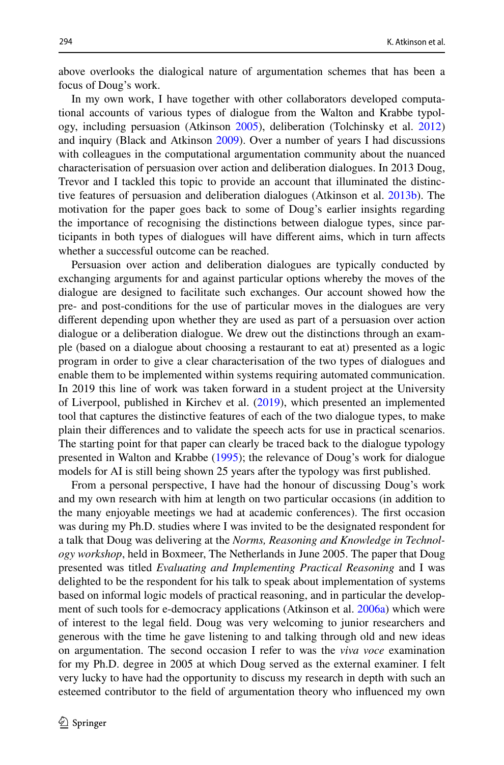above overlooks the dialogical nature of argumentation schemes that has been a focus of Doug's work.

In my own work, I have together with other collaborators developed computational accounts of various types of dialogue from the Walton and Krabbe typology, including persuasion (Atkinson 2005), deliberation (Tolchinsky et al. 2012) and inquiry (Black and Atkinson 2009). Over a number of years I had discussions with colleagues in the computational argumentation community about the nuanced characterisation of persuasion over action and deliberation dialogues. In 2013 Doug, Trevor and I tackled this topic to provide an account that illuminated the distinctive features of persuasion and deliberation dialogues (Atkinson et al. 2013b). The motivation for the paper goes back to some of Doug's earlier insights regarding the importance of recognising the distinctions between dialogue types, since participants in both types of dialogues will have different aims, which in turn affects whether a successful outcome can be reached.

Persuasion over action and deliberation dialogues are typically conducted by exchanging arguments for and against particular options whereby the moves of the dialogue are designed to facilitate such exchanges. Our account showed how the pre- and post-conditions for the use of particular moves in the dialogues are very different depending upon whether they are used as part of a persuasion over action dialogue or a deliberation dialogue. We drew out the distinctions through an example (based on a dialogue about choosing a restaurant to eat at) presented as a logic program in order to give a clear characterisation of the two types of dialogues and enable them to be implemented within systems requiring automated communication. In 2019 this line of work was taken forward in a student project at the University of Liverpool, published in Kirchev et al. (2019), which presented an implemented tool that captures the distinctive features of each of the two dialogue types, to make plain their differences and to validate the speech acts for use in practical scenarios. The starting point for that paper can clearly be traced back to the dialogue typology presented in Walton and Krabbe (1995); the relevance of Doug's work for dialogue models for AI is still being shown 25 years after the typology was first published.

From a personal perspective, I have had the honour of discussing Doug's work and my own research with him at length on two particular occasions (in addition to the many enjoyable meetings we had at academic conferences). The first occasion was during my Ph.D. studies where I was invited to be the designated respondent for a talk that Doug was delivering at the *Norms, Reasoning and Knowledge in Technology workshop*, held in Boxmeer, The Netherlands in June 2005. The paper that Doug presented was titled *Evaluating and Implementing Practical Reasoning* and I was delighted to be the respondent for his talk to speak about implementation of systems based on informal logic models of practical reasoning, and in particular the development of such tools for e-democracy applications (Atkinson et al. 2006a) which were of interest to the legal field. Doug was very welcoming to junior researchers and generous with the time he gave listening to and talking through old and new ideas on argumentation. The second occasion I refer to was the *viva voce* examination for my Ph.D. degree in 2005 at which Doug served as the external examiner. I felt very lucky to have had the opportunity to discuss my research in depth with such an esteemed contributor to the field of argumentation theory who influenced my own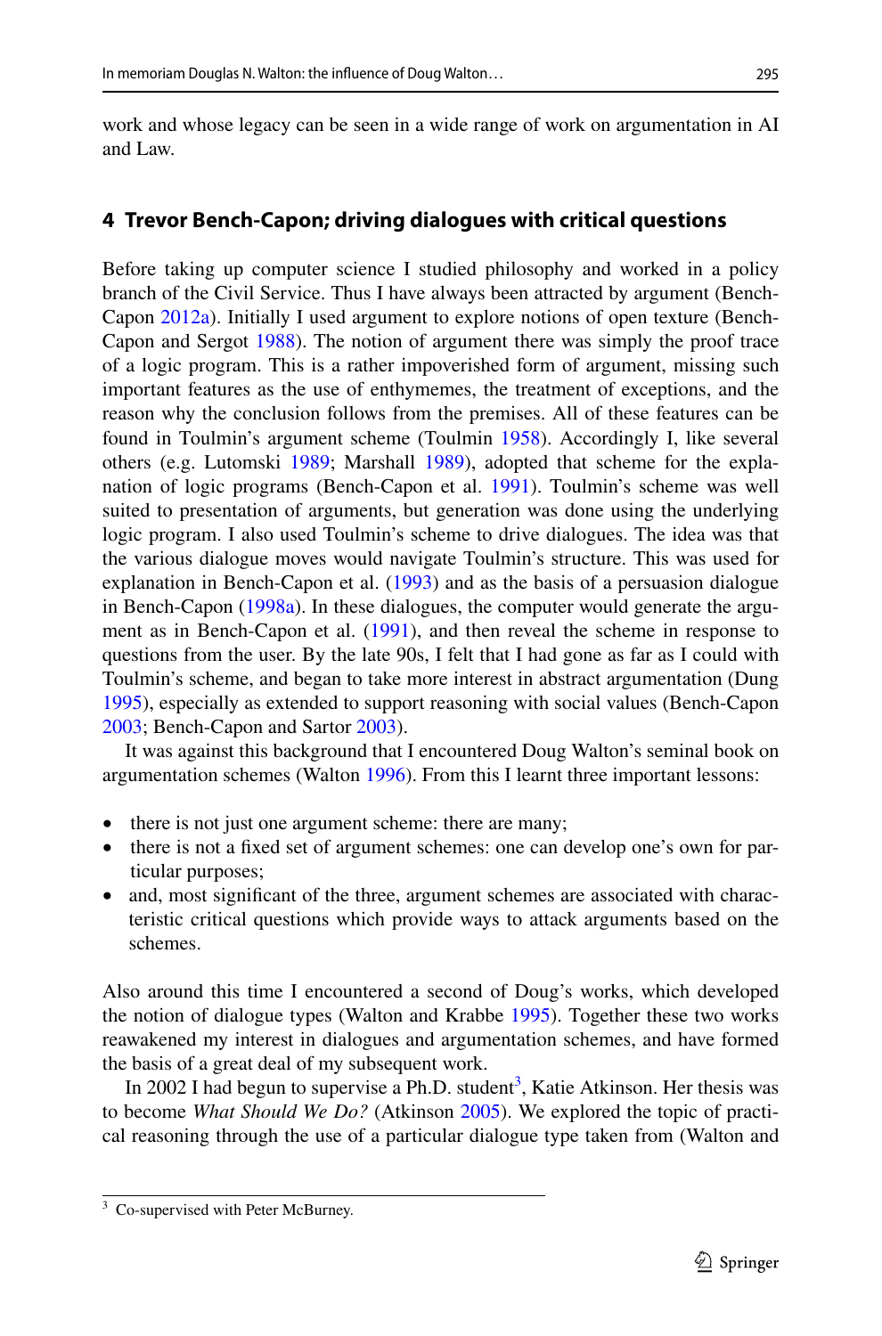work and whose legacy can be seen in a wide range of work on argumentation in AI and Law.

## 4 Trevor Bench-Capon; driving dialogues with critical questions

Before taking up computer science I studied philosophy and worked in a policy branch of the Civil Service. Thus I have always been attracted by argument (Bench-Capon 2012a). Initially I used argument to explore notions of open texture (Bench-Capon and Sergot 1988). The notion of argument there was simply the proof trace of a logic program. This is a rather impoverished form of argument, missing such important features as the use of enthymemes, the treatment of exceptions, and the reason why the conclusion follows from the premises. All of these features can be found in Toulmin's argument scheme (Toulmin 1958). Accordingly I, like several others (e.g. Lutomski 1989; Marshall 1989), adopted that scheme for the explanation of logic programs (Bench-Capon et al. 1991). Toulmin's scheme was well suited to presentation of arguments, but generation was done using the underlying logic program. I also used Toulmin's scheme to drive dialogues. The idea was that the various dialogue moves would navigate Toulmin's structure. This was used for explanation in Bench-Capon et al. (1993) and as the basis of a persuasion dialogue in Bench-Capon (1998a). In these dialogues, the computer would generate the argument as in Bench-Capon et al. (1991), and then reveal the scheme in response to questions from the user. By the late 90s, I felt that I had gone as far as I could with Toulmin's scheme, and began to take more interest in abstract argumentation (Dung 1995), especially as extended to support reasoning with social values (Bench-Capon 2003; Bench-Capon and Sartor 2003).

It was against this background that I encountered Doug Walton's seminal book on argumentation schemes (Walton 1996). From this I learnt three important lessons:

- there is not just one argument scheme: there are many;
- there is not a fixed set of argument schemes: one can develop one's own for particular purposes;
- and, most significant of the three, argument schemes are associated with characteristic critical questions which provide ways to attack arguments based on the schemes.

Also around this time I encountered a second of Doug's works, which developed the notion of dialogue types (Walton and Krabbe 1995). Together these two works reawakened my interest in dialogues and argumentation schemes, and have formed the basis of a great deal of my subsequent work.

In 2002 I had begun to supervise a Ph.D. student[3], Katie Atkinson. Her thesis was to become *What Should We Do?* (Atkinson 2005). We explored the topic of practical reasoning through the use of a particular dialogue type taken from (Walton and

[3] Co-supervised with Peter McBurney.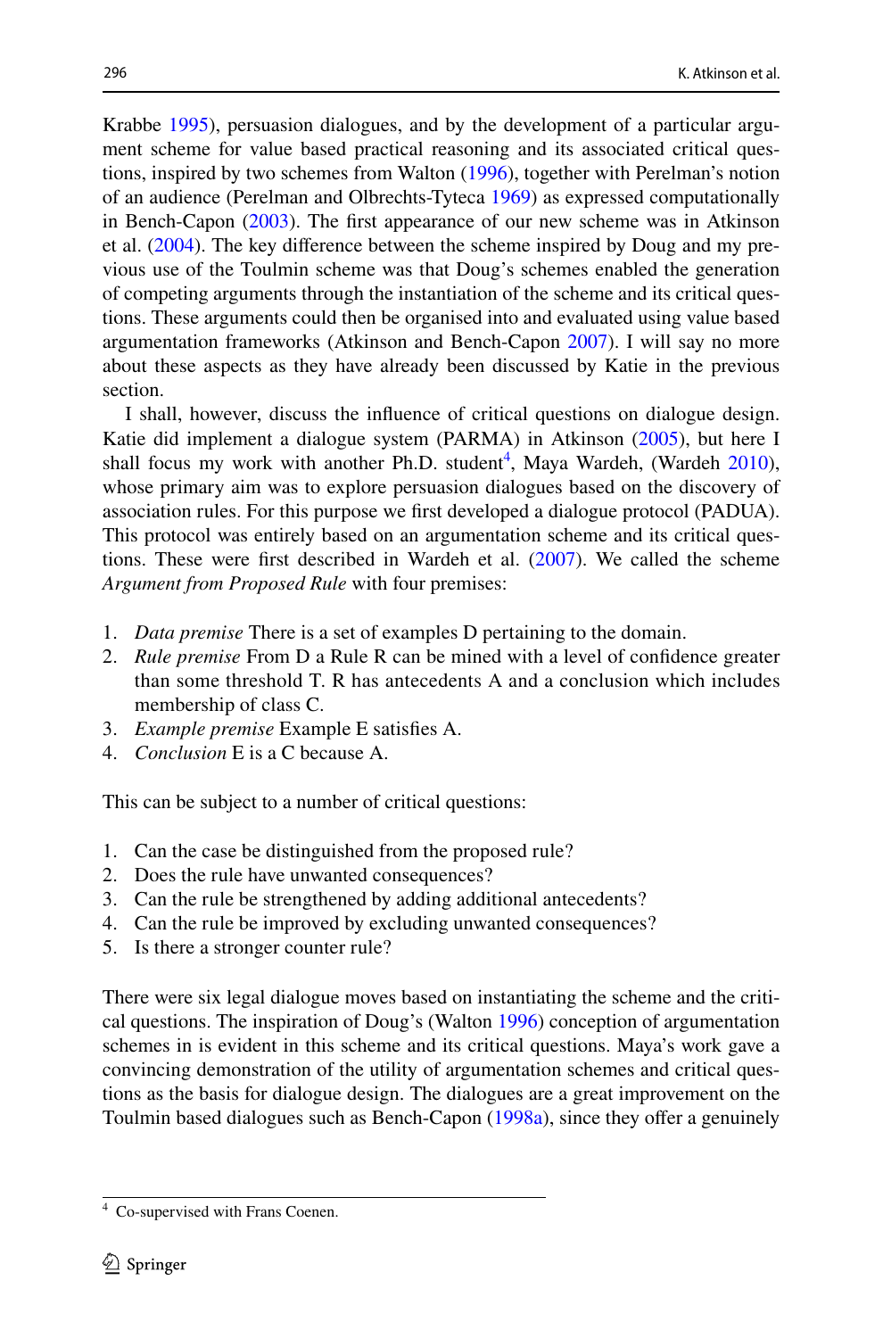Krabbe 1995), persuasion dialogues, and by the development of a particular argument scheme for value based practical reasoning and its associated critical questions, inspired by two schemes from Walton (1996), together with Perelman's notion of an audience (Perelman and Olbrechts-Tyteca 1969) as expressed computationally in Bench-Capon (2003). The first appearance of our new scheme was in Atkinson et al. (2004). The key difference between the scheme inspired by Doug and my previous use of the Toulmin scheme was that Doug's schemes enabled the generation of competing arguments through the instantiation of the scheme and its critical questions. These arguments could then be organised into and evaluated using value based argumentation frameworks (Atkinson and Bench-Capon 2007). I will say no more about these aspects as they have already been discussed by Katie in the previous section.

I shall, however, discuss the influence of critical questions on dialogue design. Katie did implement a dialogue system (PARMA) in Atkinson (2005), but here I shall focus my work with another Ph.D. student[4], Maya Wardeh, (Wardeh 2010), whose primary aim was to explore persuasion dialogues based on the discovery of association rules. For this purpose we first developed a dialogue protocol (PADUA). This protocol was entirely based on an argumentation scheme and its critical questions. These were first described in Wardeh et al. (2007). We called the scheme *Argument from Proposed Rule* with four premises:

1. *Data premise* There is a set of examples D pertaining to the domain.
2. *Rule premise* From D a Rule R can be mined with a level of confidence greater than some threshold T. R has antecedents A and a conclusion which includes membership of class C.
3. *Example premise* Example E satisfies A.
4. *Conclusion* E is a C because A.

This can be subject to a number of critical questions:

1. Can the case be distinguished from the proposed rule?
2. Does the rule have unwanted consequences?
3. Can the rule be strengthened by adding additional antecedents?
4. Can the rule be improved by excluding unwanted consequences?
5. Is there a stronger counter rule?

There were six legal dialogue moves based on instantiating the scheme and the critical questions. The inspiration of Doug's (Walton 1996) conception of argumentation schemes in is evident in this scheme and its critical questions. Maya's work gave a convincing demonstration of the utility of argumentation schemes and critical questions as the basis for dialogue design. The dialogues are a great improvement on the Toulmin based dialogues such as Bench-Capon (1998a), since they offer a genuinely

[4] Co-supervised with Frans Coenen.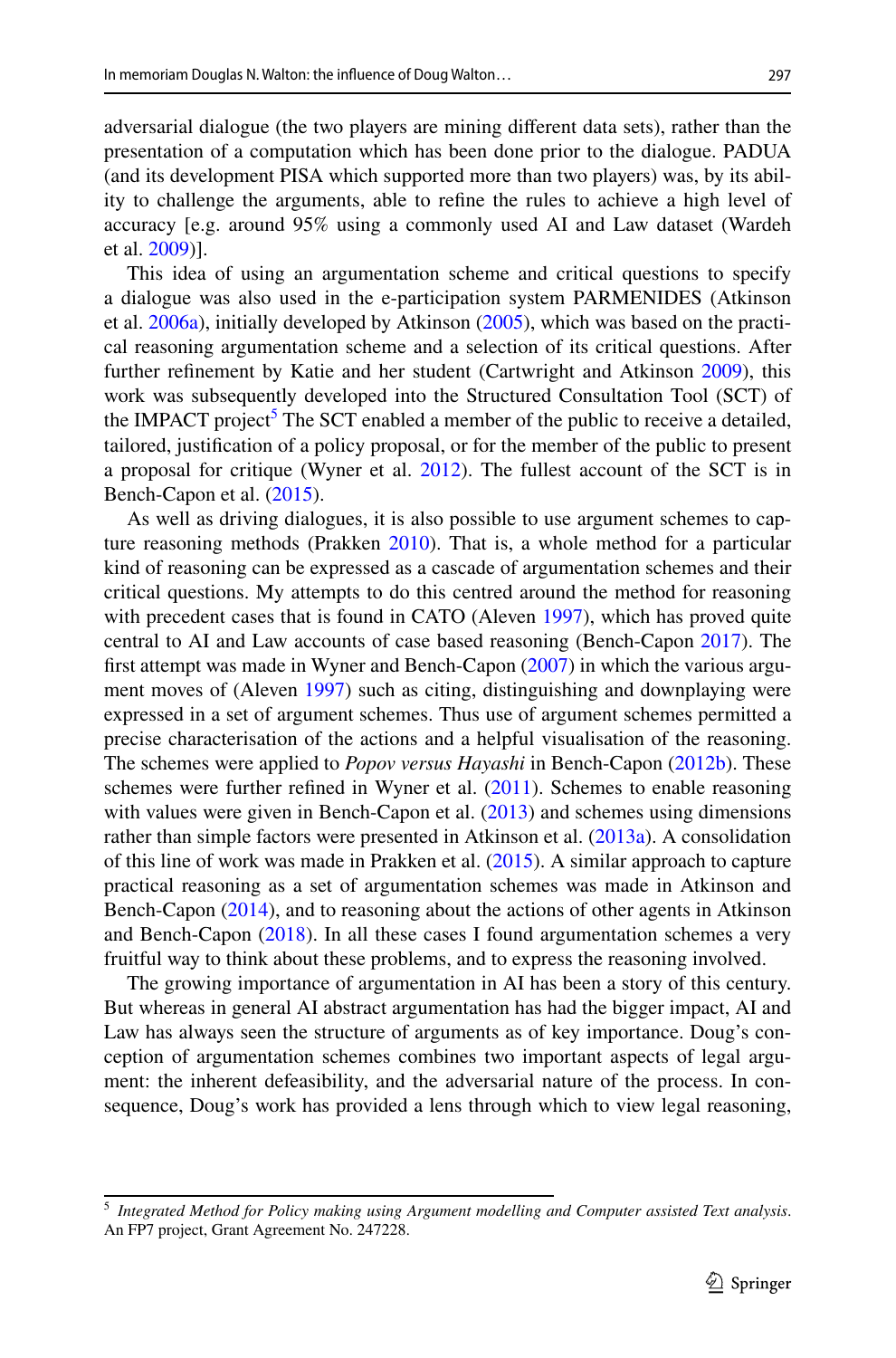adversarial dialogue (the two players are mining different data sets), rather than the presentation of a computation which has been done prior to the dialogue. PADUA (and its development PISA which supported more than two players) was, by its ability to challenge the arguments, able to refine the rules to achieve a high level of accuracy [e.g. around 95% using a commonly used AI and Law dataset (Wardeh et al. 2009)].

This idea of using an argumentation scheme and critical questions to specify a dialogue was also used in the e-participation system PARMENIDES (Atkinson et al. 2006a), initially developed by Atkinson (2005), which was based on the practical reasoning argumentation scheme and a selection of its critical questions. After further refinement by Katie and her student (Cartwright and Atkinson 2009), this work was subsequently developed into the Structured Consultation Tool (SCT) of the IMPACT project[5] The SCT enabled a member of the public to receive a detailed, tailored, justification of a policy proposal, or for the member of the public to present a proposal for critique (Wyner et al. 2012). The fullest account of the SCT is in Bench-Capon et al. (2015).

As well as driving dialogues, it is also possible to use argument schemes to capture reasoning methods (Prakken 2010). That is, a whole method for a particular kind of reasoning can be expressed as a cascade of argumentation schemes and their critical questions. My attempts to do this centred around the method for reasoning with precedent cases that is found in CATO (Aleven 1997), which has proved quite central to AI and Law accounts of case based reasoning (Bench-Capon 2017). The first attempt was made in Wyner and Bench-Capon (2007) in which the various argument moves of (Aleven 1997) such as citing, distinguishing and downplaying were expressed in a set of argument schemes. Thus use of argument schemes permitted a precise characterisation of the actions and a helpful visualisation of the reasoning. The schemes were applied to *Popov versus Hayashi* in Bench-Capon (2012b). These schemes were further refined in Wyner et al. (2011). Schemes to enable reasoning with values were given in Bench-Capon et al. (2013) and schemes using dimensions rather than simple factors were presented in Atkinson et al. (2013a). A consolidation of this line of work was made in Prakken et al. (2015). A similar approach to capture practical reasoning as a set of argumentation schemes was made in Atkinson and Bench-Capon (2014), and to reasoning about the actions of other agents in Atkinson and Bench-Capon (2018). In all these cases I found argumentation schemes a very fruitful way to think about these problems, and to express the reasoning involved.

The growing importance of argumentation in AI has been a story of this century. But whereas in general AI abstract argumentation has had the bigger impact, AI and Law has always seen the structure of arguments as of key importance. Doug's conception of argumentation schemes combines two important aspects of legal argument: the inherent defeasibility, and the adversarial nature of the process. In consequence, Doug's work has provided a lens through which to view legal reasoning,

[5] *Integrated Method for Policy making using Argument modelling and Computer assisted Text analysis*. An FP7 project, Grant Agreement No. 247228.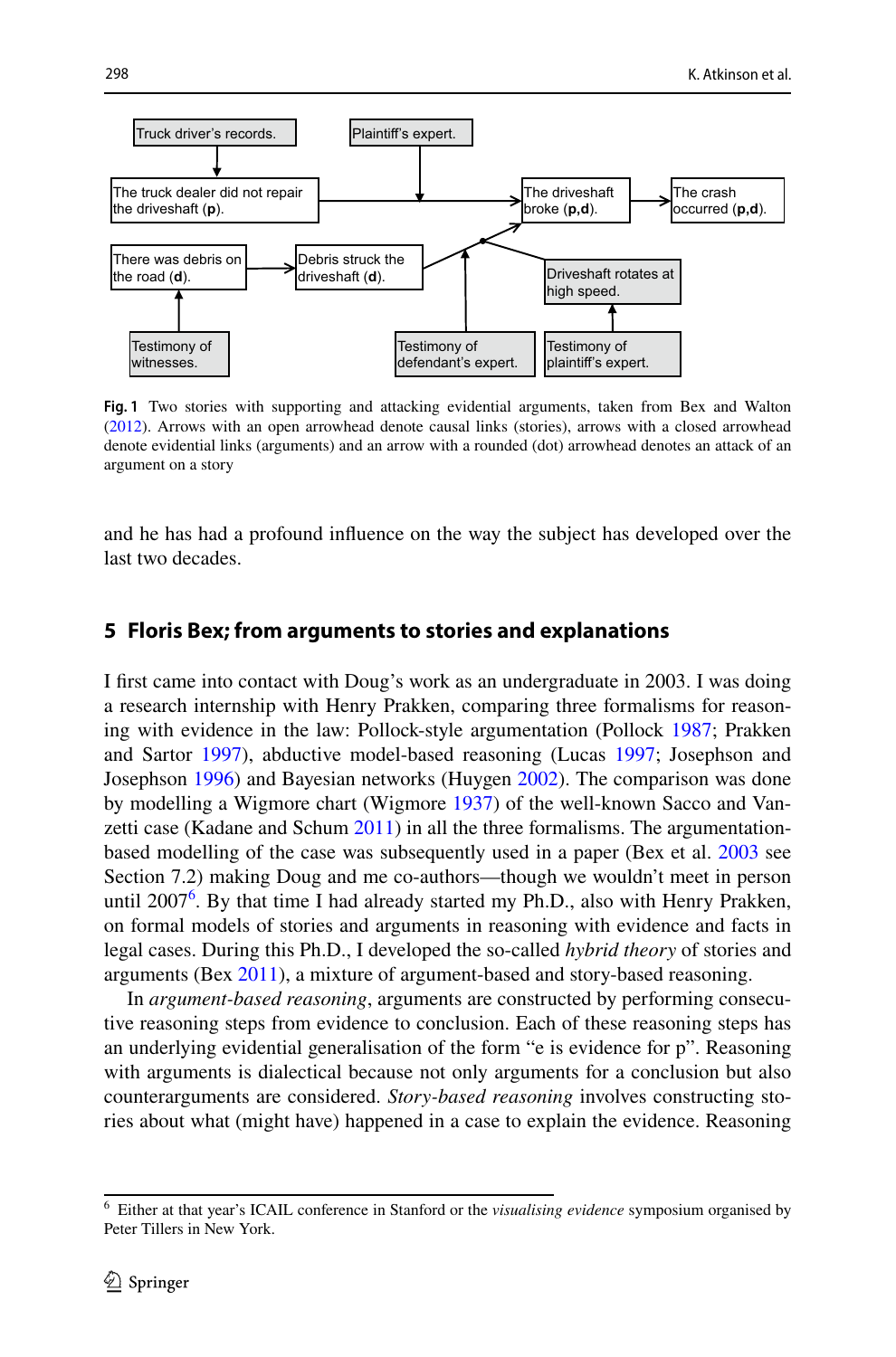Truck driver's records.

Plaintiff's expert.

The truck dealer did not repair the driveshaft (**p**).

The driveshaft broke (**p**,**d**).

The crash occurred (**p**,**d**).

There was debris on the road (**d**).

Debris struck the driveshaft (**d**).

Driveshaft rotates at high speed.

Testimony of witnesses.

Testimony of defendant's expert.

Testimony of plaintiff's expert.

**Fig. 1** Two stories with supporting and attacking evidential arguments, taken from Bex and Walton (2012). Arrows with an open arrowhead denote causal links (stories), arrows with a closed arrowhead denote evidential links (arguments) and an arrow with a rounded (dot) arrowhead denotes an attack of an argument on a story

and he has had a profound influence on the way the subject has developed over the last two decades.

## 5 Floris Bex; from arguments to stories and explanations

I first came into contact with Doug's work as an undergraduate in 2003. I was doing a research internship with Henry Prakken, comparing three formalisms for reasoning with evidence in the law: Pollock-style argumentation (Pollock 1987; Prakken and Sartor 1997), abductive model-based reasoning (Lucas 1997; Josephson and Josephson 1996) and Bayesian networks (Huygen 2002). The comparison was done by modelling a Wigmore chart (Wigmore 1937) of the well-known Sacco and Vanzetti case (Kadane and Schum 2011) in all the three formalisms. The argumentation-based modelling of the case was subsequently used in a paper (Bex et al. 2003 see Section 7.2) making Doug and me co-authors—though we wouldn't meet in person until 2007[6]. By that time I had already started my Ph.D., also with Henry Prakken, on formal models of stories and arguments in reasoning with evidence and facts in legal cases. During this Ph.D., I developed the so-called *hybrid theory* of stories and arguments (Bex 2011), a mixture of argument-based and story-based reasoning.

In *argument-based reasoning*, arguments are constructed by performing consecutive reasoning steps from evidence to conclusion. Each of these reasoning steps has an underlying evidential generalisation of the form "e is evidence for p". Reasoning with arguments is dialectical because not only arguments for a conclusion but also counterarguments are considered. *Story-based reasoning* involves constructing stories about what (might have) happened in a case to explain the evidence. Reasoning

[6] Either at that year's ICAIL conference in Stanford or the *visualising evidence* symposium organised by Peter Tillers in New York.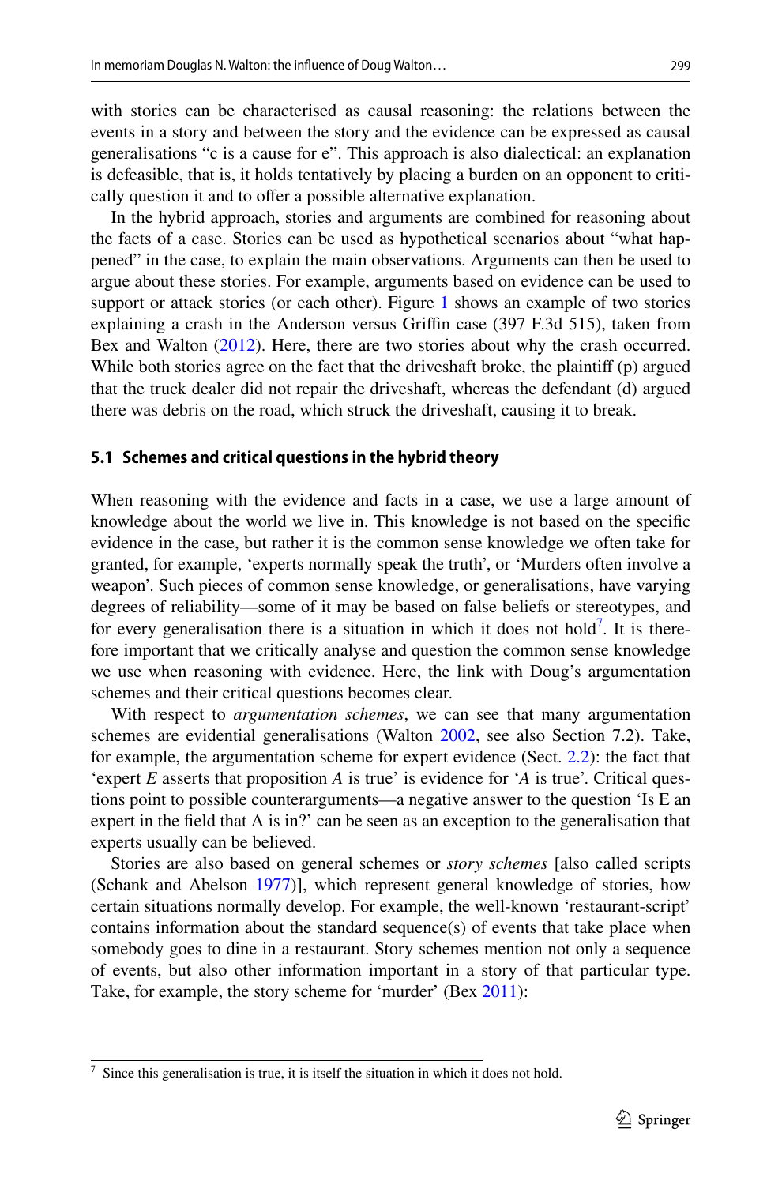with stories can be characterised as causal reasoning: the relations between the events in a story and between the story and the evidence can be expressed as causal generalisations "c is a cause for e". This approach is also dialectical: an explanation is defeasible, that is, it holds tentatively by placing a burden on an opponent to critically question it and to offer a possible alternative explanation.

In the hybrid approach, stories and arguments are combined for reasoning about the facts of a case. Stories can be used as hypothetical scenarios about "what happened" in the case, to explain the main observations. Arguments can then be used to argue about these stories. For example, arguments based on evidence can be used to support or attack stories (or each other). Figure 1 shows an example of two stories explaining a crash in the Anderson versus Griffin case (397 F.3d 515), taken from Bex and Walton (2012). Here, there are two stories about why the crash occurred. While both stories agree on the fact that the driveshaft broke, the plaintiff (p) argued that the truck dealer did not repair the driveshaft, whereas the defendant (d) argued there was debris on the road, which struck the driveshaft, causing it to break.

### 5.1 Schemes and critical questions in the hybrid theory

When reasoning with the evidence and facts in a case, we use a large amount of knowledge about the world we live in. This knowledge is not based on the specific evidence in the case, but rather it is the common sense knowledge we often take for granted, for example, 'experts normally speak the truth', or 'Murders often involve a weapon'. Such pieces of common sense knowledge, or generalisations, have varying degrees of reliability—some of it may be based on false beliefs or stereotypes, and for every generalisation there is a situation in which it does not hold[7]. It is therefore important that we critically analyse and question the common sense knowledge we use when reasoning with evidence. Here, the link with Doug's argumentation schemes and their critical questions becomes clear.

With respect to *argumentation schemes*, we can see that many argumentation schemes are evidential generalisations (Walton 2002, see also Section 7.2). Take, for example, the argumentation scheme for expert evidence (Sect. 2.2): the fact that 'expert *E* asserts that proposition *A* is true' is evidence for '*A* is true'. Critical questions point to possible counterarguments—a negative answer to the question 'Is E an expert in the field that A is in?' can be seen as an exception to the generalisation that experts usually can be believed.

Stories are also based on general schemes or *story schemes* [also called scripts (Schank and Abelson 1977)], which represent general knowledge of stories, how certain situations normally develop. For example, the well-known 'restaurant-script' contains information about the standard sequence(s) of events that take place when somebody goes to dine in a restaurant. Story schemes mention not only a sequence of events, but also other information important in a story of that particular type. Take, for example, the story scheme for 'murder' (Bex 2011):

[7] Since this generalisation is true, it is itself the situation in which it does not hold.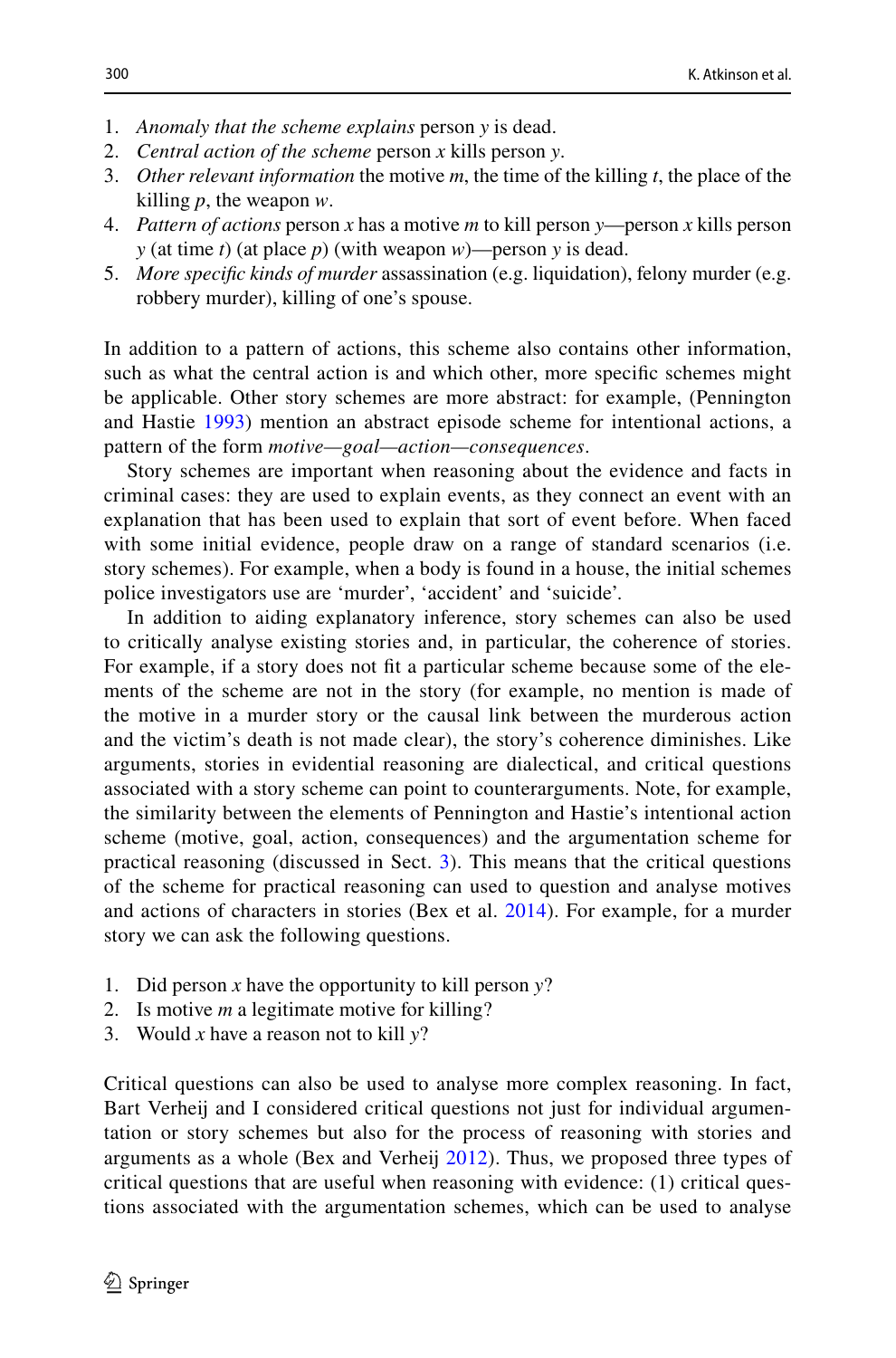1. *Anomaly that the scheme explains* person *y* is dead.
2. *Central action of the scheme* person *x* kills person *y*.
3. *Other relevant information* the motive *m*, the time of the killing *t*, the place of the killing *p*, the weapon *w*.
4. *Pattern of actions* person *x* has a motive *m* to kill person *y*—person *x* kills person *y* (at time *t*) (at place *p*) (with weapon *w*)—person *y* is dead.
5. *More specific kinds of murder* assassination (e.g. liquidation), felony murder (e.g. robbery murder), killing of one's spouse.

In addition to a pattern of actions, this scheme also contains other information, such as what the central action is and which other, more specific schemes might be applicable. Other story schemes are more abstract: for example, (Pennington and Hastie 1993) mention an abstract episode scheme for intentional actions, a pattern of the form *motive—goal—action—consequences*.

Story schemes are important when reasoning about the evidence and facts in criminal cases: they are used to explain events, as they connect an event with an explanation that has been used to explain that sort of event before. When faced with some initial evidence, people draw on a range of standard scenarios (i.e. story schemes). For example, when a body is found in a house, the initial schemes police investigators use are 'murder', 'accident' and 'suicide'.

In addition to aiding explanatory inference, story schemes can also be used to critically analyse existing stories and, in particular, the coherence of stories. For example, if a story does not fit a particular scheme because some of the elements of the scheme are not in the story (for example, no mention is made of the motive in a murder story or the causal link between the murderous action and the victim's death is not made clear), the story's coherence diminishes. Like arguments, stories in evidential reasoning are dialectical, and critical questions associated with a story scheme can point to counterarguments. Note, for example, the similarity between the elements of Pennington and Hastie's intentional action scheme (motive, goal, action, consequences) and the argumentation scheme for practical reasoning (discussed in Sect. 3). This means that the critical questions of the scheme for practical reasoning can used to question and analyse motives and actions of characters in stories (Bex et al. 2014). For example, for a murder story we can ask the following questions.

1. Did person *x* have the opportunity to kill person *y*?
2. Is motive *m* a legitimate motive for killing?
3. Would *x* have a reason not to kill *y*?

Critical questions can also be used to analyse more complex reasoning. In fact, Bart Verheij and I considered critical questions not just for individual argumentation or story schemes but also for the process of reasoning with stories and arguments as a whole (Bex and Verheij 2012). Thus, we proposed three types of critical questions that are useful when reasoning with evidence: (1) critical questions associated with the argumentation schemes, which can be used to analyse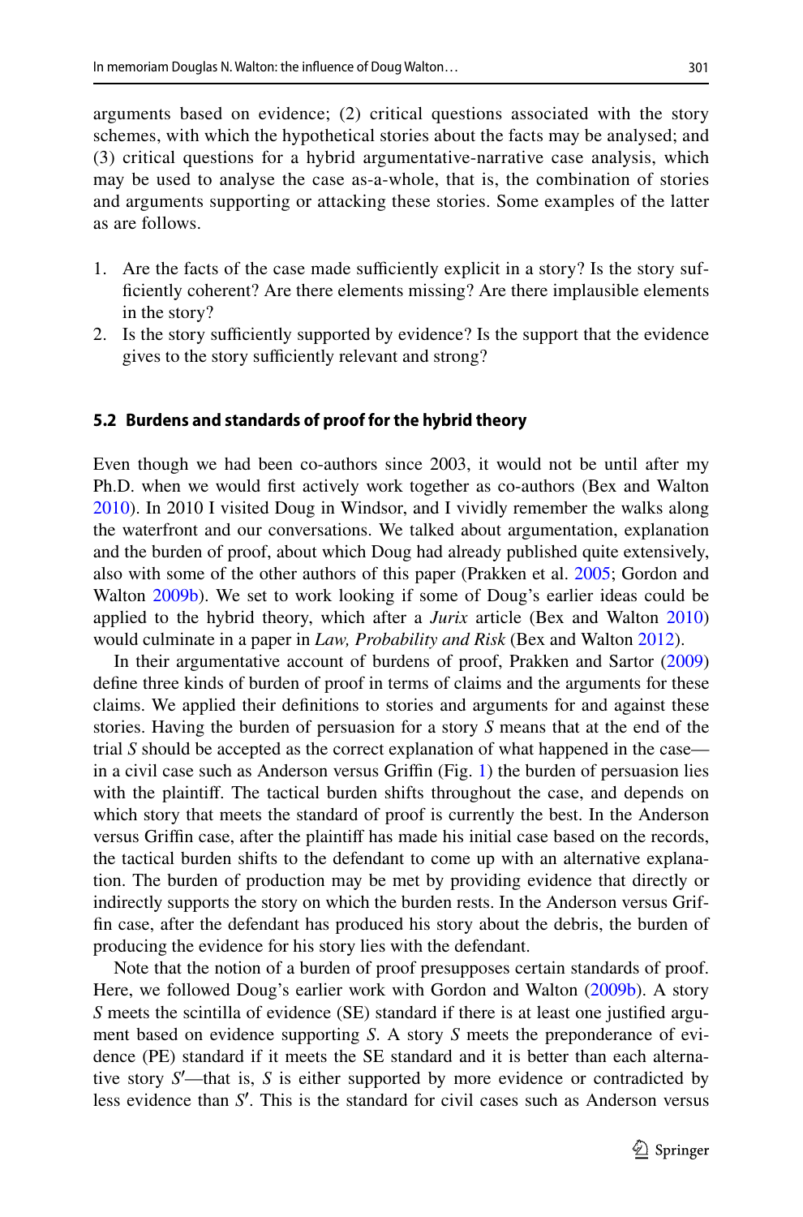arguments based on evidence; (2) critical questions associated with the story schemes, with which the hypothetical stories about the facts may be analysed; and (3) critical questions for a hybrid argumentative-narrative case analysis, which may be used to analyse the case as-a-whole, that is, the combination of stories and arguments supporting or attacking these stories. Some examples of the latter as are follows.

1. Are the facts of the case made sufficiently explicit in a story? Is the story sufficiently coherent? Are there elements missing? Are there implausible elements in the story?
2. Is the story sufficiently supported by evidence? Is the support that the evidence gives to the story sufficiently relevant and strong?

### 5.2 Burdens and standards of proof for the hybrid theory

Even though we had been co-authors since 2003, it would not be until after my Ph.D. when we would first actively work together as co-authors (Bex and Walton 2010). In 2010 I visited Doug in Windsor, and I vividly remember the walks along the waterfront and our conversations. We talked about argumentation, explanation and the burden of proof, about which Doug had already published quite extensively, also with some of the other authors of this paper (Prakken et al. 2005; Gordon and Walton 2009b). We set to work looking if some of Doug's earlier ideas could be applied to the hybrid theory, which after a *Jurix* article (Bex and Walton 2010) would culminate in a paper in *Law, Probability and Risk* (Bex and Walton 2012).

In their argumentative account of burdens of proof, Prakken and Sartor (2009) define three kinds of burden of proof in terms of claims and the arguments for these claims. We applied their definitions to stories and arguments for and against these stories. Having the burden of persuasion for a story *S* means that at the end of the trial *S* should be accepted as the correct explanation of what happened in the case—in a civil case such as Anderson versus Griffin (Fig. 1) the burden of persuasion lies with the plaintiff. The tactical burden shifts throughout the case, and depends on which story that meets the standard of proof is currently the best. In the Anderson versus Griffin case, after the plaintiff has made his initial case based on the records, the tactical burden shifts to the defendant to come up with an alternative explanation. The burden of production may be met by providing evidence that directly or indirectly supports the story on which the burden rests. In the Anderson versus Griffin case, after the defendant has produced his story about the debris, the burden of producing the evidence for his story lies with the defendant.

Note that the notion of a burden of proof presupposes certain standards of proof. Here, we followed Doug's earlier work with Gordon and Walton (2009b). A story *S* meets the scintilla of evidence (SE) standard if there is at least one justified argument based on evidence supporting *S*. A story *S* meets the preponderance of evidence (PE) standard if it meets the SE standard and it is better than each alternative story *S*′—that is, *S* is either supported by more evidence or contradicted by less evidence than *S*′. This is the standard for civil cases such as Anderson versus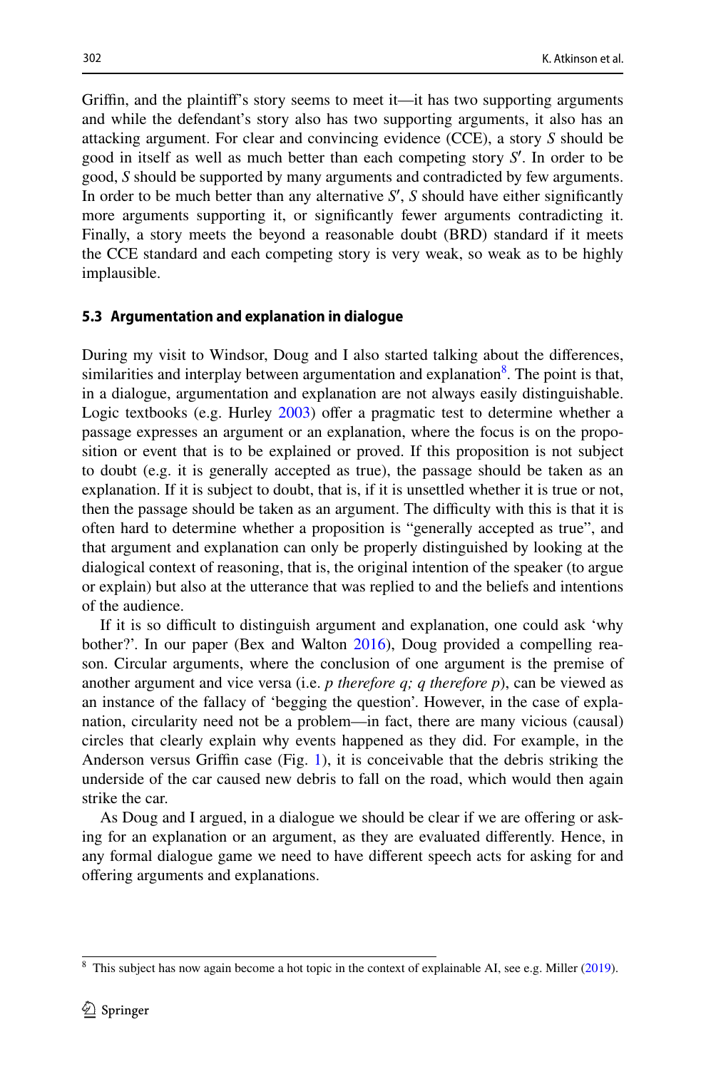Griffin, and the plaintiff's story seems to meet it—it has two supporting arguments and while the defendant's story also has two supporting arguments, it also has an attacking argument. For clear and convincing evidence (CCE), a story $S$ should be good in itself as well as much better than each competing story $S'$. In order to be good, $S$ should be supported by many arguments and contradicted by few arguments. In order to be much better than any alternative $S'$, $S$ should have either significantly more arguments supporting it, or significantly fewer arguments contradicting it. Finally, a story meets the beyond a reasonable doubt (BRD) standard if it meets the CCE standard and each competing story is very weak, so weak as to be highly implausible.

### 5.3 Argumentation and explanation in dialogue

During my visit to Windsor, Doug and I also started talking about the differences, similarities and interplay between argumentation and explanation[8]. The point is that, in a dialogue, argumentation and explanation are not always easily distinguishable. Logic textbooks (e.g. Hurley 2003) offer a pragmatic test to determine whether a passage expresses an argument or an explanation, where the focus is on the proposition or event that is to be explained or proved. If this proposition is not subject to doubt (e.g. it is generally accepted as true), the passage should be taken as an explanation. If it is subject to doubt, that is, if it is unsettled whether it is true or not, then the passage should be taken as an argument. The difficulty with this is that it is often hard to determine whether a proposition is "generally accepted as true", and that argument and explanation can only be properly distinguished by looking at the dialogical context of reasoning, that is, the original intention of the speaker (to argue or explain) but also at the utterance that was replied to and the beliefs and intentions of the audience.

If it is so difficult to distinguish argument and explanation, one could ask 'why bother?'. In our paper (Bex and Walton 2016), Doug provided a compelling reason. Circular arguments, where the conclusion of one argument is the premise of another argument and vice versa (i.e. *p therefore q; q therefore p*), can be viewed as an instance of the fallacy of 'begging the question'. However, in the case of explanation, circularity need not be a problem—in fact, there are many vicious (causal) circles that clearly explain why events happened as they did. For example, in the Anderson versus Griffin case (Fig. 1), it is conceivable that the debris striking the underside of the car caused new debris to fall on the road, which would then again strike the car.

As Doug and I argued, in a dialogue we should be clear if we are offering or asking for an explanation or an argument, as they are evaluated differently. Hence, in any formal dialogue game we need to have different speech acts for asking for and offering arguments and explanations.

---

[8] This subject has now again become a hot topic in the context of explainable AI, see e.g. Miller (2019).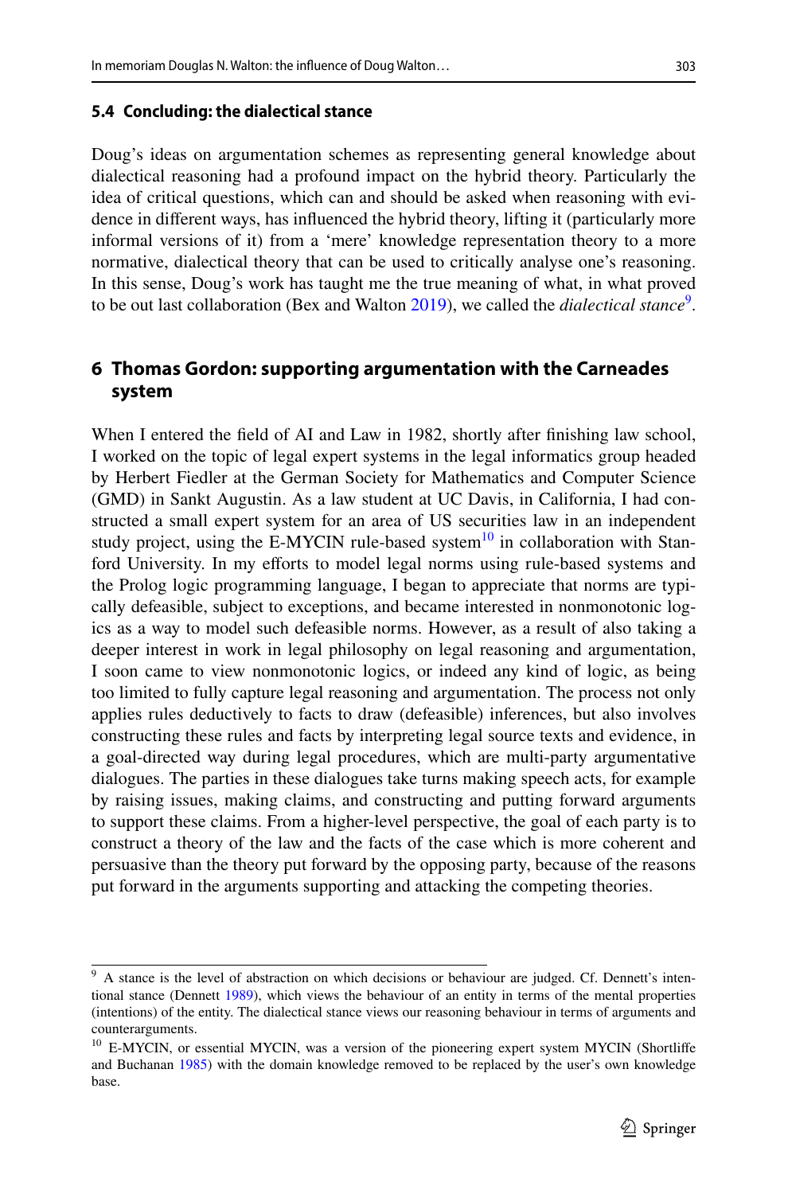### 5.4 Concluding: the dialectical stance

Doug's ideas on argumentation schemes as representing general knowledge about dialectical reasoning had a profound impact on the hybrid theory. Particularly the idea of critical questions, which can and should be asked when reasoning with evidence in different ways, has influenced the hybrid theory, lifting it (particularly more informal versions of it) from a 'mere' knowledge representation theory to a more normative, dialectical theory that can be used to critically analyse one's reasoning. In this sense, Doug's work has taught me the true meaning of what, in what proved to be out last collaboration (Bex and Walton 2019), we called the *dialectical stance*[9].

## 6 Thomas Gordon: supporting argumentation with the Carneades system

When I entered the field of AI and Law in 1982, shortly after finishing law school, I worked on the topic of legal expert systems in the legal informatics group headed by Herbert Fiedler at the German Society for Mathematics and Computer Science (GMD) in Sankt Augustin. As a law student at UC Davis, in California, I had constructed a small expert system for an area of US securities law in an independent study project, using the E-MYCIN rule-based system[10] in collaboration with Stanford University. In my efforts to model legal norms using rule-based systems and the Prolog logic programming language, I began to appreciate that norms are typically defeasible, subject to exceptions, and became interested in nonmonotonic logics as a way to model such defeasible norms. However, as a result of also taking a deeper interest in work in legal philosophy on legal reasoning and argumentation, I soon came to view nonmonotonic logics, or indeed any kind of logic, as being too limited to fully capture legal reasoning and argumentation. The process not only applies rules deductively to facts to draw (defeasible) inferences, but also involves constructing these rules and facts by interpreting legal source texts and evidence, in a goal-directed way during legal procedures, which are multi-party argumentative dialogues. The parties in these dialogues take turns making speech acts, for example by raising issues, making claims, and constructing and putting forward arguments to support these claims. From a higher-level perspective, the goal of each party is to construct a theory of the law and the facts of the case which is more coherent and persuasive than the theory put forward by the opposing party, because of the reasons put forward in the arguments supporting and attacking the competing theories.

---

[9] A stance is the level of abstraction on which decisions or behaviour are judged. Cf. Dennett's intentional stance (Dennett 1989), which views the behaviour of an entity in terms of the mental properties (intentions) of the entity. The dialectical stance views our reasoning behaviour in terms of arguments and counterarguments.

[10] E-MYCIN, or essential MYCIN, was a version of the pioneering expert system MYCIN (Shortliffe and Buchanan 1985) with the domain knowledge removed to be replaced by the user's own knowledge base.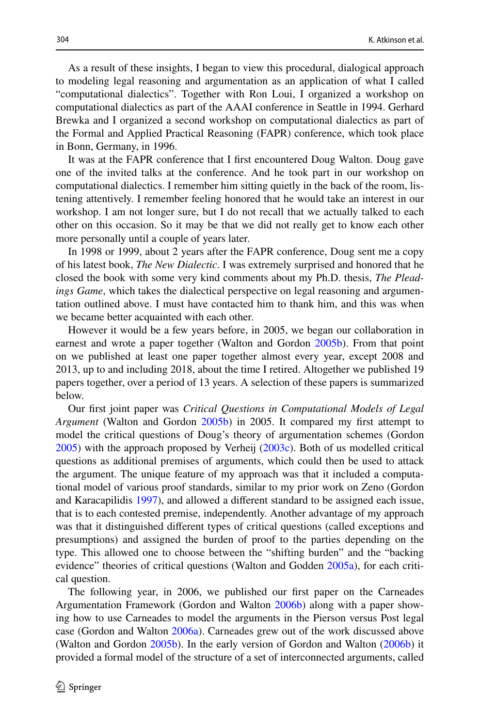As a result of these insights, I began to view this procedural, dialogical approach to modeling legal reasoning and argumentation as an application of what I called "computational dialectics". Together with Ron Loui, I organized a workshop on computational dialectics as part of the AAAI conference in Seattle in 1994. Gerhard Brewka and I organized a second workshop on computational dialectics as part of the Formal and Applied Practical Reasoning (FAPR) conference, which took place in Bonn, Germany, in 1996.

It was at the FAPR conference that I first encountered Doug Walton. Doug gave one of the invited talks at the conference. And he took part in our workshop on computational dialectics. I remember him sitting quietly in the back of the room, listening attentively. I remember feeling honored that he would take an interest in our workshop. I am not longer sure, but I do not recall that we actually talked to each other on this occasion. So it may be that we did not really get to know each other more personally until a couple of years later.

In 1998 or 1999, about 2 years after the FAPR conference, Doug sent me a copy of his latest book, *The New Dialectic*. I was extremely surprised and honored that he closed the book with some very kind comments about my Ph.D. thesis, *The Pleadings Game*, which takes the dialectical perspective on legal reasoning and argumentation outlined above. I must have contacted him to thank him, and this was when we became better acquainted with each other.

However it would be a few years before, in 2005, we began our collaboration in earnest and wrote a paper together (Walton and Gordon 2005b). From that point on we published at least one paper together almost every year, except 2008 and 2013, up to and including 2018, about the time I retired. Altogether we published 19 papers together, over a period of 13 years. A selection of these papers is summarized below.

Our first joint paper was *Critical Questions in Computational Models of Legal Argument* (Walton and Gordon 2005b) in 2005. It compared my first attempt to model the critical questions of Doug's theory of argumentation schemes (Gordon 2005) with the approach proposed by Verheij (2003c). Both of us modelled critical questions as additional premises of arguments, which could then be used to attack the argument. The unique feature of my approach was that it included a computational model of various proof standards, similar to my prior work on Zeno (Gordon and Karacapilidis 1997), and allowed a different standard to be assigned each issue, that is to each contested premise, independently. Another advantage of my approach was that it distinguished different types of critical questions (called exceptions and presumptions) and assigned the burden of proof to the parties depending on the type. This allowed one to choose between the "shifting burden" and the "backing evidence" theories of critical questions (Walton and Godden 2005a), for each critical question.

The following year, in 2006, we published our first paper on the Carneades Argumentation Framework (Gordon and Walton 2006b) along with a paper showing how to use Carneades to model the arguments in the Pierson versus Post legal case (Gordon and Walton 2006a). Carneades grew out of the work discussed above (Walton and Gordon 2005b). In the early version of Gordon and Walton (2006b) it provided a formal model of the structure of a set of interconnected arguments, called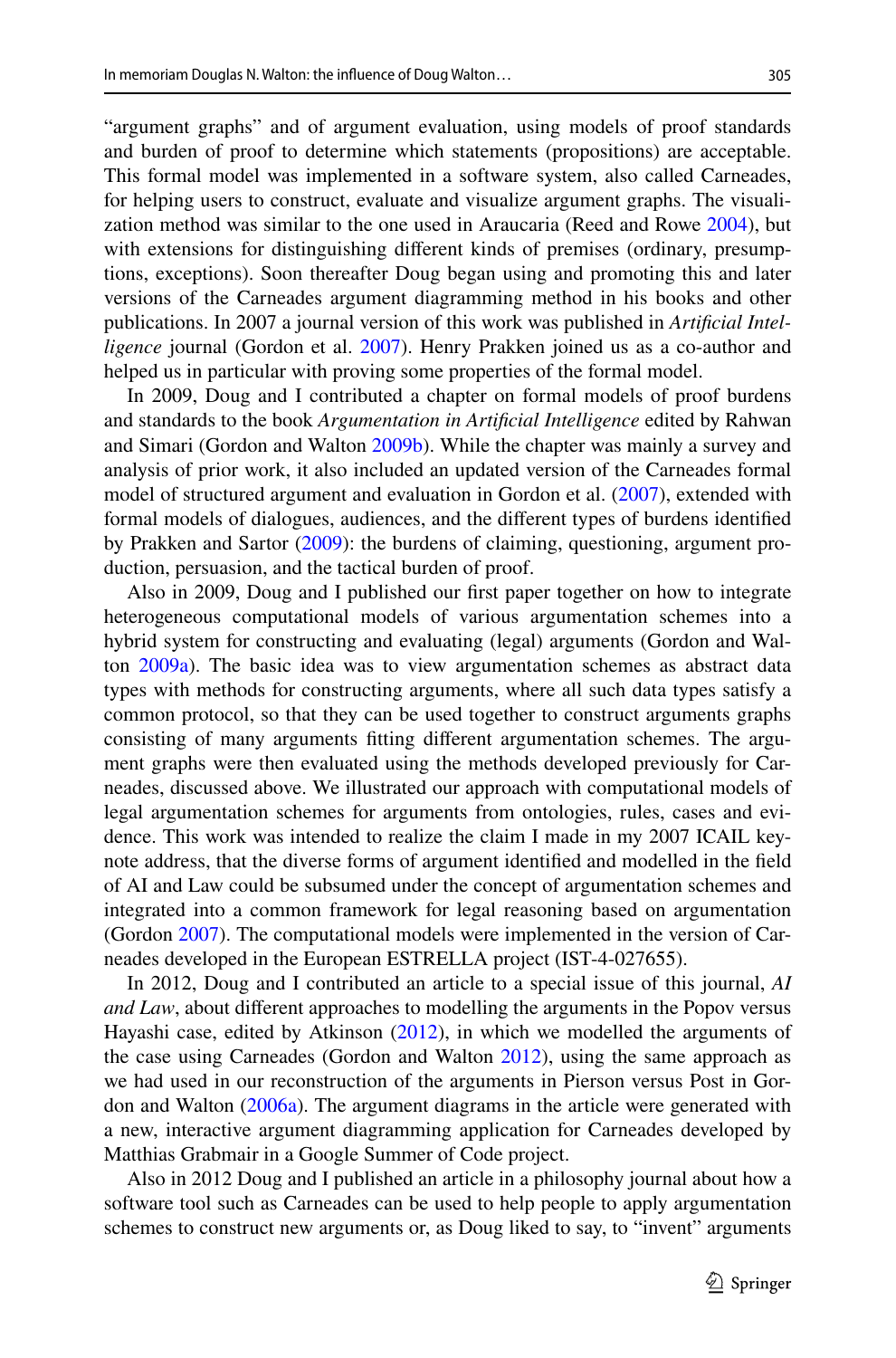"argument graphs" and of argument evaluation, using models of proof standards and burden of proof to determine which statements (propositions) are acceptable. This formal model was implemented in a software system, also called Carneades, for helping users to construct, evaluate and visualize argument graphs. The visualization method was similar to the one used in Araucaria (Reed and Rowe 2004), but with extensions for distinguishing different kinds of premises (ordinary, presumptions, exceptions). Soon thereafter Doug began using and promoting this and later versions of the Carneades argument diagramming method in his books and other publications. In 2007 a journal version of this work was published in *Artificial Intelligence* journal (Gordon et al. 2007). Henry Prakken joined us as a co-author and helped us in particular with proving some properties of the formal model.

In 2009, Doug and I contributed a chapter on formal models of proof burdens and standards to the book *Argumentation in Artificial Intelligence* edited by Rahwan and Simari (Gordon and Walton 2009b). While the chapter was mainly a survey and analysis of prior work, it also included an updated version of the Carneades formal model of structured argument and evaluation in Gordon et al. (2007), extended with formal models of dialogues, audiences, and the different types of burdens identified by Prakken and Sartor (2009): the burdens of claiming, questioning, argument production, persuasion, and the tactical burden of proof.

Also in 2009, Doug and I published our first paper together on how to integrate heterogeneous computational models of various argumentation schemes into a hybrid system for constructing and evaluating (legal) arguments (Gordon and Walton 2009a). The basic idea was to view argumentation schemes as abstract data types with methods for constructing arguments, where all such data types satisfy a common protocol, so that they can be used together to construct arguments graphs consisting of many arguments fitting different argumentation schemes. The argument graphs were then evaluated using the methods developed previously for Carneades, discussed above. We illustrated our approach with computational models of legal argumentation schemes for arguments from ontologies, rules, cases and evidence. This work was intended to realize the claim I made in my 2007 ICAIL keynote address, that the diverse forms of argument identified and modelled in the field of AI and Law could be subsumed under the concept of argumentation schemes and integrated into a common framework for legal reasoning based on argumentation (Gordon 2007). The computational models were implemented in the version of Carneades developed in the European ESTRELLA project (IST-4-027655).

In 2012, Doug and I contributed an article to a special issue of this journal, *AI and Law*, about different approaches to modelling the arguments in the Popov versus Hayashi case, edited by Atkinson (2012), in which we modelled the arguments of the case using Carneades (Gordon and Walton 2012), using the same approach as we had used in our reconstruction of the arguments in Pierson versus Post in Gordon and Walton (2006a). The argument diagrams in the article were generated with a new, interactive argument diagramming application for Carneades developed by Matthias Grabmair in a Google Summer of Code project.

Also in 2012 Doug and I published an article in a philosophy journal about how a software tool such as Carneades can be used to help people to apply argumentation schemes to construct new arguments or, as Doug liked to say, to "invent" arguments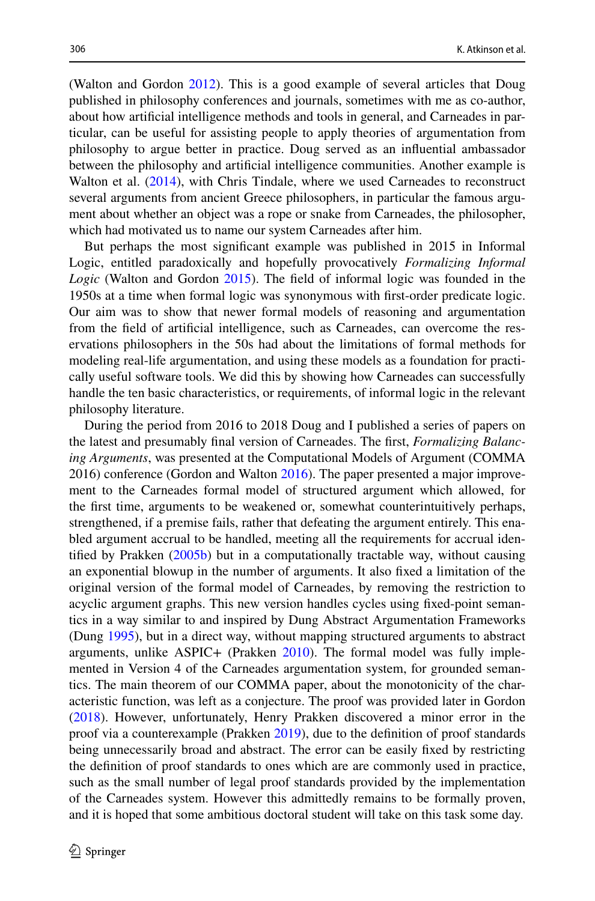(Walton and Gordon 2012). This is a good example of several articles that Doug published in philosophy conferences and journals, sometimes with me as co-author, about how artificial intelligence methods and tools in general, and Carneades in particular, can be useful for assisting people to apply theories of argumentation from philosophy to argue better in practice. Doug served as an influential ambassador between the philosophy and artificial intelligence communities. Another example is Walton et al. (2014), with Chris Tindale, where we used Carneades to reconstruct several arguments from ancient Greece philosophers, in particular the famous argument about whether an object was a rope or snake from Carneades, the philosopher, which had motivated us to name our system Carneades after him.

But perhaps the most significant example was published in 2015 in Informal Logic, entitled paradoxically and hopefully provocatively *Formalizing Informal Logic* (Walton and Gordon 2015). The field of informal logic was founded in the 1950s at a time when formal logic was synonymous with first-order predicate logic. Our aim was to show that newer formal models of reasoning and argumentation from the field of artificial intelligence, such as Carneades, can overcome the reservations philosophers in the 50s had about the limitations of formal methods for modeling real-life argumentation, and using these models as a foundation for practically useful software tools. We did this by showing how Carneades can successfully handle the ten basic characteristics, or requirements, of informal logic in the relevant philosophy literature.

During the period from 2016 to 2018 Doug and I published a series of papers on the latest and presumably final version of Carneades. The first, *Formalizing Balancing Arguments*, was presented at the Computational Models of Argument (COMMA 2016) conference (Gordon and Walton 2016). The paper presented a major improvement to the Carneades formal model of structured argument which allowed, for the first time, arguments to be weakened or, somewhat counterintuitively perhaps, strengthened, if a premise fails, rather that defeating the argument entirely. This enabled argument accrual to be handled, meeting all the requirements for accrual identified by Prakken (2005b) but in a computationally tractable way, without causing an exponential blowup in the number of arguments. It also fixed a limitation of the original version of the formal model of Carneades, by removing the restriction to acyclic argument graphs. This new version handles cycles using fixed-point semantics in a way similar to and inspired by Dung Abstract Argumentation Frameworks (Dung 1995), but in a direct way, without mapping structured arguments to abstract arguments, unlike ASPIC+ (Prakken 2010). The formal model was fully implemented in Version 4 of the Carneades argumentation system, for grounded semantics. The main theorem of our COMMA paper, about the monotonicity of the characteristic function, was left as a conjecture. The proof was provided later in Gordon (2018). However, unfortunately, Henry Prakken discovered a minor error in the proof via a counterexample (Prakken 2019), due to the definition of proof standards being unnecessarily broad and abstract. The error can be easily fixed by restricting the definition of proof standards to ones which are are commonly used in practice, such as the small number of legal proof standards provided by the implementation of the Carneades system. However this admittedly remains to be formally proven, and it is hoped that some ambitious doctoral student will take on this task some day.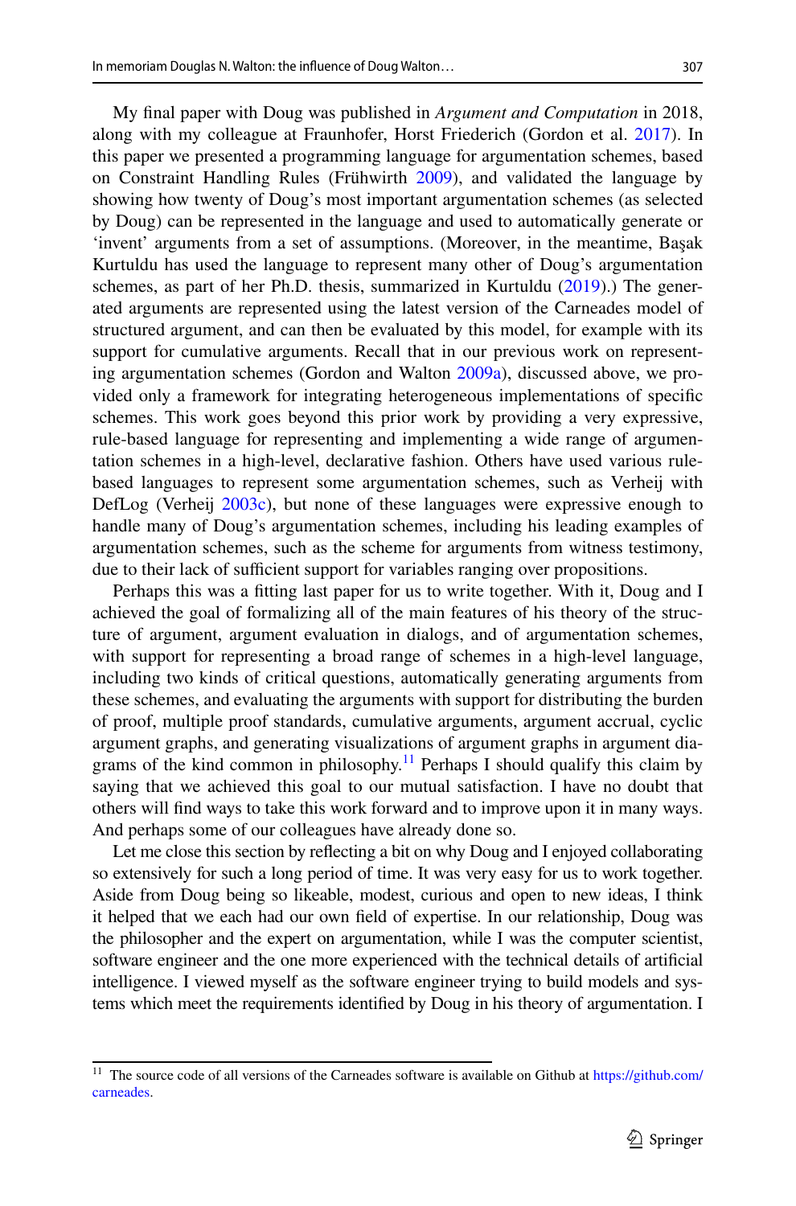My final paper with Doug was published in *Argument and Computation* in 2018, along with my colleague at Fraunhofer, Horst Friederich (Gordon et al. 2017). In this paper we presented a programming language for argumentation schemes, based on Constraint Handling Rules (Frühwirth 2009), and validated the language by showing how twenty of Doug's most important argumentation schemes (as selected by Doug) can be represented in the language and used to automatically generate or 'invent' arguments from a set of assumptions. (Moreover, in the meantime, Başak Kurtuldu has used the language to represent many other of Doug's argumentation schemes, as part of her Ph.D. thesis, summarized in Kurtuldu (2019).) The generated arguments are represented using the latest version of the Carneades model of structured argument, and can then be evaluated by this model, for example with its support for cumulative arguments. Recall that in our previous work on representing argumentation schemes (Gordon and Walton 2009a), discussed above, we provided only a framework for integrating heterogeneous implementations of specific schemes. This work goes beyond this prior work by providing a very expressive, rule-based language for representing and implementing a wide range of argumentation schemes in a high-level, declarative fashion. Others have used various rule-based languages to represent some argumentation schemes, such as Verheij with DefLog (Verheij 2003c), but none of these languages were expressive enough to handle many of Doug's argumentation schemes, including his leading examples of argumentation schemes, such as the scheme for arguments from witness testimony, due to their lack of sufficient support for variables ranging over propositions.

Perhaps this was a fitting last paper for us to write together. With it, Doug and I achieved the goal of formalizing all of the main features of his theory of the structure of argument, argument evaluation in dialogs, and of argumentation schemes, with support for representing a broad range of schemes in a high-level language, including two kinds of critical questions, automatically generating arguments from these schemes, and evaluating the arguments with support for distributing the burden of proof, multiple proof standards, cumulative arguments, argument accrual, cyclic argument graphs, and generating visualizations of argument graphs in argument diagrams of the kind common in philosophy.[11] Perhaps I should qualify this claim by saying that we achieved this goal to our mutual satisfaction. I have no doubt that others will find ways to take this work forward and to improve upon it in many ways. And perhaps some of our colleagues have already done so.

Let me close this section by reflecting a bit on why Doug and I enjoyed collaborating so extensively for such a long period of time. It was very easy for us to work together. Aside from Doug being so likeable, modest, curious and open to new ideas, I think it helped that we each had our own field of expertise. In our relationship, Doug was the philosopher and the expert on argumentation, while I was the computer scientist, software engineer and the one more experienced with the technical details of artificial intelligence. I viewed myself as the software engineer trying to build models and systems which meet the requirements identified by Doug in his theory of argumentation. I

[11] The source code of all versions of the Carneades software is available on Github at https://github.com/carneades.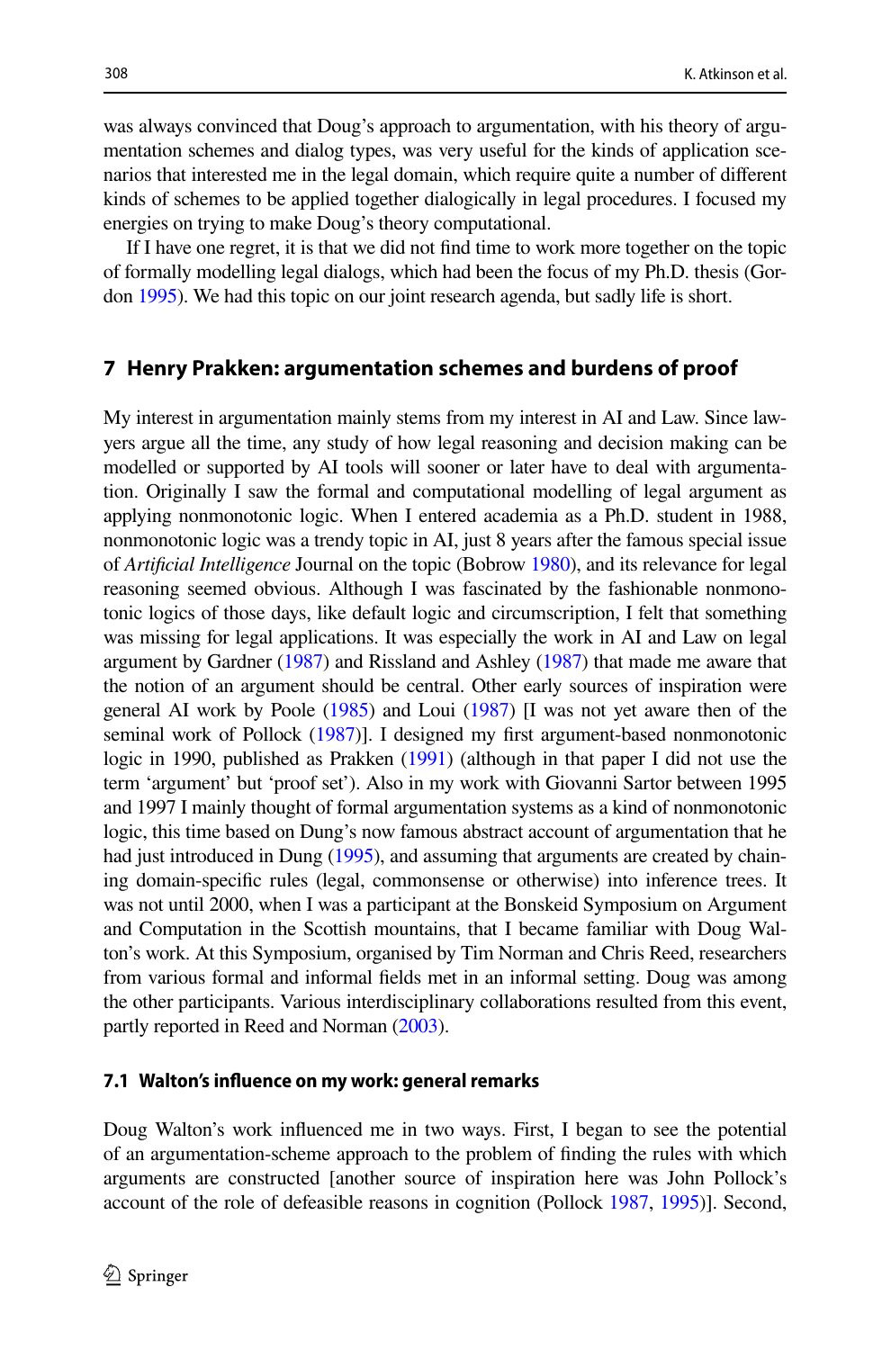was always convinced that Doug's approach to argumentation, with his theory of argumentation schemes and dialog types, was very useful for the kinds of application scenarios that interested me in the legal domain, which require quite a number of different kinds of schemes to be applied together dialogically in legal procedures. I focused my energies on trying to make Doug's theory computational.

If I have one regret, it is that we did not find time to work more together on the topic of formally modelling legal dialogs, which had been the focus of my Ph.D. thesis (Gordon 1995). We had this topic on our joint research agenda, but sadly life is short.

## 7 Henry Prakken: argumentation schemes and burdens of proof

My interest in argumentation mainly stems from my interest in AI and Law. Since lawyers argue all the time, any study of how legal reasoning and decision making can be modelled or supported by AI tools will sooner or later have to deal with argumentation. Originally I saw the formal and computational modelling of legal argument as applying nonmonotonic logic. When I entered academia as a Ph.D. student in 1988, nonmonotonic logic was a trendy topic in AI, just 8 years after the famous special issue of *Artificial Intelligence* Journal on the topic (Bobrow 1980), and its relevance for legal reasoning seemed obvious. Although I was fascinated by the fashionable nonmonotonic logics of those days, like default logic and circumscription, I felt that something was missing for legal applications. It was especially the work in AI and Law on legal argument by Gardner (1987) and Rissland and Ashley (1987) that made me aware that the notion of an argument should be central. Other early sources of inspiration were general AI work by Poole (1985) and Loui (1987) [I was not yet aware then of the seminal work of Pollock (1987)]. I designed my first argument-based nonmonotonic logic in 1990, published as Prakken (1991) (although in that paper I did not use the term 'argument' but 'proof set'). Also in my work with Giovanni Sartor between 1995 and 1997 I mainly thought of formal argumentation systems as a kind of nonmonotonic logic, this time based on Dung's now famous abstract account of argumentation that he had just introduced in Dung (1995), and assuming that arguments are created by chaining domain-specific rules (legal, commonsense or otherwise) into inference trees. It was not until 2000, when I was a participant at the Bonskeid Symposium on Argument and Computation in the Scottish mountains, that I became familiar with Doug Walton's work. At this Symposium, organised by Tim Norman and Chris Reed, researchers from various formal and informal fields met in an informal setting. Doug was among the other participants. Various interdisciplinary collaborations resulted from this event, partly reported in Reed and Norman (2003).

### 7.1 Walton's influence on my work: general remarks

Doug Walton's work influenced me in two ways. First, I began to see the potential of an argumentation-scheme approach to the problem of finding the rules with which arguments are constructed [another source of inspiration here was John Pollock's account of the role of defeasible reasons in cognition (Pollock 1987, 1995)]. Second,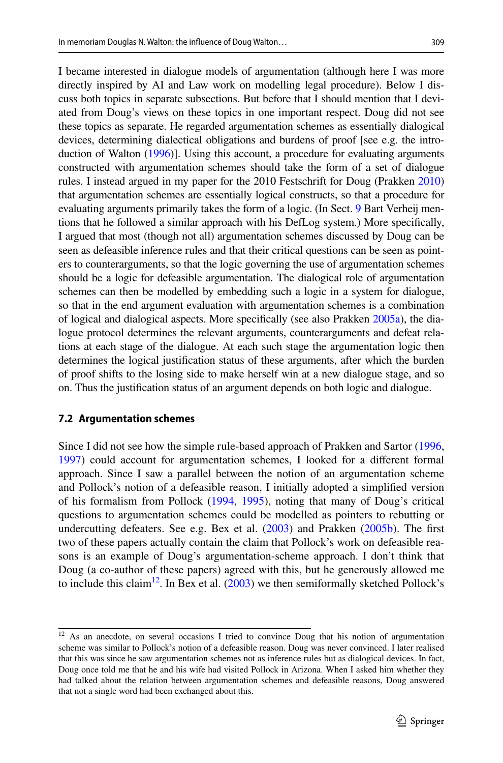I became interested in dialogue models of argumentation (although here I was more directly inspired by AI and Law work on modelling legal procedure). Below I discuss both topics in separate subsections. But before that I should mention that I deviated from Doug's views on these topics in one important respect. Doug did not see these topics as separate. He regarded argumentation schemes as essentially dialogical devices, determining dialectical obligations and burdens of proof [see e.g. the introduction of Walton (1996)]. Using this account, a procedure for evaluating arguments constructed with argumentation schemes should take the form of a set of dialogue rules. I instead argued in my paper for the 2010 Festschrift for Doug (Prakken 2010) that argumentation schemes are essentially logical constructs, so that a procedure for evaluating arguments primarily takes the form of a logic. (In Sect. 9 Bart Verheij mentions that he followed a similar approach with his DefLog system.) More specifically, I argued that most (though not all) argumentation schemes discussed by Doug can be seen as defeasible inference rules and that their critical questions can be seen as pointers to counterarguments, so that the logic governing the use of argumentation schemes should be a logic for defeasible argumentation. The dialogical role of argumentation schemes can then be modelled by embedding such a logic in a system for dialogue, so that in the end argument evaluation with argumentation schemes is a combination of logical and dialogical aspects. More specifically (see also Prakken 2005a), the dialogue protocol determines the relevant arguments, counterarguments and defeat relations at each stage of the dialogue. At each such stage the argumentation logic then determines the logical justification status of these arguments, after which the burden of proof shifts to the losing side to make herself win at a new dialogue stage, and so on. Thus the justification status of an argument depends on both logic and dialogue.

### 7.2 Argumentation schemes

Since I did not see how the simple rule-based approach of Prakken and Sartor (1996, 1997) could account for argumentation schemes, I looked for a different formal approach. Since I saw a parallel between the notion of an argumentation scheme and Pollock's notion of a defeasible reason, I initially adopted a simplified version of his formalism from Pollock (1994, 1995), noting that many of Doug's critical questions to argumentation schemes could be modelled as pointers to rebutting or undercutting defeaters. See e.g. Bex et al. (2003) and Prakken (2005b). The first two of these papers actually contain the claim that Pollock's work on defeasible reasons is an example of Doug's argumentation-scheme approach. I don't think that Doug (a co-author of these papers) agreed with this, but he generously allowed me to include this claim[12]. In Bex et al. (2003) we then semiformally sketched Pollock's

[12] As an anecdote, on several occasions I tried to convince Doug that his notion of argumentation scheme was similar to Pollock's notion of a defeasible reason. Doug was never convinced. I later realised that this was since he saw argumentation schemes not as inference rules but as dialogical devices. In fact, Doug once told me that he and his wife had visited Pollock in Arizona. When I asked him whether they had talked about the relation between argumentation schemes and defeasible reasons, Doug answered that not a single word had been exchanged about this.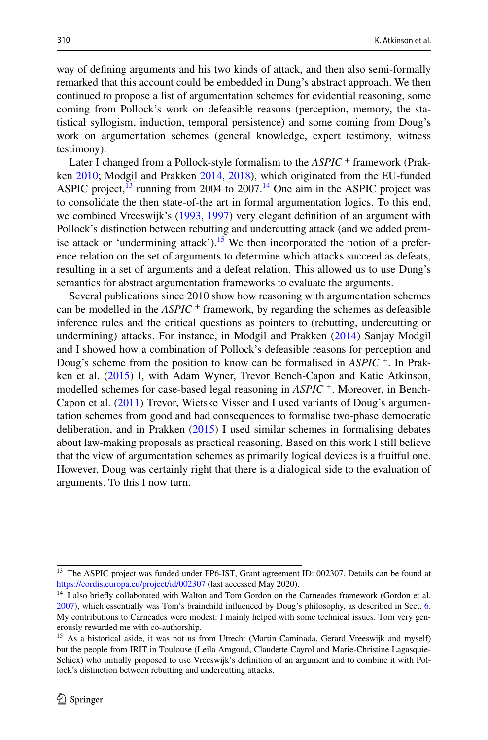way of defining arguments and his two kinds of attack, and then also semi-formally remarked that this account could be embedded in Dung's abstract approach. We then continued to propose a list of argumentation schemes for evidential reasoning, some coming from Pollock's work on defeasible reasons (perception, memory, the statistical syllogism, induction, temporal persistence) and some coming from Doug's work on argumentation schemes (general knowledge, expert testimony, witness testimony).

Later I changed from a Pollock-style formalism to the *ASPIC* [+] framework (Prakken 2010; Modgil and Prakken 2014, 2018), which originated from the EU-funded ASPIC project,[13] running from 2004 to 2007.[14] One aim in the ASPIC project was to consolidate the then state-of-the art in formal argumentation logics. To this end, we combined Vreeswijk's (1993, 1997) very elegant definition of an argument with Pollock's distinction between rebutting and undercutting attack (and we added premise attack or 'undermining attack').[15] We then incorporated the notion of a preference relation on the set of arguments to determine which attacks succeed as defeats, resulting in a set of arguments and a defeat relation. This allowed us to use Dung's semantics for abstract argumentation frameworks to evaluate the arguments.

Several publications since 2010 show how reasoning with argumentation schemes can be modelled in the *ASPIC* [+] framework, by regarding the schemes as defeasible inference rules and the critical questions as pointers to (rebutting, undercutting or undermining) attacks. For instance, in Modgil and Prakken (2014) Sanjay Modgil and I showed how a combination of Pollock's defeasible reasons for perception and Doug's scheme from the position to know can be formalised in *ASPIC* [+]. In Prakken et al. (2015) I, with Adam Wyner, Trevor Bench-Capon and Katie Atkinson, modelled schemes for case-based legal reasoning in *ASPIC* [+]. Moreover, in Bench-Capon et al. (2011) Trevor, Wietske Visser and I used variants of Doug's argumentation schemes from good and bad consequences to formalise two-phase democratic deliberation, and in Prakken (2015) I used similar schemes in formalising debates about law-making proposals as practical reasoning. Based on this work I still believe that the view of argumentation schemes as primarily logical devices is a fruitful one. However, Doug was certainly right that there is a dialogical side to the evaluation of arguments. To this I now turn.

---

[13] The ASPIC project was funded under FP6-IST, Grant agreement ID: 002307. Details can be found at https://cordis.europa.eu/project/id/002307 (last accessed May 2020).

[14] I also briefly collaborated with Walton and Tom Gordon on the Carneades framework (Gordon et al. 2007), which essentially was Tom's brainchild influenced by Doug's philosophy, as described in Sect. 6. My contributions to Carneades were modest: I mainly helped with some technical issues. Tom very generously rewarded me with co-authorship.

[15] As a historical aside, it was not us from Utrecht (Martin Caminada, Gerard Vreeswijk and myself) but the people from IRIT in Toulouse (Leila Amgoud, Claudette Cayrol and Marie-Christine Lagasquie-Schiex) who initially proposed to use Vreeswijk's definition of an argument and to combine it with Pollock's distinction between rebutting and undercutting attacks.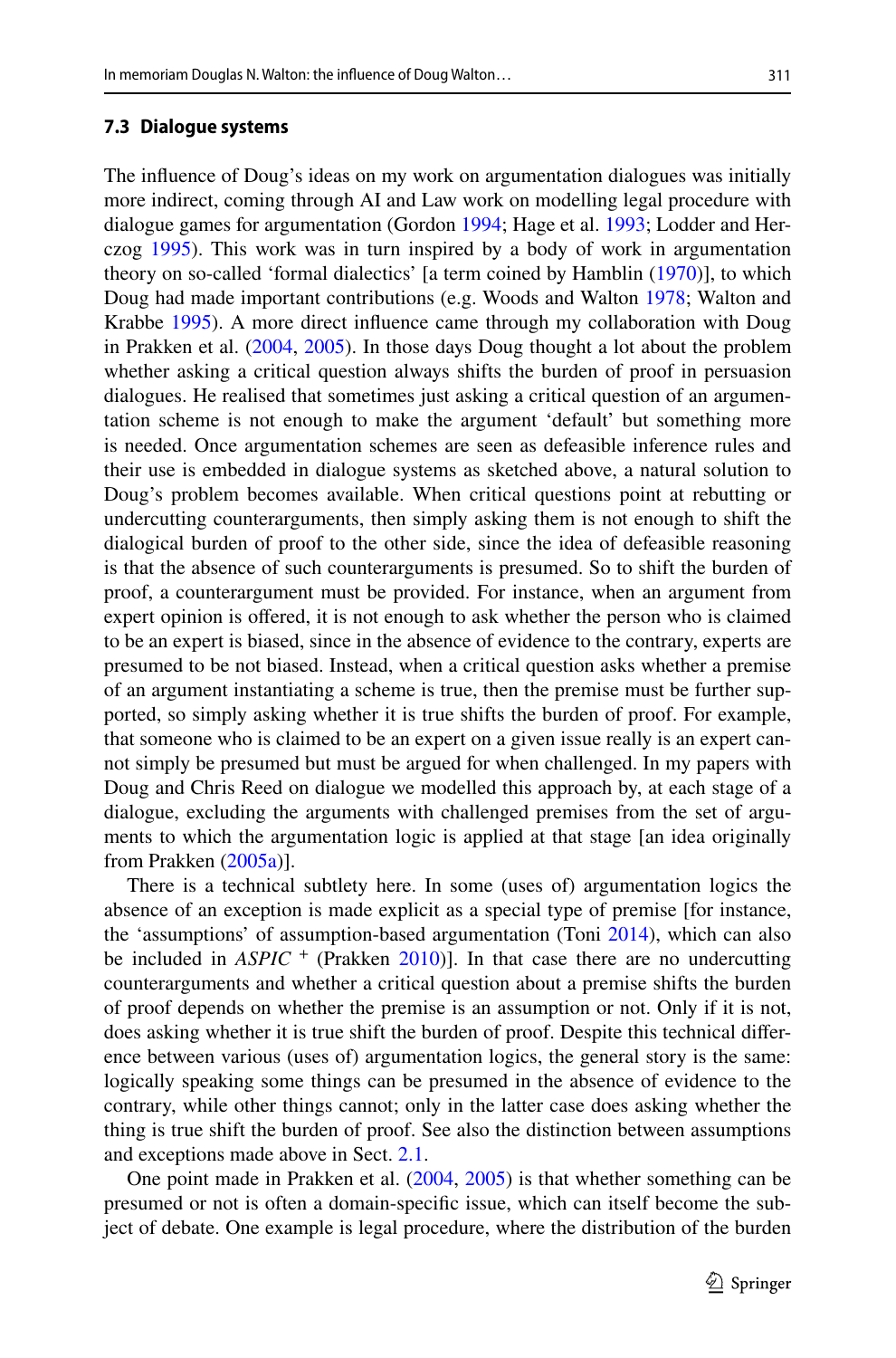### 7.3 Dialogue systems

The influence of Doug's ideas on my work on argumentation dialogues was initially more indirect, coming through AI and Law work on modelling legal procedure with dialogue games for argumentation (Gordon 1994; Hage et al. 1993; Lodder and Herczog 1995). This work was in turn inspired by a body of work in argumentation theory on so-called 'formal dialectics' [a term coined by Hamblin (1970)], to which Doug had made important contributions (e.g. Woods and Walton 1978; Walton and Krabbe 1995). A more direct influence came through my collaboration with Doug in Prakken et al. (2004, 2005). In those days Doug thought a lot about the problem whether asking a critical question always shifts the burden of proof in persuasion dialogues. He realised that sometimes just asking a critical question of an argumentation scheme is not enough to make the argument 'default' but something more is needed. Once argumentation schemes are seen as defeasible inference rules and their use is embedded in dialogue systems as sketched above, a natural solution to Doug's problem becomes available. When critical questions point at rebutting or undercutting counterarguments, then simply asking them is not enough to shift the dialogical burden of proof to the other side, since the idea of defeasible reasoning is that the absence of such counterarguments is presumed. So to shift the burden of proof, a counterargument must be provided. For instance, when an argument from expert opinion is offered, it is not enough to ask whether the person who is claimed to be an expert is biased, since in the absence of evidence to the contrary, experts are presumed to be not biased. Instead, when a critical question asks whether a premise of an argument instantiating a scheme is true, then the premise must be further supported, so simply asking whether it is true shifts the burden of proof. For example, that someone who is claimed to be an expert on a given issue really is an expert cannot simply be presumed but must be argued for when challenged. In my papers with Doug and Chris Reed on dialogue we modelled this approach by, at each stage of a dialogue, excluding the arguments with challenged premises from the set of arguments to which the argumentation logic is applied at that stage [an idea originally from Prakken (2005a)].

There is a technical subtlety here. In some (uses of) argumentation logics the absence of an exception is made explicit as a special type of premise [for instance, the 'assumptions' of assumption-based argumentation (Toni 2014), which can also be included in *ASPIC* ⁺ (Prakken 2010)]. In that case there are no undercutting counterarguments and whether a critical question about a premise shifts the burden of proof depends on whether the premise is an assumption or not. Only if it is not, does asking whether it is true shift the burden of proof. Despite this technical difference between various (uses of) argumentation logics, the general story is the same: logically speaking some things can be presumed in the absence of evidence to the contrary, while other things cannot; only in the latter case does asking whether the thing is true shift the burden of proof. See also the distinction between assumptions and exceptions made above in Sect. 2.1.

One point made in Prakken et al. (2004, 2005) is that whether something can be presumed or not is often a domain-specific issue, which can itself become the subject of debate. One example is legal procedure, where the distribution of the burden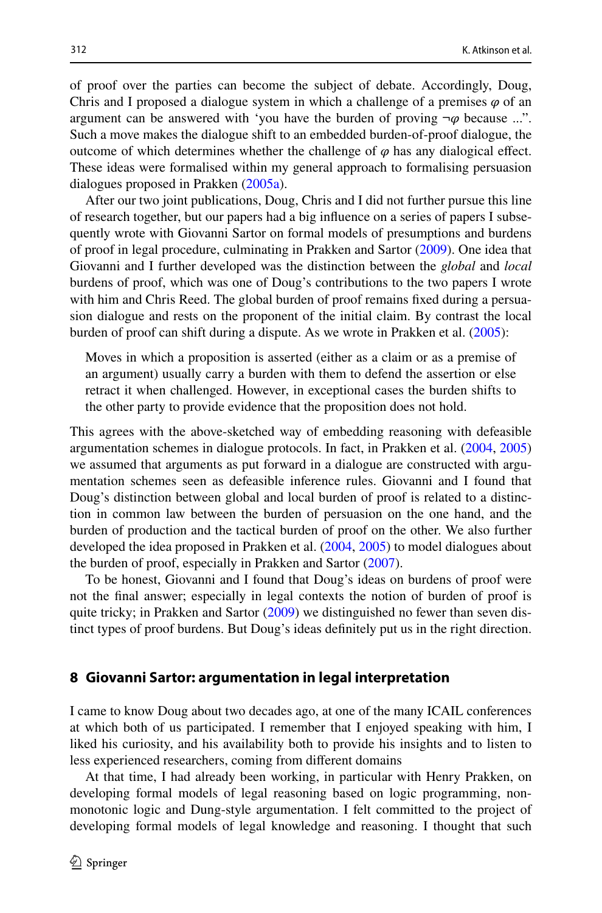of proof over the parties can become the subject of debate. Accordingly, Doug, Chris and I proposed a dialogue system in which a challenge of a premises $\varphi$ of an argument can be answered with 'you have the burden of proving $\neg\varphi$ because ...". Such a move makes the dialogue shift to an embedded burden-of-proof dialogue, the outcome of which determines whether the challenge of $\varphi$ has any dialogical effect. These ideas were formalised within my general approach to formalising persuasion dialogues proposed in Prakken (2005a).

After our two joint publications, Doug, Chris and I did not further pursue this line of research together, but our papers had a big influence on a series of papers I subsequently wrote with Giovanni Sartor on formal models of presumptions and burdens of proof in legal procedure, culminating in Prakken and Sartor (2009). One idea that Giovanni and I further developed was the distinction between the *global* and *local* burdens of proof, which was one of Doug's contributions to the two papers I wrote with him and Chris Reed. The global burden of proof remains fixed during a persuasion dialogue and rests on the proponent of the initial claim. By contrast the local burden of proof can shift during a dispute. As we wrote in Prakken et al. (2005):

> Moves in which a proposition is asserted (either as a claim or as a premise of an argument) usually carry a burden with them to defend the assertion or else retract it when challenged. However, in exceptional cases the burden shifts to the other party to provide evidence that the proposition does not hold.

This agrees with the above-sketched way of embedding reasoning with defeasible argumentation schemes in dialogue protocols. In fact, in Prakken et al. (2004, 2005) we assumed that arguments as put forward in a dialogue are constructed with argumentation schemes seen as defeasible inference rules. Giovanni and I found that Doug's distinction between global and local burden of proof is related to a distinction in common law between the burden of persuasion on the one hand, and the burden of production and the tactical burden of proof on the other. We also further developed the idea proposed in Prakken et al. (2004, 2005) to model dialogues about the burden of proof, especially in Prakken and Sartor (2007).

To be honest, Giovanni and I found that Doug's ideas on burdens of proof were not the final answer; especially in legal contexts the notion of burden of proof is quite tricky; in Prakken and Sartor (2009) we distinguished no fewer than seven distinct types of proof burdens. But Doug's ideas definitely put us in the right direction.

## 8 Giovanni Sartor: argumentation in legal interpretation

I came to know Doug about two decades ago, at one of the many ICAIL conferences at which both of us participated. I remember that I enjoyed speaking with him, I liked his curiosity, and his availability both to provide his insights and to listen to less experienced researchers, coming from different domains

At that time, I had already been working, in particular with Henry Prakken, on developing formal models of legal reasoning based on logic programming, non-monotonic logic and Dung-style argumentation. I felt committed to the project of developing formal models of legal knowledge and reasoning. I thought that such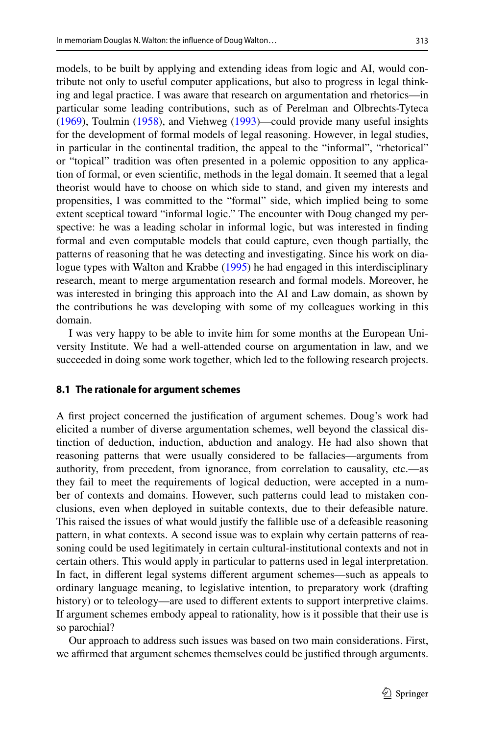models, to be built by applying and extending ideas from logic and AI, would contribute not only to useful computer applications, but also to progress in legal thinking and legal practice. I was aware that research on argumentation and rhetorics—in particular some leading contributions, such as of Perelman and Olbrechts-Tyteca (1969), Toulmin (1958), and Viehweg (1993)—could provide many useful insights for the development of formal models of legal reasoning. However, in legal studies, in particular in the continental tradition, the appeal to the "informal", "rhetorical" or "topical" tradition was often presented in a polemic opposition to any application of formal, or even scientific, methods in the legal domain. It seemed that a legal theorist would have to choose on which side to stand, and given my interests and propensities, I was committed to the "formal" side, which implied being to some extent sceptical toward "informal logic." The encounter with Doug changed my perspective: he was a leading scholar in informal logic, but was interested in finding formal and even computable models that could capture, even though partially, the patterns of reasoning that he was detecting and investigating. Since his work on dialogue types with Walton and Krabbe (1995) he had engaged in this interdisciplinary research, meant to merge argumentation research and formal models. Moreover, he was interested in bringing this approach into the AI and Law domain, as shown by the contributions he was developing with some of my colleagues working in this domain.

I was very happy to be able to invite him for some months at the European University Institute. We had a well-attended course on argumentation in law, and we succeeded in doing some work together, which led to the following research projects.

### 8.1 The rationale for argument schemes

A first project concerned the justification of argument schemes. Doug's work had elicited a number of diverse argumentation schemes, well beyond the classical distinction of deduction, induction, abduction and analogy. He had also shown that reasoning patterns that were usually considered to be fallacies—arguments from authority, from precedent, from ignorance, from correlation to causality, etc.—as they fail to meet the requirements of logical deduction, were accepted in a number of contexts and domains. However, such patterns could lead to mistaken conclusions, even when deployed in suitable contexts, due to their defeasible nature. This raised the issues of what would justify the fallible use of a defeasible reasoning pattern, in what contexts. A second issue was to explain why certain patterns of reasoning could be used legitimately in certain cultural-institutional contexts and not in certain others. This would apply in particular to patterns used in legal interpretation. In fact, in different legal systems different argument schemes—such as appeals to ordinary language meaning, to legislative intention, to preparatory work (drafting history) or to teleology—are used to different extents to support interpretive claims. If argument schemes embody appeal to rationality, how is it possible that their use is so parochial?

Our approach to address such issues was based on two main considerations. First, we affirmed that argument schemes themselves could be justified through arguments.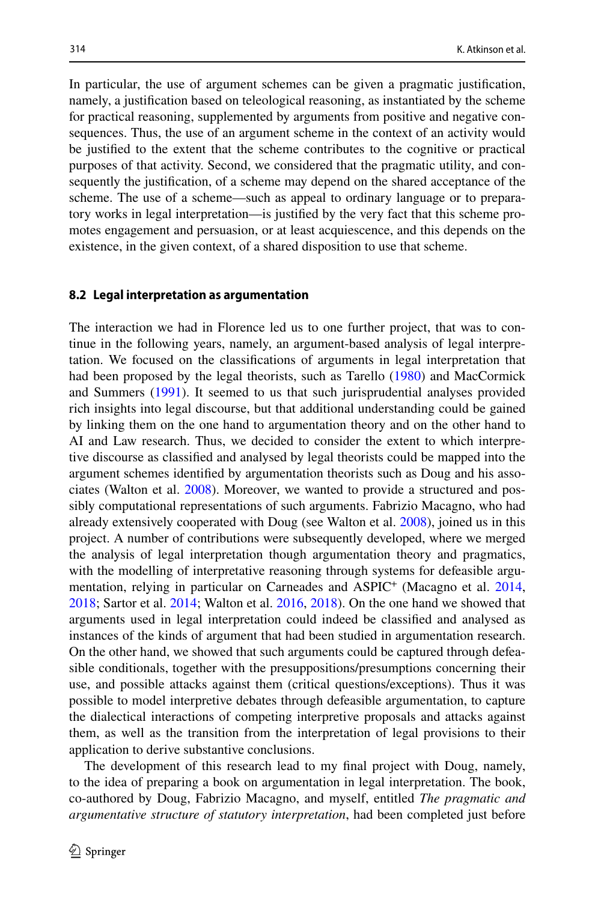In particular, the use of argument schemes can be given a pragmatic justification, namely, a justification based on teleological reasoning, as instantiated by the scheme for practical reasoning, supplemented by arguments from positive and negative consequences. Thus, the use of an argument scheme in the context of an activity would be justified to the extent that the scheme contributes to the cognitive or practical purposes of that activity. Second, we considered that the pragmatic utility, and consequently the justification, of a scheme may depend on the shared acceptance of the scheme. The use of a scheme—such as appeal to ordinary language or to preparatory works in legal interpretation—is justified by the very fact that this scheme promotes engagement and persuasion, or at least acquiescence, and this depends on the existence, in the given context, of a shared disposition to use that scheme.

### 8.2 Legal interpretation as argumentation

The interaction we had in Florence led us to one further project, that was to continue in the following years, namely, an argument-based analysis of legal interpretation. We focused on the classifications of arguments in legal interpretation that had been proposed by the legal theorists, such as Tarello (1980) and MacCormick and Summers (1991). It seemed to us that such jurisprudential analyses provided rich insights into legal discourse, but that additional understanding could be gained by linking them on the one hand to argumentation theory and on the other hand to AI and Law research. Thus, we decided to consider the extent to which interpretive discourse as classified and analysed by legal theorists could be mapped into the argument schemes identified by argumentation theorists such as Doug and his associates (Walton et al. 2008). Moreover, we wanted to provide a structured and possibly computational representations of such arguments. Fabrizio Macagno, who had already extensively cooperated with Doug (see Walton et al. 2008), joined us in this project. A number of contributions were subsequently developed, where we merged the analysis of legal interpretation though argumentation theory and pragmatics, with the modelling of interpretative reasoning through systems for defeasible argumentation, relying in particular on Carneades and ASPIC+ (Macagno et al. 2014, 2018; Sartor et al. 2014; Walton et al. 2016, 2018). On the one hand we showed that arguments used in legal interpretation could indeed be classified and analysed as instances of the kinds of argument that had been studied in argumentation research. On the other hand, we showed that such arguments could be captured through defeasible conditionals, together with the presuppositions/presumptions concerning their use, and possible attacks against them (critical questions/exceptions). Thus it was possible to model interpretive debates through defeasible argumentation, to capture the dialectical interactions of competing interpretive proposals and attacks against them, as well as the transition from the interpretation of legal provisions to their application to derive substantive conclusions.

The development of this research lead to my final project with Doug, namely, to the idea of preparing a book on argumentation in legal interpretation. The book, co-authored by Doug, Fabrizio Macagno, and myself, entitled *The pragmatic and argumentative structure of statutory interpretation*, had been completed just before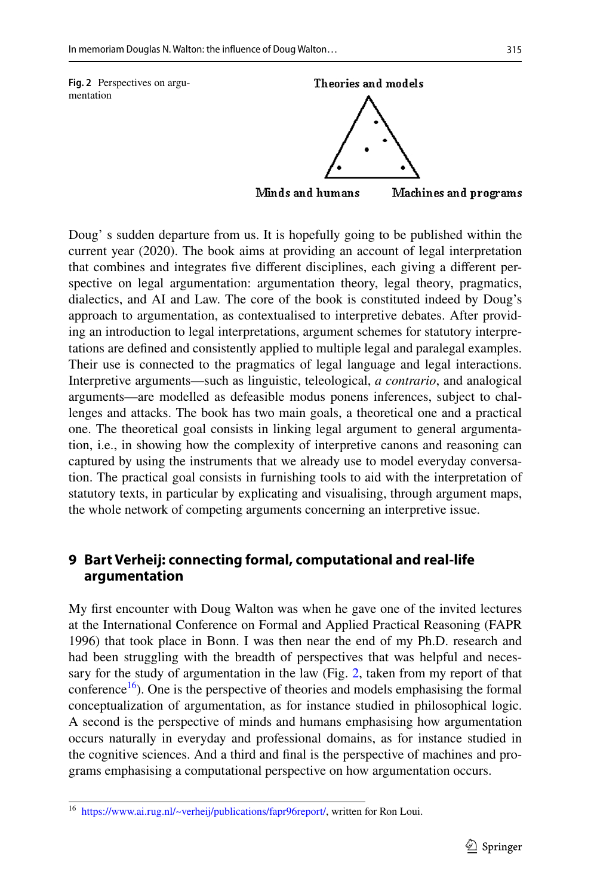Fig. 2 Perspectives on argumentation

Theories and models

Minds and humans

Machines and programs

Doug' s sudden departure from us. It is hopefully going to be published within the current year (2020). The book aims at providing an account of legal interpretation that combines and integrates five different disciplines, each giving a different perspective on legal argumentation: argumentation theory, legal theory, pragmatics, dialectics, and AI and Law. The core of the book is constituted indeed by Doug's approach to argumentation, as contextualised to interpretive debates. After providing an introduction to legal interpretations, argument schemes for statutory interpretations are defined and consistently applied to multiple legal and paralegal examples. Their use is connected to the pragmatics of legal language and legal interactions. Interpretive arguments—such as linguistic, teleological, *a contrario*, and analogical arguments—are modelled as defeasible modus ponens inferences, subject to challenges and attacks. The book has two main goals, a theoretical one and a practical one. The theoretical goal consists in linking legal argument to general argumentation, i.e., in showing how the complexity of interpretive canons and reasoning can captured by using the instruments that we already use to model everyday conversation. The practical goal consists in furnishing tools to aid with the interpretation of statutory texts, in particular by explicating and visualising, through argument maps, the whole network of competing arguments concerning an interpretive issue.

## 9 Bart Verheij: connecting formal, computational and real-life argumentation

My first encounter with Doug Walton was when he gave one of the invited lectures at the International Conference on Formal and Applied Practical Reasoning (FAPR 1996) that took place in Bonn. I was then near the end of my Ph.D. research and had been struggling with the breadth of perspectives that was helpful and necessary for the study of argumentation in the law (Fig. 2, taken from my report of that conference[16]). One is the perspective of theories and models emphasising the formal conceptualization of argumentation, as for instance studied in philosophical logic. A second is the perspective of minds and humans emphasising how argumentation occurs naturally in everyday and professional domains, as for instance studied in the cognitive sciences. And a third and final is the perspective of machines and programs emphasising a computational perspective on how argumentation occurs.

[16] https://www.ai.rug.nl/~verheij/publications/fapr96report/, written for Ron Loui.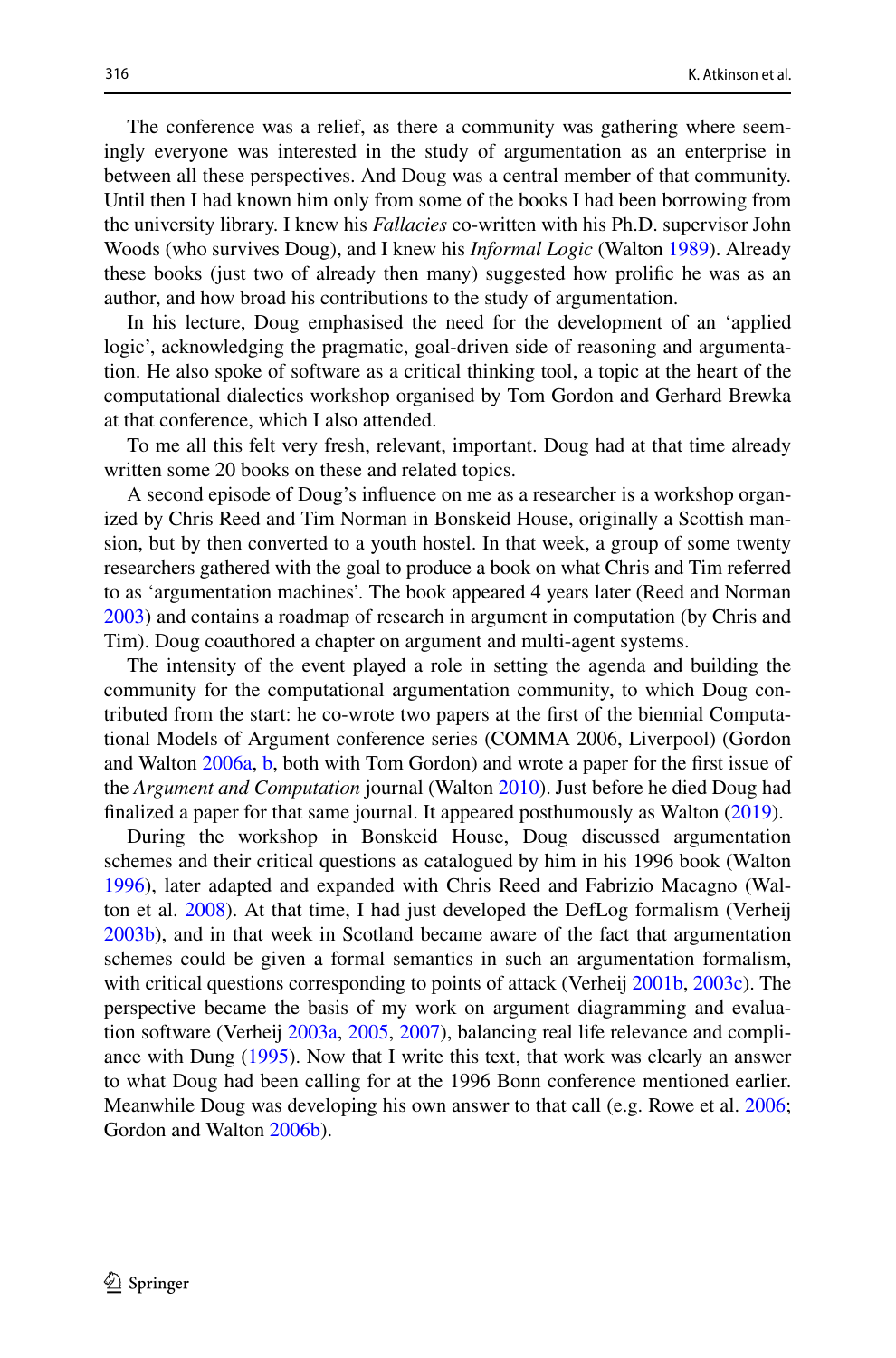The conference was a relief, as there a community was gathering where seemingly everyone was interested in the study of argumentation as an enterprise in between all these perspectives. And Doug was a central member of that community. Until then I had known him only from some of the books I had been borrowing from the university library. I knew his *Fallacies* co-written with his Ph.D. supervisor John Woods (who survives Doug), and I knew his *Informal Logic* (Walton 1989). Already these books (just two of already then many) suggested how prolific he was as an author, and how broad his contributions to the study of argumentation.

In his lecture, Doug emphasised the need for the development of an 'applied logic', acknowledging the pragmatic, goal-driven side of reasoning and argumentation. He also spoke of software as a critical thinking tool, a topic at the heart of the computational dialectics workshop organised by Tom Gordon and Gerhard Brewka at that conference, which I also attended.

To me all this felt very fresh, relevant, important. Doug had at that time already written some 20 books on these and related topics.

A second episode of Doug's influence on me as a researcher is a workshop organized by Chris Reed and Tim Norman in Bonskeid House, originally a Scottish mansion, but by then converted to a youth hostel. In that week, a group of some twenty researchers gathered with the goal to produce a book on what Chris and Tim referred to as 'argumentation machines'. The book appeared 4 years later (Reed and Norman 2003) and contains a roadmap of research in argument in computation (by Chris and Tim). Doug coauthored a chapter on argument and multi-agent systems.

The intensity of the event played a role in setting the agenda and building the community for the computational argumentation community, to which Doug contributed from the start: he co-wrote two papers at the first of the biennial Computational Models of Argument conference series (COMMA 2006, Liverpool) (Gordon and Walton 2006a, b, both with Tom Gordon) and wrote a paper for the first issue of the *Argument and Computation* journal (Walton 2010). Just before he died Doug had finalized a paper for that same journal. It appeared posthumously as Walton (2019).

During the workshop in Bonskeid House, Doug discussed argumentation schemes and their critical questions as catalogued by him in his 1996 book (Walton 1996), later adapted and expanded with Chris Reed and Fabrizio Macagno (Walton et al. 2008). At that time, I had just developed the DefLog formalism (Verheij 2003b), and in that week in Scotland became aware of the fact that argumentation schemes could be given a formal semantics in such an argumentation formalism, with critical questions corresponding to points of attack (Verheij 2001b, 2003c). The perspective became the basis of my work on argument diagramming and evaluation software (Verheij 2003a, 2005, 2007), balancing real life relevance and compliance with Dung (1995). Now that I write this text, that work was clearly an answer to what Doug had been calling for at the 1996 Bonn conference mentioned earlier. Meanwhile Doug was developing his own answer to that call (e.g. Rowe et al. 2006; Gordon and Walton 2006b).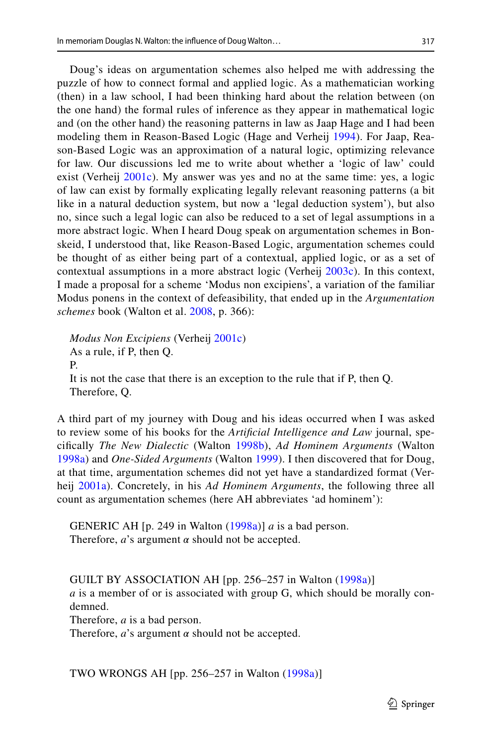Doug's ideas on argumentation schemes also helped me with addressing the puzzle of how to connect formal and applied logic. As a mathematician working (then) in a law school, I had been thinking hard about the relation between (on the one hand) the formal rules of inference as they appear in mathematical logic and (on the other hand) the reasoning patterns in law as Jaap Hage and I had been modeling them in Reason-Based Logic (Hage and Verheij 1994). For Jaap, Reason-Based Logic was an approximation of a natural logic, optimizing relevance for law. Our discussions led me to write about whether a 'logic of law' could exist (Verheij 2001c). My answer was yes and no at the same time: yes, a logic of law can exist by formally explicating legally relevant reasoning patterns (a bit like in a natural deduction system, but now a 'legal deduction system'), but also no, since such a legal logic can also be reduced to a set of legal assumptions in a more abstract logic. When I heard Doug speak on argumentation schemes in Bonskeid, I understood that, like Reason-Based Logic, argumentation schemes could be thought of as either being part of a contextual, applied logic, or as a set of contextual assumptions in a more abstract logic (Verheij 2003c). In this context, I made a proposal for a scheme 'Modus non excipiens', a variation of the familiar Modus ponens in the context of defeasibility, that ended up in the *Argumentation schemes* book (Walton et al. 2008, p. 366):

> *Modus Non Excipiens* (Verheij 2001c)
> As a rule, if P, then Q.
> P.
> It is not the case that there is an exception to the rule that if P, then Q.
> Therefore, Q.

A third part of my journey with Doug and his ideas occurred when I was asked to review some of his books for the *Artificial Intelligence and Law* journal, specifically *The New Dialectic* (Walton 1998b), *Ad Hominem Arguments* (Walton 1998a) and *One-Sided Arguments* (Walton 1999). I then discovered that for Doug, at that time, argumentation schemes did not yet have a standardized format (Verheij 2001a). Concretely, in his *Ad Hominem Arguments*, the following three all count as argumentation schemes (here AH abbreviates 'ad hominem'):

> GENERIC AH [p. 249 in Walton (1998a)] *a* is a bad person.
> Therefore, *a*'s argument $\alpha$ should not be accepted.

> GUILT BY ASSOCIATION AH [pp. 256–257 in Walton (1998a)]
> *a* is a member of or is associated with group G, which should be morally condemned.
> Therefore, *a* is a bad person.
> Therefore, *a*'s argument $\alpha$ should not be accepted.

> TWO WRONGS AH [pp. 256–257 in Walton (1998a)]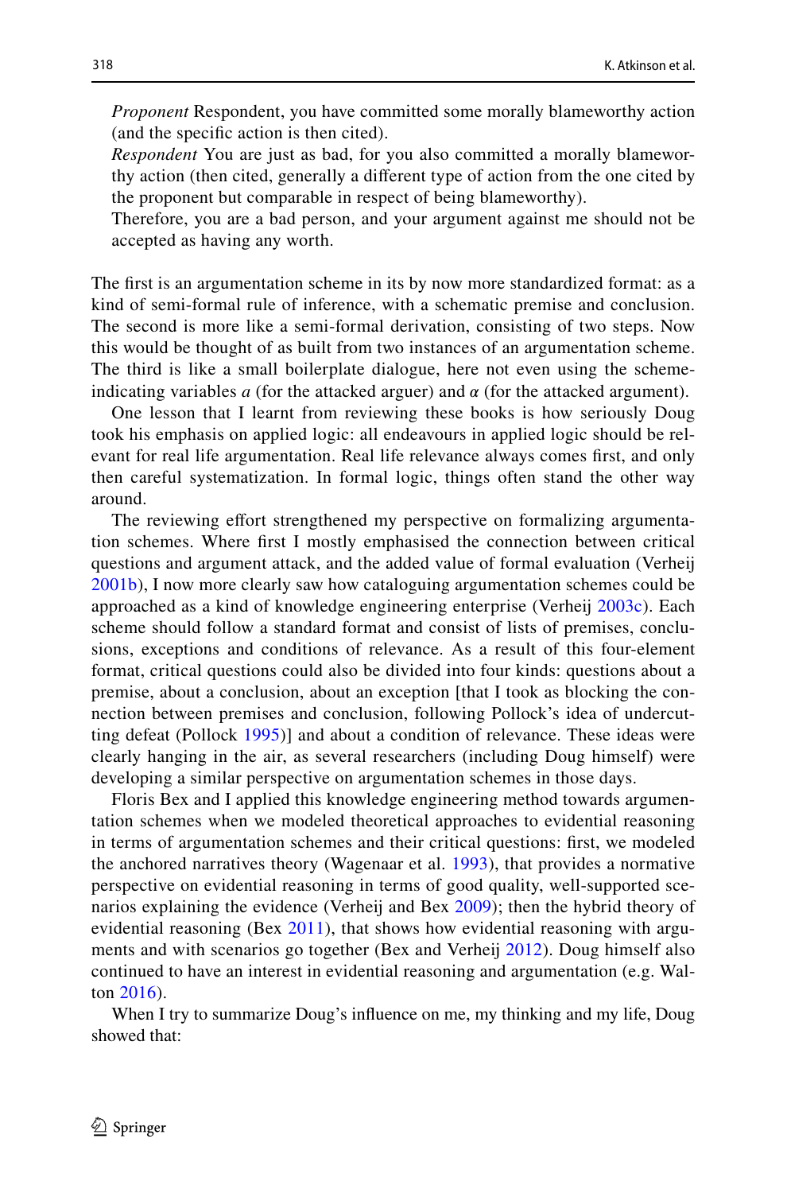*Proponent* Respondent, you have committed some morally blameworthy action (and the specific action is then cited).

*Respondent* You are just as bad, for you also committed a morally blameworthy action (then cited, generally a different type of action from the one cited by the proponent but comparable in respect of being blameworthy).

Therefore, you are a bad person, and your argument against me should not be accepted as having any worth.

The first is an argumentation scheme in its by now more standardized format: as a kind of semi-formal rule of inference, with a schematic premise and conclusion. The second is more like a semi-formal derivation, consisting of two steps. Now this would be thought of as built from two instances of an argumentation scheme. The third is like a small boilerplate dialogue, here not even using the scheme-indicating variables *a* (for the attacked arguer) and $\alpha$ (for the attacked argument).

One lesson that I learnt from reviewing these books is how seriously Doug took his emphasis on applied logic: all endeavours in applied logic should be relevant for real life argumentation. Real life relevance always comes first, and only then careful systematization. In formal logic, things often stand the other way around.

The reviewing effort strengthened my perspective on formalizing argumentation schemes. Where first I mostly emphasised the connection between critical questions and argument attack, and the added value of formal evaluation (Verheij 2001b), I now more clearly saw how cataloguing argumentation schemes could be approached as a kind of knowledge engineering enterprise (Verheij 2003c). Each scheme should follow a standard format and consist of lists of premises, conclusions, exceptions and conditions of relevance. As a result of this four-element format, critical questions could also be divided into four kinds: questions about a premise, about a conclusion, about an exception [that I took as blocking the connection between premises and conclusion, following Pollock's idea of undercutting defeat (Pollock 1995)] and about a condition of relevance. These ideas were clearly hanging in the air, as several researchers (including Doug himself) were developing a similar perspective on argumentation schemes in those days.

Floris Bex and I applied this knowledge engineering method towards argumentation schemes when we modeled theoretical approaches to evidential reasoning in terms of argumentation schemes and their critical questions: first, we modeled the anchored narratives theory (Wagenaar et al. 1993), that provides a normative perspective on evidential reasoning in terms of good quality, well-supported scenarios explaining the evidence (Verheij and Bex 2009); then the hybrid theory of evidential reasoning (Bex 2011), that shows how evidential reasoning with arguments and with scenarios go together (Bex and Verheij 2012). Doug himself also continued to have an interest in evidential reasoning and argumentation (e.g. Walton 2016).

When I try to summarize Doug's influence on me, my thinking and my life, Doug showed that: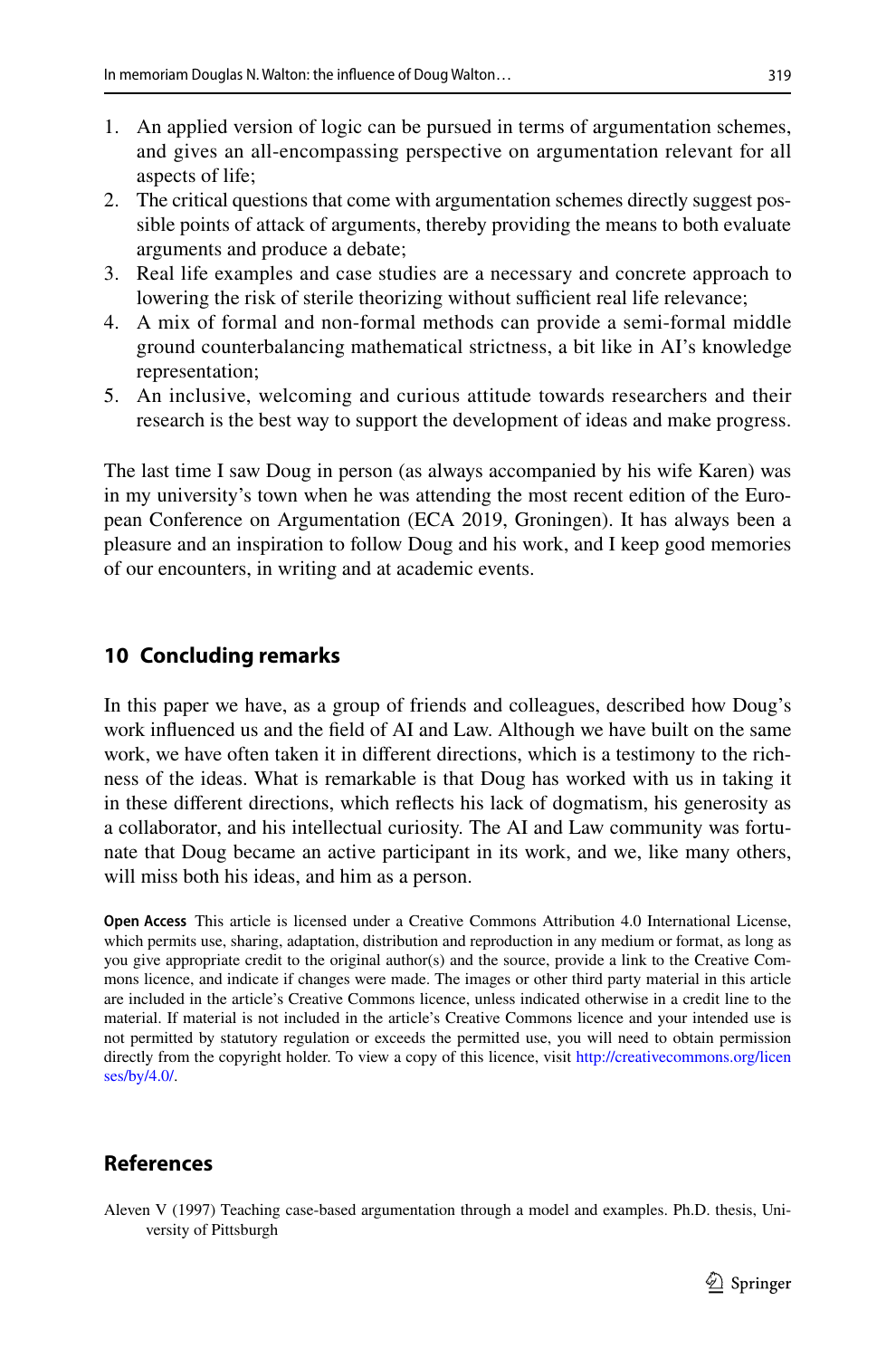1. An applied version of logic can be pursued in terms of argumentation schemes, and gives an all-encompassing perspective on argumentation relevant for all aspects of life;
2. The critical questions that come with argumentation schemes directly suggest possible points of attack of arguments, thereby providing the means to both evaluate arguments and produce a debate;
3. Real life examples and case studies are a necessary and concrete approach to lowering the risk of sterile theorizing without sufficient real life relevance;
4. A mix of formal and non-formal methods can provide a semi-formal middle ground counterbalancing mathematical strictness, a bit like in AI's knowledge representation;
5. An inclusive, welcoming and curious attitude towards researchers and their research is the best way to support the development of ideas and make progress.

The last time I saw Doug in person (as always accompanied by his wife Karen) was in my university's town when he was attending the most recent edition of the European Conference on Argumentation (ECA 2019, Groningen). It has always been a pleasure and an inspiration to follow Doug and his work, and I keep good memories of our encounters, in writing and at academic events.

## 10 Concluding remarks

In this paper we have, as a group of friends and colleagues, described how Doug's work influenced us and the field of AI and Law. Although we have built on the same work, we have often taken it in different directions, which is a testimony to the richness of the ideas. What is remarkable is that Doug has worked with us in taking it in these different directions, which reflects his lack of dogmatism, his generosity as a collaborator, and his intellectual curiosity. The AI and Law community was fortunate that Doug became an active participant in its work, and we, like many others, will miss both his ideas, and him as a person.

**Open Access** This article is licensed under a Creative Commons Attribution 4.0 International License, which permits use, sharing, adaptation, distribution and reproduction in any medium or format, as long as you give appropriate credit to the original author(s) and the source, provide a link to the Creative Commons licence, and indicate if changes were made. The images or other third party material in this article are included in the article's Creative Commons licence, unless indicated otherwise in a credit line to the material. If material is not included in the article's Creative Commons licence and your intended use is not permitted by statutory regulation or exceeds the permitted use, you will need to obtain permission directly from the copyright holder. To view a copy of this licence, visit http://creativecommons.org/licenses/by/4.0/.

## References

Aleven V (1997) Teaching case-based argumentation through a model and examples. Ph.D. thesis, University of Pittsburgh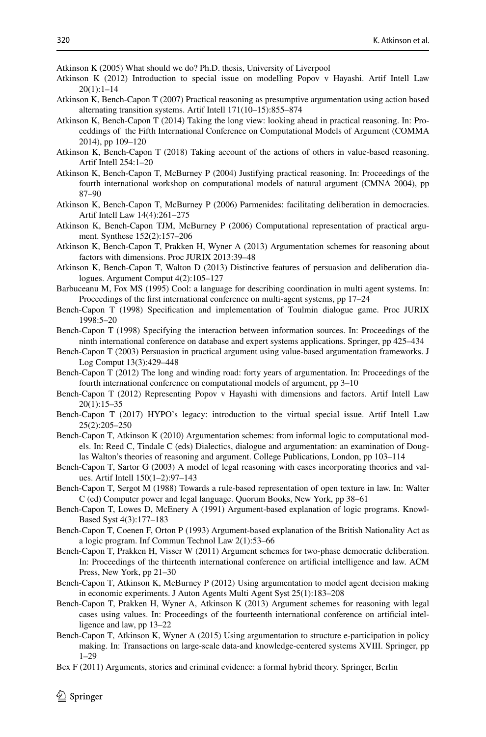Atkinson K (2005) What should we do? Ph.D. thesis, University of Liverpool

Atkinson K (2012) Introduction to special issue on modelling Popov v Hayashi. Artif Intell Law 20(1):1–14

Atkinson K, Bench-Capon T (2007) Practical reasoning as presumptive argumentation using action based alternating transition systems. Artif Intell 171(10–15):855–874

Atkinson K, Bench-Capon T (2014) Taking the long view: looking ahead in practical reasoning. In: Proceddings of the Fifth International Conference on Computational Models of Argument (COMMA 2014), pp 109–120

Atkinson K, Bench-Capon T (2018) Taking account of the actions of others in value-based reasoning. Artif Intell 254:1–20

Atkinson K, Bench-Capon T, McBurney P (2004) Justifying practical reasoning. In: Proceedings of the fourth international workshop on computational models of natural argument (CMNA 2004), pp 87–90

Atkinson K, Bench-Capon T, McBurney P (2006) Parmenides: facilitating deliberation in democracies. Artif Intell Law 14(4):261–275

Atkinson K, Bench-Capon TJM, McBurney P (2006) Computational representation of practical argument. Synthese 152(2):157–206

Atkinson K, Bench-Capon T, Prakken H, Wyner A (2013) Argumentation schemes for reasoning about factors with dimensions. Proc JURIX 2013:39–48

Atkinson K, Bench-Capon T, Walton D (2013) Distinctive features of persuasion and deliberation dialogues. Argument Comput 4(2):105–127

Barbuceanu M, Fox MS (1995) Cool: a language for describing coordination in multi agent systems. In: Proceedings of the first international conference on multi-agent systems, pp 17–24

Bench-Capon T (1998) Specification and implementation of Toulmin dialogue game. Proc JURIX 1998:5–20

Bench-Capon T (1998) Specifying the interaction between information sources. In: Proceedings of the ninth international conference on database and expert systems applications. Springer, pp 425–434

Bench-Capon T (2003) Persuasion in practical argument using value-based argumentation frameworks. J Log Comput 13(3):429–448

Bench-Capon T (2012) The long and winding road: forty years of argumentation. In: Proceedings of the fourth international conference on computational models of argument, pp 3–10

Bench-Capon T (2012) Representing Popov v Hayashi with dimensions and factors. Artif Intell Law 20(1):15–35

Bench-Capon T (2017) HYPO's legacy: introduction to the virtual special issue. Artif Intell Law 25(2):205–250

Bench-Capon T, Atkinson K (2010) Argumentation schemes: from informal logic to computational models. In: Reed C, Tindale C (eds) Dialectics, dialogue and argumentation: an examination of Douglas Walton's theories of reasoning and argument. College Publications, London, pp 103–114

Bench-Capon T, Sartor G (2003) A model of legal reasoning with cases incorporating theories and values. Artif Intell 150(1–2):97–143

Bench-Capon T, Sergot M (1988) Towards a rule-based representation of open texture in law. In: Walter C (ed) Computer power and legal language. Quorum Books, New York, pp 38–61

Bench-Capon T, Lowes D, McEnery A (1991) Argument-based explanation of logic programs. Knowl-Based Syst 4(3):177–183

Bench-Capon T, Coenen F, Orton P (1993) Argument-based explanation of the British Nationality Act as a logic program. Inf Commun Technol Law 2(1):53–66

Bench-Capon T, Prakken H, Visser W (2011) Argument schemes for two-phase democratic deliberation. In: Proceedings of the thirteenth international conference on artificial intelligence and law. ACM Press, New York, pp 21–30

Bench-Capon T, Atkinson K, McBurney P (2012) Using argumentation to model agent decision making in economic experiments. J Auton Agents Multi Agent Syst 25(1):183–208

Bench-Capon T, Prakken H, Wyner A, Atkinson K (2013) Argument schemes for reasoning with legal cases using values. In: Proceedings of the fourteenth international conference on artificial intelligence and law, pp 13–22

Bench-Capon T, Atkinson K, Wyner A (2015) Using argumentation to structure e-participation in policy making. In: Transactions on large-scale data-and knowledge-centered systems XVIII. Springer, pp 1–29

Bex F (2011) Arguments, stories and criminal evidence: a formal hybrid theory. Springer, Berlin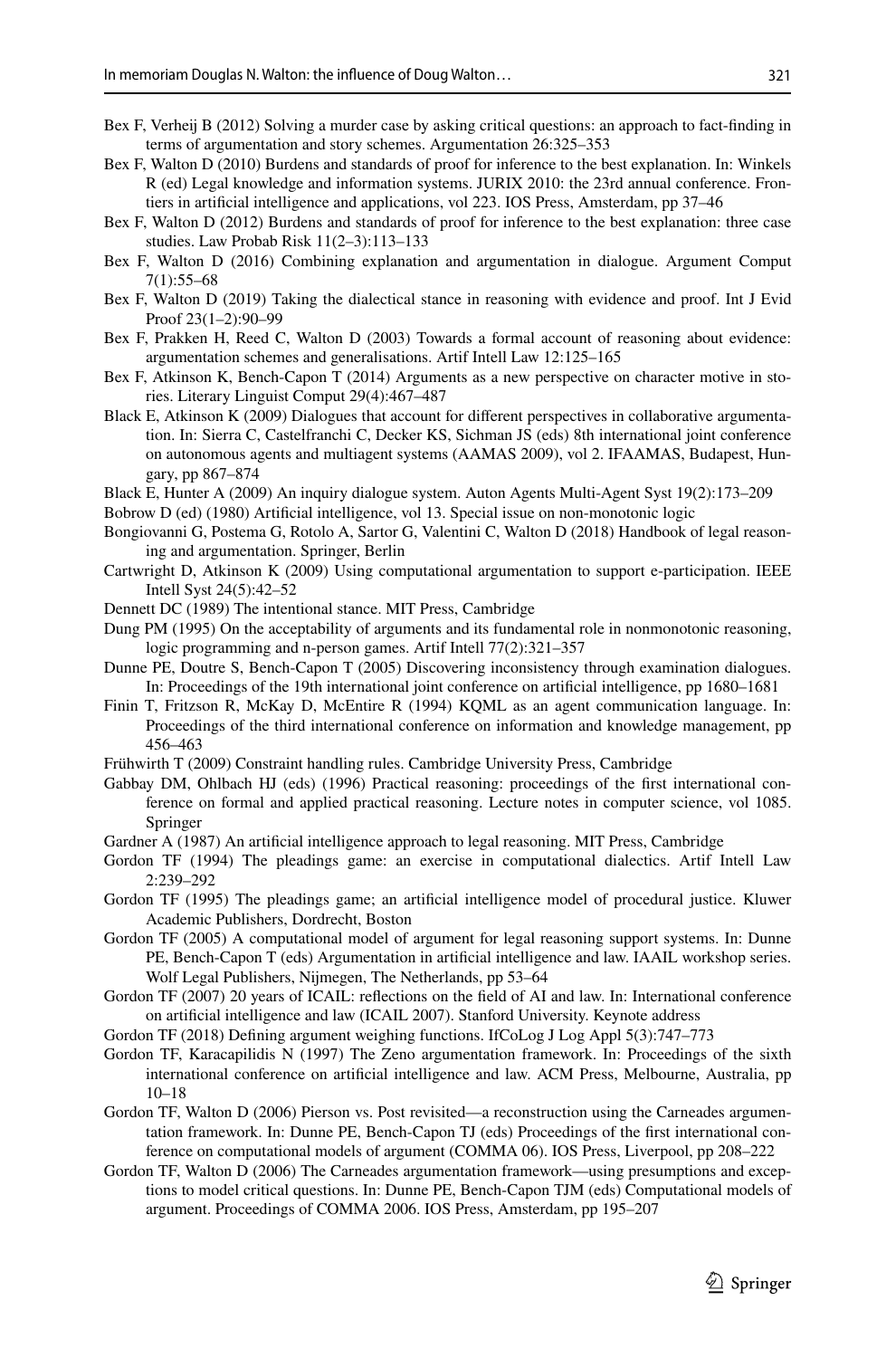Bex F, Verheij B (2012) Solving a murder case by asking critical questions: an approach to fact-finding in terms of argumentation and story schemes. Argumentation 26:325–353

Bex F, Walton D (2010) Burdens and standards of proof for inference to the best explanation. In: Winkels R (ed) Legal knowledge and information systems. JURIX 2010: the 23rd annual conference. Frontiers in artificial intelligence and applications, vol 223. IOS Press, Amsterdam, pp 37–46

Bex F, Walton D (2012) Burdens and standards of proof for inference to the best explanation: three case studies. Law Probab Risk 11(2–3):113–133

Bex F, Walton D (2016) Combining explanation and argumentation in dialogue. Argument Comput 7(1):55–68

Bex F, Walton D (2019) Taking the dialectical stance in reasoning with evidence and proof. Int J Evid Proof 23(1–2):90–99

Bex F, Prakken H, Reed C, Walton D (2003) Towards a formal account of reasoning about evidence: argumentation schemes and generalisations. Artif Intell Law 12:125–165

Bex F, Atkinson K, Bench-Capon T (2014) Arguments as a new perspective on character motive in stories. Literary Linguist Comput 29(4):467–487

Black E, Atkinson K (2009) Dialogues that account for different perspectives in collaborative argumentation. In: Sierra C, Castelfranchi C, Decker KS, Sichman JS (eds) 8th international joint conference on autonomous agents and multiagent systems (AAMAS 2009), vol 2. IFAAMAS, Budapest, Hungary, pp 867–874

Black E, Hunter A (2009) An inquiry dialogue system. Auton Agents Multi-Agent Syst 19(2):173–209

Bobrow D (ed) (1980) Artificial intelligence, vol 13. Special issue on non-monotonic logic

Bongiovanni G, Postema G, Rotolo A, Sartor G, Valentini C, Walton D (2018) Handbook of legal reasoning and argumentation. Springer, Berlin

Cartwright D, Atkinson K (2009) Using computational argumentation to support e-participation. IEEE Intell Syst 24(5):42–52

Dennett DC (1989) The intentional stance. MIT Press, Cambridge

Dung PM (1995) On the acceptability of arguments and its fundamental role in nonmonotonic reasoning, logic programming and n-person games. Artif Intell 77(2):321–357

Dunne PE, Doutre S, Bench-Capon T (2005) Discovering inconsistency through examination dialogues. In: Proceedings of the 19th international joint conference on artificial intelligence, pp 1680–1681

Finin T, Fritzson R, McKay D, McEntire R (1994) KQML as an agent communication language. In: Proceedings of the third international conference on information and knowledge management, pp 456–463

Frühwirth T (2009) Constraint handling rules. Cambridge University Press, Cambridge

Gabbay DM, Ohlbach HJ (eds) (1996) Practical reasoning: proceedings of the first international conference on formal and applied practical reasoning. Lecture notes in computer science, vol 1085. Springer

Gardner A (1987) An artificial intelligence approach to legal reasoning. MIT Press, Cambridge

Gordon TF (1994) The pleadings game: an exercise in computational dialectics. Artif Intell Law 2:239–292

Gordon TF (1995) The pleadings game; an artificial intelligence model of procedural justice. Kluwer Academic Publishers, Dordrecht, Boston

Gordon TF (2005) A computational model of argument for legal reasoning support systems. In: Dunne PE, Bench-Capon T (eds) Argumentation in artificial intelligence and law. IAAIL workshop series. Wolf Legal Publishers, Nijmegen, The Netherlands, pp 53–64

Gordon TF (2007) 20 years of ICAIL: reflections on the field of AI and law. In: International conference on artificial intelligence and law (ICAIL 2007). Stanford University. Keynote address

Gordon TF (2018) Defining argument weighing functions. IfCoLog J Log Appl 5(3):747–773

Gordon TF, Karacapilidis N (1997) The Zeno argumentation framework. In: Proceedings of the sixth international conference on artificial intelligence and law. ACM Press, Melbourne, Australia, pp 10–18

Gordon TF, Walton D (2006) Pierson vs. Post revisited—a reconstruction using the Carneades argumentation framework. In: Dunne PE, Bench-Capon TJ (eds) Proceedings of the first international conference on computational models of argument (COMMA 06). IOS Press, Liverpool, pp 208–222

Gordon TF, Walton D (2006) The Carneades argumentation framework—using presumptions and exceptions to model critical questions. In: Dunne PE, Bench-Capon TJM (eds) Computational models of argument. Proceedings of COMMA 2006. IOS Press, Amsterdam, pp 195–207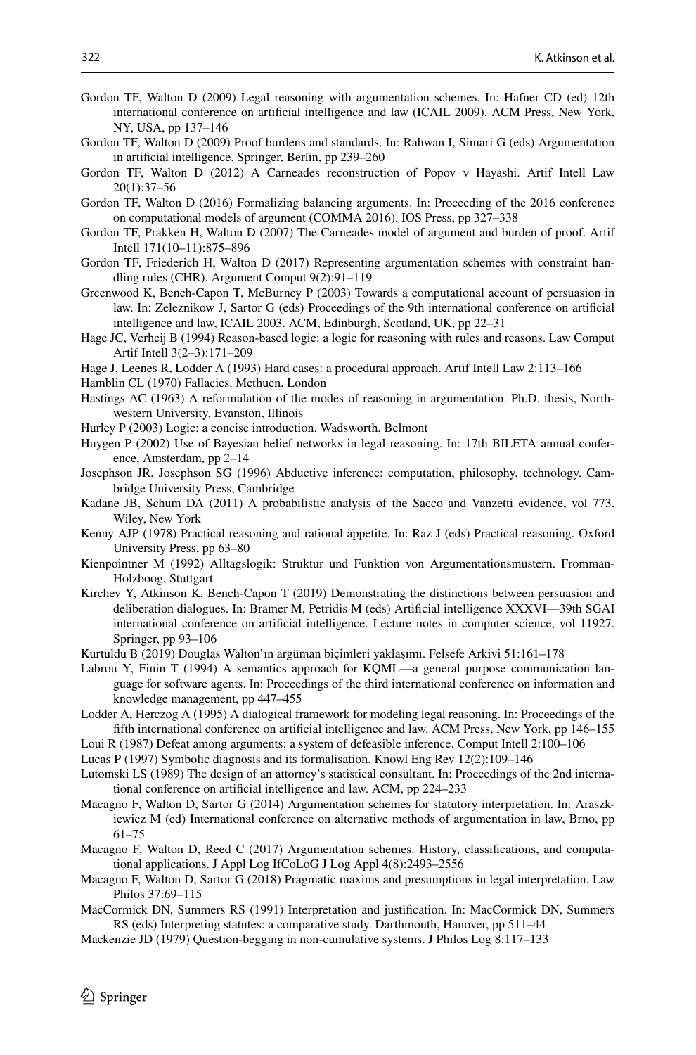Gordon TF, Walton D (2009) Legal reasoning with argumentation schemes. In: Hafner CD (ed) 12th international conference on artificial intelligence and law (ICAIL 2009). ACM Press, New York, NY, USA, pp 137–146

Gordon TF, Walton D (2009) Proof burdens and standards. In: Rahwan I, Simari G (eds) Argumentation in artificial intelligence. Springer, Berlin, pp 239–260

Gordon TF, Walton D (2012) A Carneades reconstruction of Popov v Hayashi. Artif Intell Law 20(1):37–56

Gordon TF, Walton D (2016) Formalizing balancing arguments. In: Proceeding of the 2016 conference on computational models of argument (COMMA 2016). IOS Press, pp 327–338

Gordon TF, Prakken H, Walton D (2007) The Carneades model of argument and burden of proof. Artif Intell 171(10–11):875–896

Gordon TF, Friederich H, Walton D (2017) Representing argumentation schemes with constraint handling rules (CHR). Argument Comput 9(2):91–119

Greenwood K, Bench-Capon T, McBurney P (2003) Towards a computational account of persuasion in law. In: Zeleznikow J, Sartor G (eds) Proceedings of the 9th international conference on artificial intelligence and law, ICAIL 2003. ACM, Edinburgh, Scotland, UK, pp 22–31

Hage JC, Verheij B (1994) Reason-based logic: a logic for reasoning with rules and reasons. Law Comput Artif Intell 3(2–3):171–209

Hage J, Leenes R, Lodder A (1993) Hard cases: a procedural approach. Artif Intell Law 2:113–166

Hamblin CL (1970) Fallacies. Methuen, London

Hastings AC (1963) A reformulation of the modes of reasoning in argumentation. Ph.D. thesis, Northwestern University, Evanston, Illinois

Hurley P (2003) Logic: a concise introduction. Wadsworth, Belmont

Huygen P (2002) Use of Bayesian belief networks in legal reasoning. In: 17th BILETA annual conference, Amsterdam, pp 2–14

Josephson JR, Josephson SG (1996) Abductive inference: computation, philosophy, technology. Cambridge University Press, Cambridge

Kadane JB, Schum DA (2011) A probabilistic analysis of the Sacco and Vanzetti evidence, vol 773. Wiley, New York

Kenny AJP (1978) Practical reasoning and rational appetite. In: Raz J (eds) Practical reasoning. Oxford University Press, pp 63–80

Kienpointner M (1992) Alltagslogik: Struktur und Funktion von Argumentationsmustern. Fromman-Holzboog, Stuttgart

Kirchev Y, Atkinson K, Bench-Capon T (2019) Demonstrating the distinctions between persuasion and deliberation dialogues. In: Bramer M, Petridis M (eds) Artificial intelligence XXXVI—39th SGAI international conference on artificial intelligence. Lecture notes in computer science, vol 11927. Springer, pp 93–106

Kurtuldu B (2019) Douglas Walton'ın argüman biçimleri yaklaşımı. Felsefe Arkivi 51:161–178

Labrou Y, Finin T (1994) A semantics approach for KQML—a general purpose communication language for software agents. In: Proceedings of the third international conference on information and knowledge management, pp 447–455

Lodder A, Herczog A (1995) A dialogical framework for modeling legal reasoning. In: Proceedings of the fifth international conference on artificial intelligence and law. ACM Press, New York, pp 146–155

Loui R (1987) Defeat among arguments: a system of defeasible inference. Comput Intell 2:100–106

Lucas P (1997) Symbolic diagnosis and its formalisation. Knowl Eng Rev 12(2):109–146

Lutomski LS (1989) The design of an attorney's statistical consultant. In: Proceedings of the 2nd international conference on artificial intelligence and law. ACM, pp 224–233

Macagno F, Walton D, Sartor G (2014) Argumentation schemes for statutory interpretation. In: Araszkiewicz M (ed) International conference on alternative methods of argumentation in law, Brno, pp 61–75

Macagno F, Walton D, Reed C (2017) Argumentation schemes. History, classifications, and computational applications. J Appl Log IfCoLoG J Log Appl 4(8):2493–2556

Macagno F, Walton D, Sartor G (2018) Pragmatic maxims and presumptions in legal interpretation. Law Philos 37:69–115

MacCormick DN, Summers RS (1991) Interpretation and justification. In: MacCormick DN, Summers RS (eds) Interpreting statutes: a comparative study. Darthmouth, Hanover, pp 511–44

Mackenzie JD (1979) Question-begging in non-cumulative systems. J Philos Log 8:117–133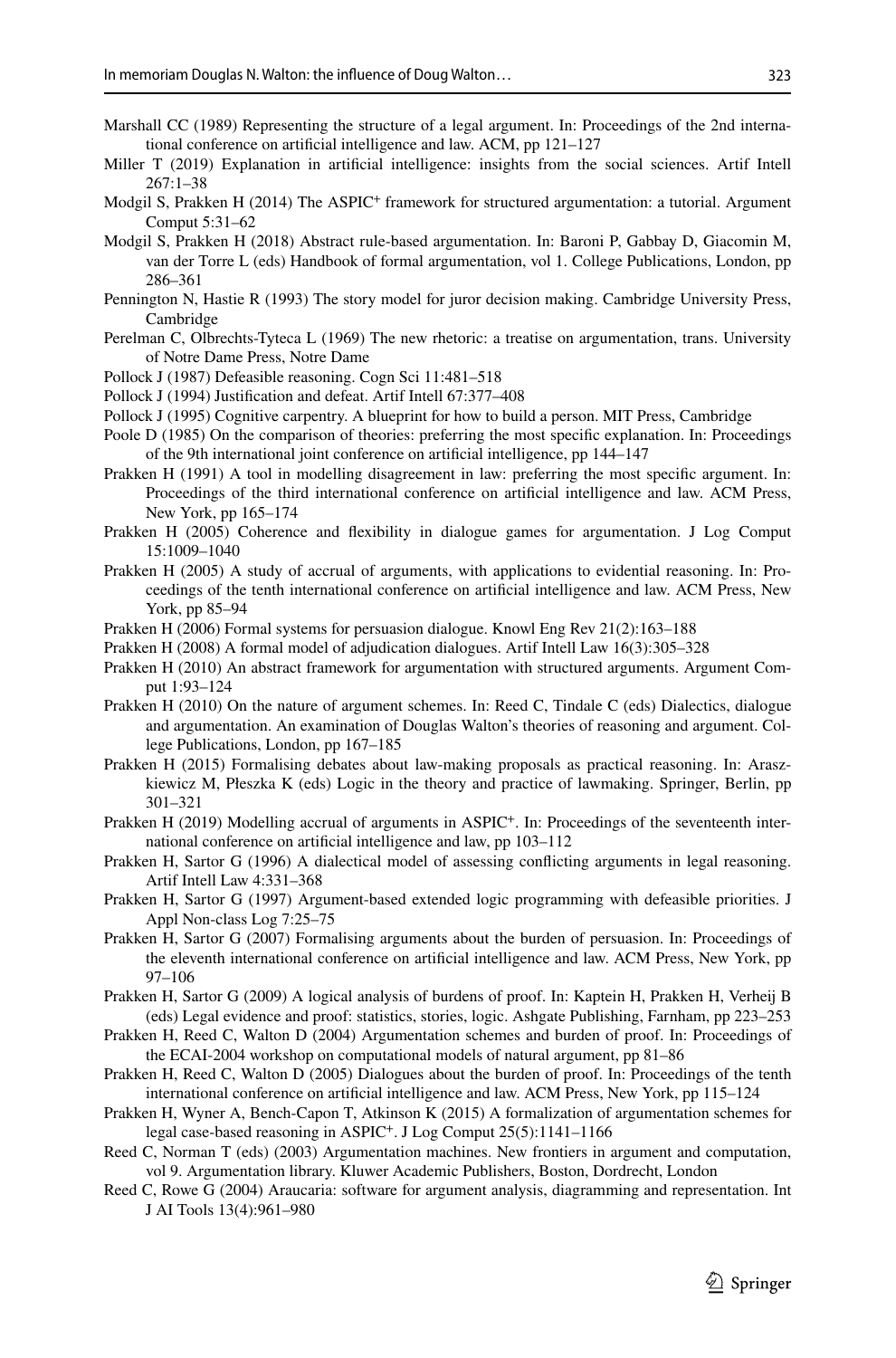Marshall CC (1989) Representing the structure of a legal argument. In: Proceedings of the 2nd international conference on artificial intelligence and law. ACM, pp 121–127

Miller T (2019) Explanation in artificial intelligence: insights from the social sciences. Artif Intell 267:1–38

Modgil S, Prakken H (2014) The ASPIC+ framework for structured argumentation: a tutorial. Argument Comput 5:31–62

Modgil S, Prakken H (2018) Abstract rule-based argumentation. In: Baroni P, Gabbay D, Giacomin M, van der Torre L (eds) Handbook of formal argumentation, vol 1. College Publications, London, pp 286–361

Pennington N, Hastie R (1993) The story model for juror decision making. Cambridge University Press, Cambridge

Perelman C, Olbrechts-Tyteca L (1969) The new rhetoric: a treatise on argumentation, trans. University of Notre Dame Press, Notre Dame

Pollock J (1987) Defeasible reasoning. Cogn Sci 11:481–518

Pollock J (1994) Justification and defeat. Artif Intell 67:377–408

Pollock J (1995) Cognitive carpentry. A blueprint for how to build a person. MIT Press, Cambridge

Poole D (1985) On the comparison of theories: preferring the most specific explanation. In: Proceedings of the 9th international joint conference on artificial intelligence, pp 144–147

Prakken H (1991) A tool in modelling disagreement in law: preferring the most specific argument. In: Proceedings of the third international conference on artificial intelligence and law. ACM Press, New York, pp 165–174

Prakken H (2005) Coherence and flexibility in dialogue games for argumentation. J Log Comput 15:1009–1040

Prakken H (2005) A study of accrual of arguments, with applications to evidential reasoning. In: Proceedings of the tenth international conference on artificial intelligence and law. ACM Press, New York, pp 85–94

Prakken H (2006) Formal systems for persuasion dialogue. Knowl Eng Rev 21(2):163–188

Prakken H (2008) A formal model of adjudication dialogues. Artif Intell Law 16(3):305–328

Prakken H (2010) An abstract framework for argumentation with structured arguments. Argument Comput 1:93–124

Prakken H (2010) On the nature of argument schemes. In: Reed C, Tindale C (eds) Dialectics, dialogue and argumentation. An examination of Douglas Walton's theories of reasoning and argument. College Publications, London, pp 167–185

Prakken H (2015) Formalising debates about law-making proposals as practical reasoning. In: Araszkiewicz M, Płeszka K (eds) Logic in the theory and practice of lawmaking. Springer, Berlin, pp 301–321

Prakken H (2019) Modelling accrual of arguments in ASPIC+. In: Proceedings of the seventeenth international conference on artificial intelligence and law, pp 103–112

Prakken H, Sartor G (1996) A dialectical model of assessing conflicting arguments in legal reasoning. Artif Intell Law 4:331–368

Prakken H, Sartor G (1997) Argument-based extended logic programming with defeasible priorities. J Appl Non-class Log 7:25–75

Prakken H, Sartor G (2007) Formalising arguments about the burden of persuasion. In: Proceedings of the eleventh international conference on artificial intelligence and law. ACM Press, New York, pp 97–106

Prakken H, Sartor G (2009) A logical analysis of burdens of proof. In: Kaptein H, Prakken H, Verheij B (eds) Legal evidence and proof: statistics, stories, logic. Ashgate Publishing, Farnham, pp 223–253

Prakken H, Reed C, Walton D (2004) Argumentation schemes and burden of proof. In: Proceedings of the ECAI-2004 workshop on computational models of natural argument, pp 81–86

Prakken H, Reed C, Walton D (2005) Dialogues about the burden of proof. In: Proceedings of the tenth international conference on artificial intelligence and law. ACM Press, New York, pp 115–124

Prakken H, Wyner A, Bench-Capon T, Atkinson K (2015) A formalization of argumentation schemes for legal case-based reasoning in ASPIC+. J Log Comput 25(5):1141–1166

Reed C, Norman T (eds) (2003) Argumentation machines. New frontiers in argument and computation, vol 9. Argumentation library. Kluwer Academic Publishers, Boston, Dordrecht, London

Reed C, Rowe G (2004) Araucaria: software for argument analysis, diagramming and representation. Int J AI Tools 13(4):961–980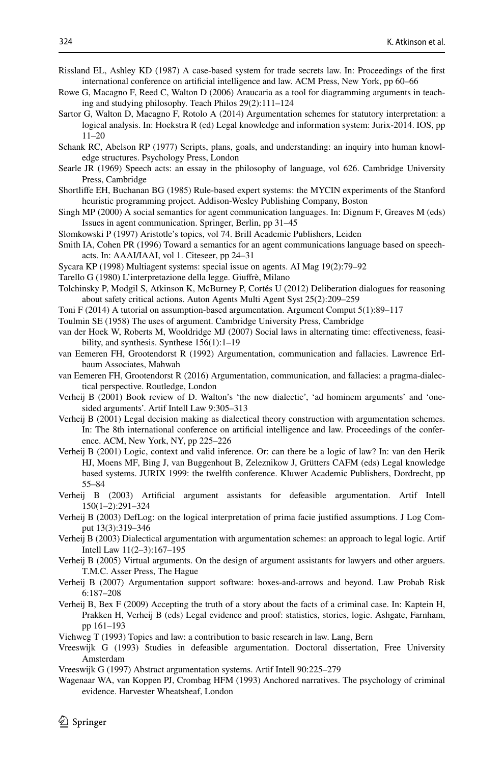Rissland EL, Ashley KD (1987) A case-based system for trade secrets law. In: Proceedings of the first international conference on artificial intelligence and law. ACM Press, New York, pp 60–66

Rowe G, Macagno F, Reed C, Walton D (2006) Araucaria as a tool for diagramming arguments in teaching and studying philosophy. Teach Philos 29(2):111–124

Sartor G, Walton D, Macagno F, Rotolo A (2014) Argumentation schemes for statutory interpretation: a logical analysis. In: Hoekstra R (ed) Legal knowledge and information system: Jurix-2014. IOS, pp 11–20

Schank RC, Abelson RP (1977) Scripts, plans, goals, and understanding: an inquiry into human knowledge structures. Psychology Press, London

Searle JR (1969) Speech acts: an essay in the philosophy of language, vol 626. Cambridge University Press, Cambridge

Shortliffe EH, Buchanan BG (1985) Rule-based expert systems: the MYCIN experiments of the Stanford heuristic programming project. Addison-Wesley Publishing Company, Boston

Singh MP (2000) A social semantics for agent communication languages. In: Dignum F, Greaves M (eds) Issues in agent communication. Springer, Berlin, pp 31–45

Slomkowski P (1997) Aristotle's topics, vol 74. Brill Academic Publishers, Leiden

Smith IA, Cohen PR (1996) Toward a semantics for an agent communications language based on speech-acts. In: AAAI/IAAI, vol 1. Citeseer, pp 24–31

Sycara KP (1998) Multiagent systems: special issue on agents. AI Mag 19(2):79–92

Tarello G (1980) L'interpretazione della legge. Giuffrè, Milano

Tolchinsky P, Modgil S, Atkinson K, McBurney P, Cortés U (2012) Deliberation dialogues for reasoning about safety critical actions. Auton Agents Multi Agent Syst 25(2):209–259

Toni F (2014) A tutorial on assumption-based argumentation. Argument Comput 5(1):89–117

Toulmin SE (1958) The uses of argument. Cambridge University Press, Cambridge

van der Hoek W, Roberts M, Wooldridge MJ (2007) Social laws in alternating time: effectiveness, feasibility, and synthesis. Synthese 156(1):1–19

van Eemeren FH, Grootendorst R (1992) Argumentation, communication and fallacies. Lawrence Erlbaum Associates, Mahwah

van Eemeren FH, Grootendorst R (2016) Argumentation, communication, and fallacies: a pragma-dialectical perspective. Routledge, London

Verheij B (2001) Book review of D. Walton's 'the new dialectic', 'ad hominem arguments' and 'one-sided arguments'. Artif Intell Law 9:305–313

Verheij B (2001) Legal decision making as dialectical theory construction with argumentation schemes. In: The 8th international conference on artificial intelligence and law. Proceedings of the conference. ACM, New York, NY, pp 225–226

Verheij B (2001) Logic, context and valid inference. Or: can there be a logic of law? In: van den Herik HJ, Moens MF, Bing J, van Buggenhout B, Zeleznikow J, Grütters CAFM (eds) Legal knowledge based systems. JURIX 1999: the twelfth conference. Kluwer Academic Publishers, Dordrecht, pp 55–84

Verheij B (2003) Artificial argument assistants for defeasible argumentation. Artif Intell 150(1–2):291–324

Verheij B (2003) DefLog: on the logical interpretation of prima facie justified assumptions. J Log Comput 13(3):319–346

Verheij B (2003) Dialectical argumentation with argumentation schemes: an approach to legal logic. Artif Intell Law 11(2–3):167–195

Verheij B (2005) Virtual arguments. On the design of argument assistants for lawyers and other arguers. T.M.C. Asser Press, The Hague

Verheij B (2007) Argumentation support software: boxes-and-arrows and beyond. Law Probab Risk 6:187–208

Verheij B, Bex F (2009) Accepting the truth of a story about the facts of a criminal case. In: Kaptein H, Prakken H, Verheij B (eds) Legal evidence and proof: statistics, stories, logic. Ashgate, Farnham, pp 161–193

Viehweg T (1993) Topics and law: a contribution to basic research in law. Lang, Bern

Vreeswijk G (1993) Studies in defeasible argumentation. Doctoral dissertation, Free University Amsterdam

Vreeswijk G (1997) Abstract argumentation systems. Artif Intell 90:225–279

Wagenaar WA, van Koppen PJ, Crombag HFM (1993) Anchored narratives. The psychology of criminal evidence. Harvester Wheatsheaf, London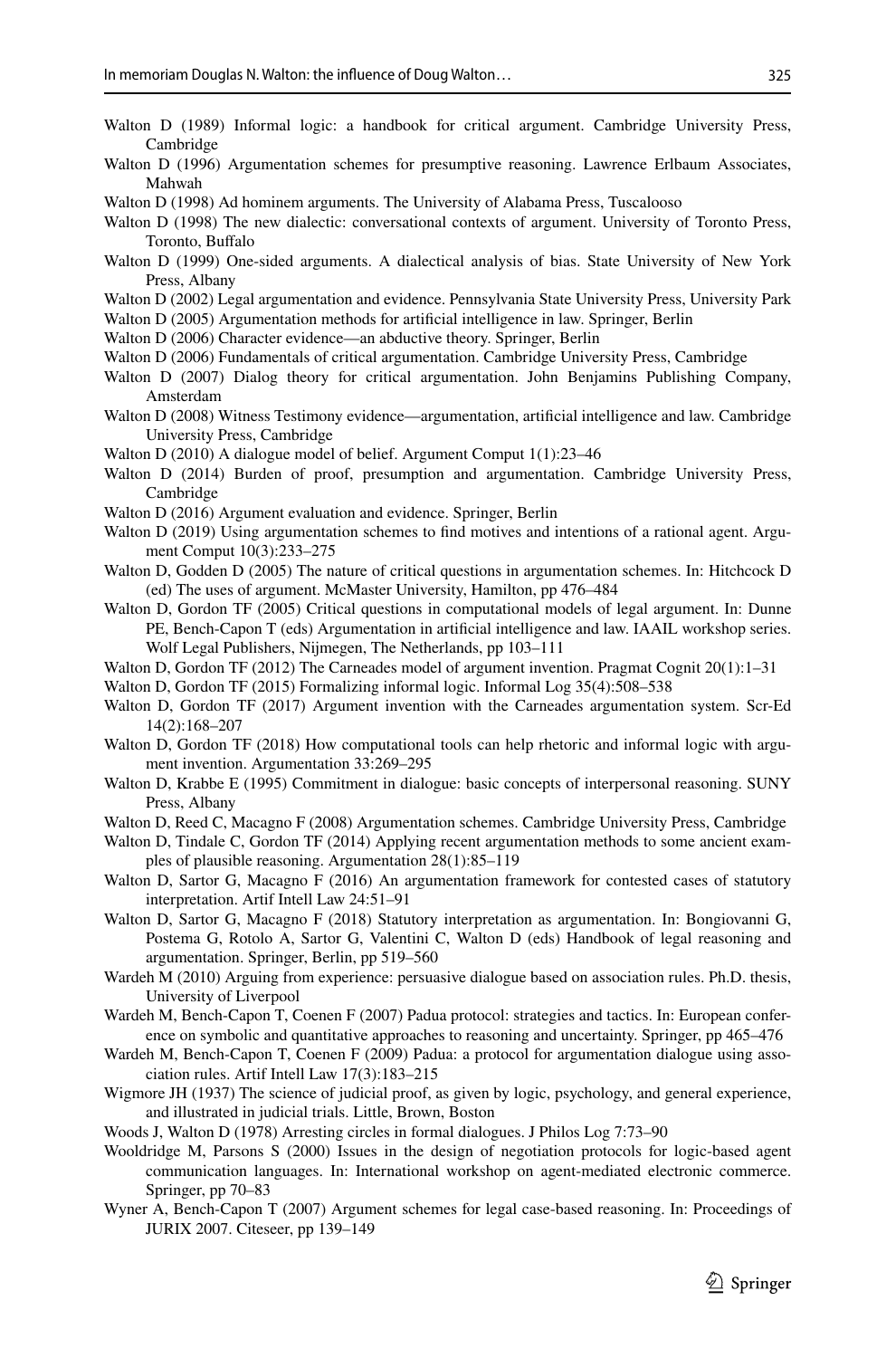Walton D (1989) Informal logic: a handbook for critical argument. Cambridge University Press, Cambridge

Walton D (1996) Argumentation schemes for presumptive reasoning. Lawrence Erlbaum Associates, Mahwah

Walton D (1998) Ad hominem arguments. The University of Alabama Press, Tuscalooso

Walton D (1998) The new dialectic: conversational contexts of argument. University of Toronto Press, Toronto, Buffalo

Walton D (1999) One-sided arguments. A dialectical analysis of bias. State University of New York Press, Albany

Walton D (2002) Legal argumentation and evidence. Pennsylvania State University Press, University Park

Walton D (2005) Argumentation methods for artificial intelligence in law. Springer, Berlin

Walton D (2006) Character evidence—an abductive theory. Springer, Berlin

Walton D (2006) Fundamentals of critical argumentation. Cambridge University Press, Cambridge

Walton D (2007) Dialog theory for critical argumentation. John Benjamins Publishing Company, Amsterdam

Walton D (2008) Witness Testimony evidence—argumentation, artificial intelligence and law. Cambridge University Press, Cambridge

Walton D (2010) A dialogue model of belief. Argument Comput 1(1):23–46

Walton D (2014) Burden of proof, presumption and argumentation. Cambridge University Press, Cambridge

Walton D (2016) Argument evaluation and evidence. Springer, Berlin

Walton D (2019) Using argumentation schemes to find motives and intentions of a rational agent. Argument Comput 10(3):233–275

Walton D, Godden D (2005) The nature of critical questions in argumentation schemes. In: Hitchcock D (ed) The uses of argument. McMaster University, Hamilton, pp 476–484

Walton D, Gordon TF (2005) Critical questions in computational models of legal argument. In: Dunne PE, Bench-Capon T (eds) Argumentation in artificial intelligence and law. IAAIL workshop series. Wolf Legal Publishers, Nijmegen, The Netherlands, pp 103–111

Walton D, Gordon TF (2012) The Carneades model of argument invention. Pragmat Cognit 20(1):1–31

Walton D, Gordon TF (2015) Formalizing informal logic. Informal Log 35(4):508–538

Walton D, Gordon TF (2017) Argument invention with the Carneades argumentation system. Scr-Ed 14(2):168–207

Walton D, Gordon TF (2018) How computational tools can help rhetoric and informal logic with argument invention. Argumentation 33:269–295

Walton D, Krabbe E (1995) Commitment in dialogue: basic concepts of interpersonal reasoning. SUNY Press, Albany

Walton D, Reed C, Macagno F (2008) Argumentation schemes. Cambridge University Press, Cambridge

Walton D, Tindale C, Gordon TF (2014) Applying recent argumentation methods to some ancient examples of plausible reasoning. Argumentation 28(1):85–119

Walton D, Sartor G, Macagno F (2016) An argumentation framework for contested cases of statutory interpretation. Artif Intell Law 24:51–91

Walton D, Sartor G, Macagno F (2018) Statutory interpretation as argumentation. In: Bongiovanni G, Postema G, Rotolo A, Sartor G, Valentini C, Walton D (eds) Handbook of legal reasoning and argumentation. Springer, Berlin, pp 519–560

Wardeh M (2010) Arguing from experience: persuasive dialogue based on association rules. Ph.D. thesis, University of Liverpool

Wardeh M, Bench-Capon T, Coenen F (2007) Padua protocol: strategies and tactics. In: European conference on symbolic and quantitative approaches to reasoning and uncertainty. Springer, pp 465–476

Wardeh M, Bench-Capon T, Coenen F (2009) Padua: a protocol for argumentation dialogue using association rules. Artif Intell Law 17(3):183–215

Wigmore JH (1937) The science of judicial proof, as given by logic, psychology, and general experience, and illustrated in judicial trials. Little, Brown, Boston

Woods J, Walton D (1978) Arresting circles in formal dialogues. J Philos Log 7:73–90

Wooldridge M, Parsons S (2000) Issues in the design of negotiation protocols for logic-based agent communication languages. In: International workshop on agent-mediated electronic commerce. Springer, pp 70–83

Wyner A, Bench-Capon T (2007) Argument schemes for legal case-based reasoning. In: Proceedings of JURIX 2007. Citeseer, pp 139–149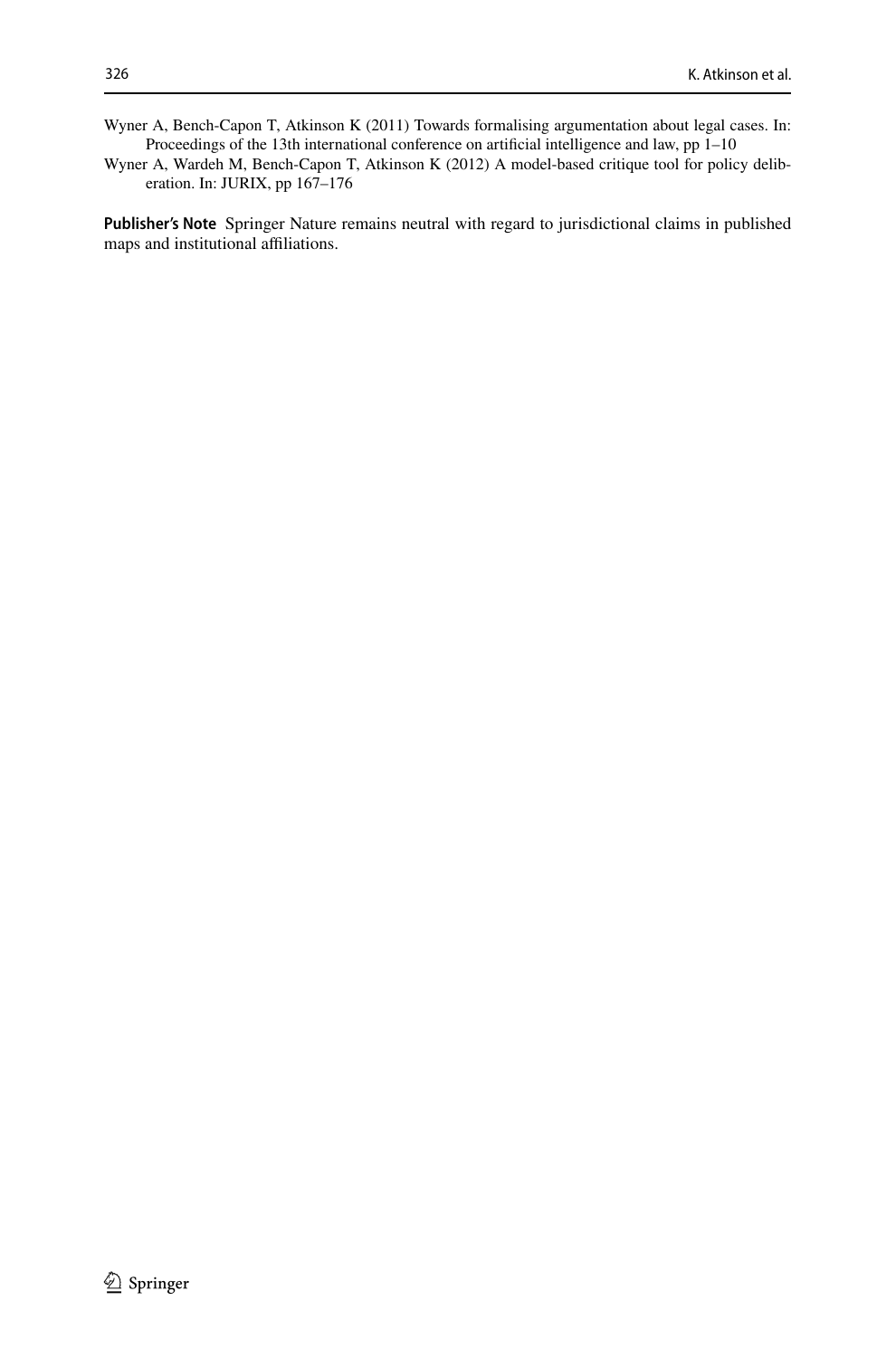Wyner A, Bench-Capon T, Atkinson K (2011) Towards formalising argumentation about legal cases. In: Proceedings of the 13th international conference on artificial intelligence and law, pp 1–10

Wyner A, Wardeh M, Bench-Capon T, Atkinson K (2012) A model-based critique tool for policy deliberation. In: JURIX, pp 167–176

**Publisher's Note** Springer Nature remains neutral with regard to jurisdictional claims in published maps and institutional affiliations.